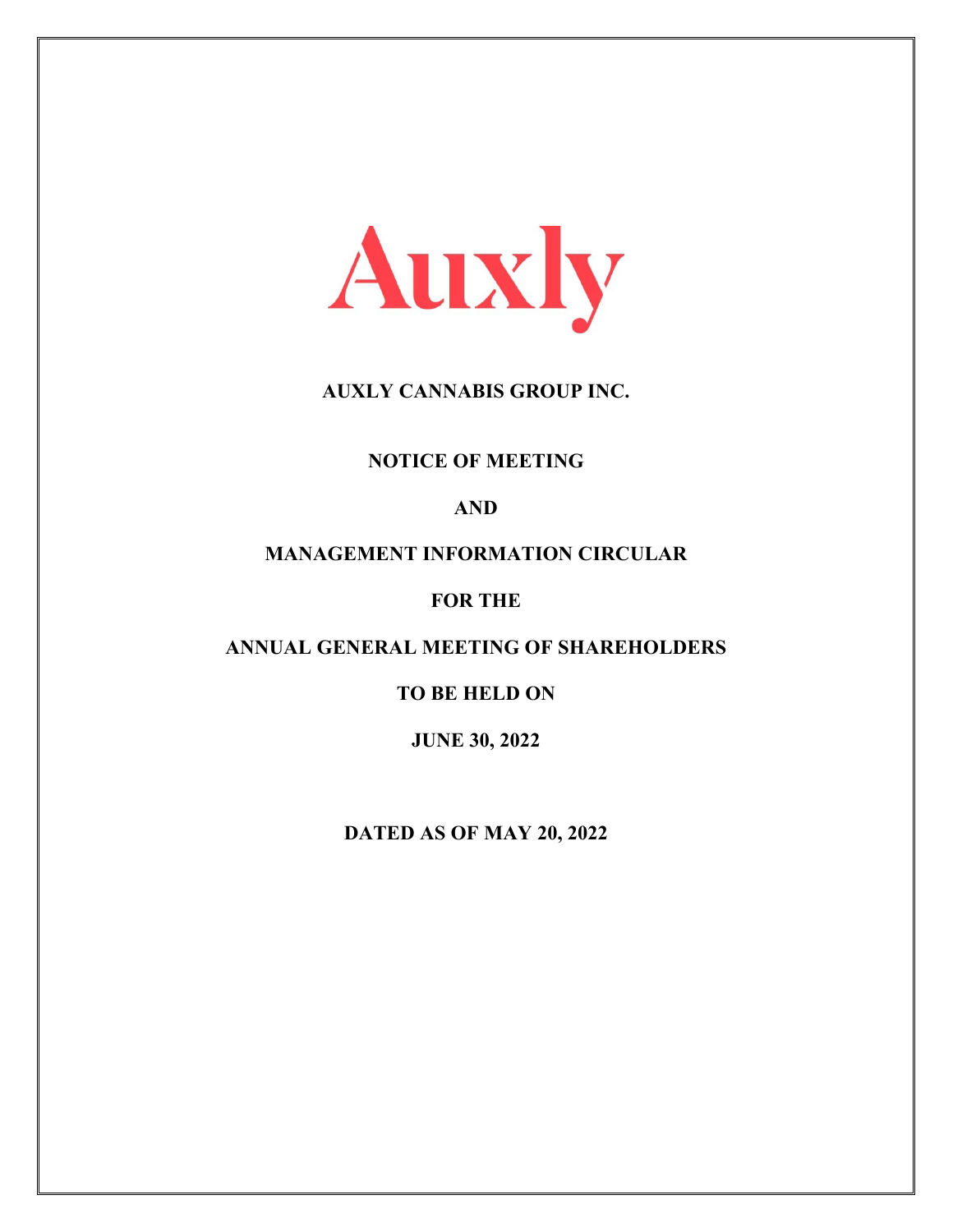Auxly

**AUXLY CANNABIS GROUP INC.**

**NOTICE OF MEETING**

**AND**

**MANAGEMENT INFORMATION CIRCULAR**

**FOR THE**

**ANNUAL GENERAL MEETING OF SHAREHOLDERS**

**TO BE HELD ON**

**JUNE 30, 2022**

**DATED AS OF MAY 20, 2022**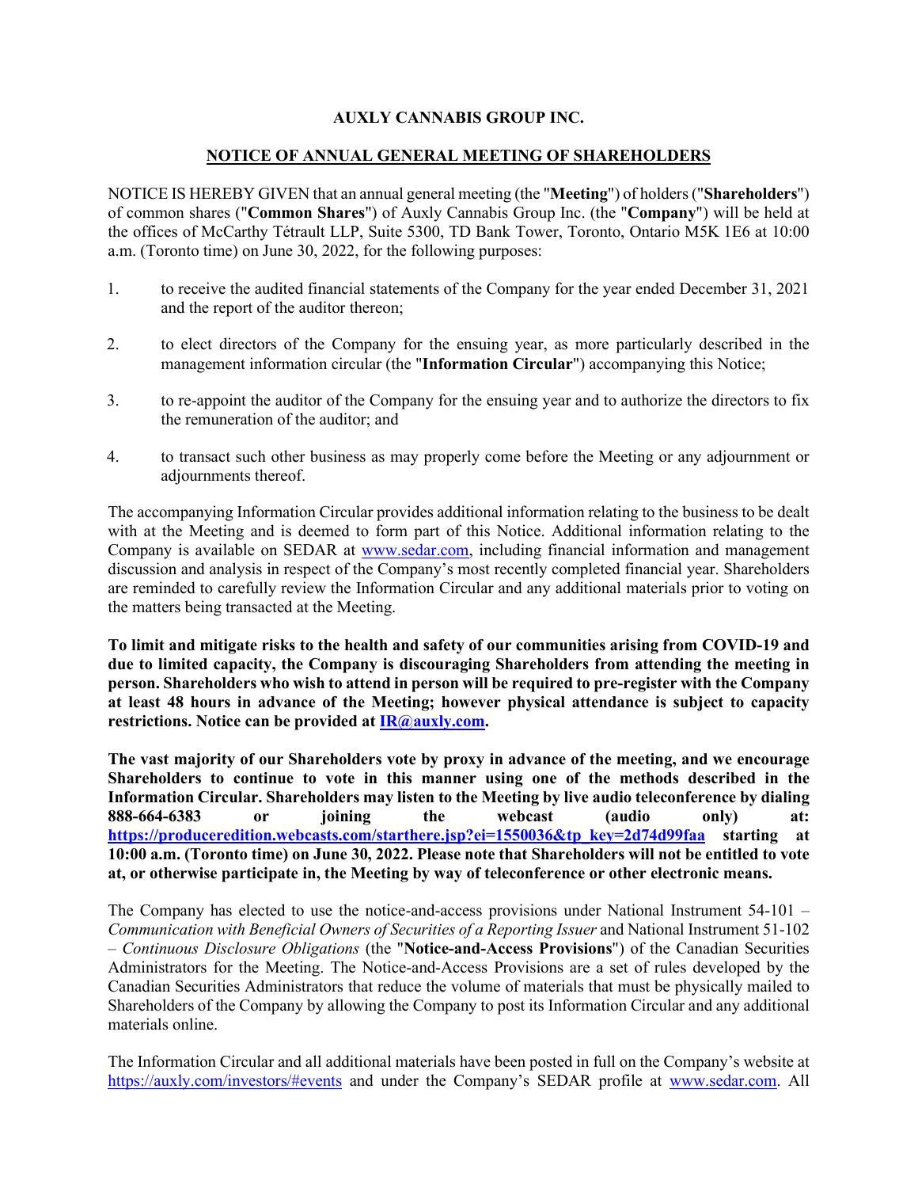**AUXLY CANNABIS GROUP INC.**

**NOTICE OF ANNUAL GENERAL MEETING OF SHAREHOLDERS**

NOTICE IS HEREBY GIVEN that an annual general meeting (the "**Meeting**") of holders ("**Shareholders**") of common shares ("**Common Shares**") of Auxly Cannabis Group Inc. (the "**Company**") will be held at the offices of McCarthy Tétrault LLP, Suite 5300, TD Bank Tower, Toronto, Ontario M5K 1E6 at 10:00 a.m. (Toronto time) on June 30, 2022, for the following purposes:

1. to receive the audited financial statements of the Company for the year ended December 31, 2021 and the report of the auditor thereon;
2. to elect directors of the Company for the ensuing year, as more particularly described in the management information circular (the "**Information Circular**") accompanying this Notice;
3. to re-appoint the auditor of the Company for the ensuing year and to authorize the directors to fix the remuneration of the auditor; and
4. to transact such other business as may properly come before the Meeting or any adjournment or adjournments thereof.

The accompanying Information Circular provides additional information relating to the business to be dealt with at the Meeting and is deemed to form part of this Notice. Additional information relating to the Company is available on SEDAR at www.sedar.com, including financial information and management discussion and analysis in respect of the Company's most recently completed financial year. Shareholders are reminded to carefully review the Information Circular and any additional materials prior to voting on the matters being transacted at the Meeting.

**To limit and mitigate risks to the health and safety of our communities arising from COVID-19 and due to limited capacity, the Company is discouraging Shareholders from attending the meeting in person. Shareholders who wish to attend in person will be required to pre-register with the Company at least 48 hours in advance of the Meeting; however physical attendance is subject to capacity restrictions. Notice can be provided at IR@auxly.com.**

**The vast majority of our Shareholders vote by proxy in advance of the meeting, and we encourage Shareholders to continue to vote in this manner using one of the methods described in the Information Circular. Shareholders may listen to the Meeting by live audio teleconference by dialing 888-664-6383 or joining the webcast (audio only) at: https://produceredition.webcasts.com/starthere.jsp?ei=1550036&tp_key=2d74d99faa starting at 10:00 a.m. (Toronto time) on June 30, 2022. Please note that Shareholders will not be entitled to vote at, or otherwise participate in, the Meeting by way of teleconference or other electronic means.**

The Company has elected to use the notice-and-access provisions under National Instrument 54-101 – *Communication with Beneficial Owners of Securities of a Reporting Issuer* and National Instrument 51-102 – *Continuous Disclosure Obligations* (the "**Notice-and-Access Provisions**") of the Canadian Securities Administrators for the Meeting. The Notice-and-Access Provisions are a set of rules developed by the Canadian Securities Administrators that reduce the volume of materials that must be physically mailed to Shareholders of the Company by allowing the Company to post its Information Circular and any additional materials online.

The Information Circular and all additional materials have been posted in full on the Company's website at https://auxly.com/investors/#events and under the Company's SEDAR profile at www.sedar.com. All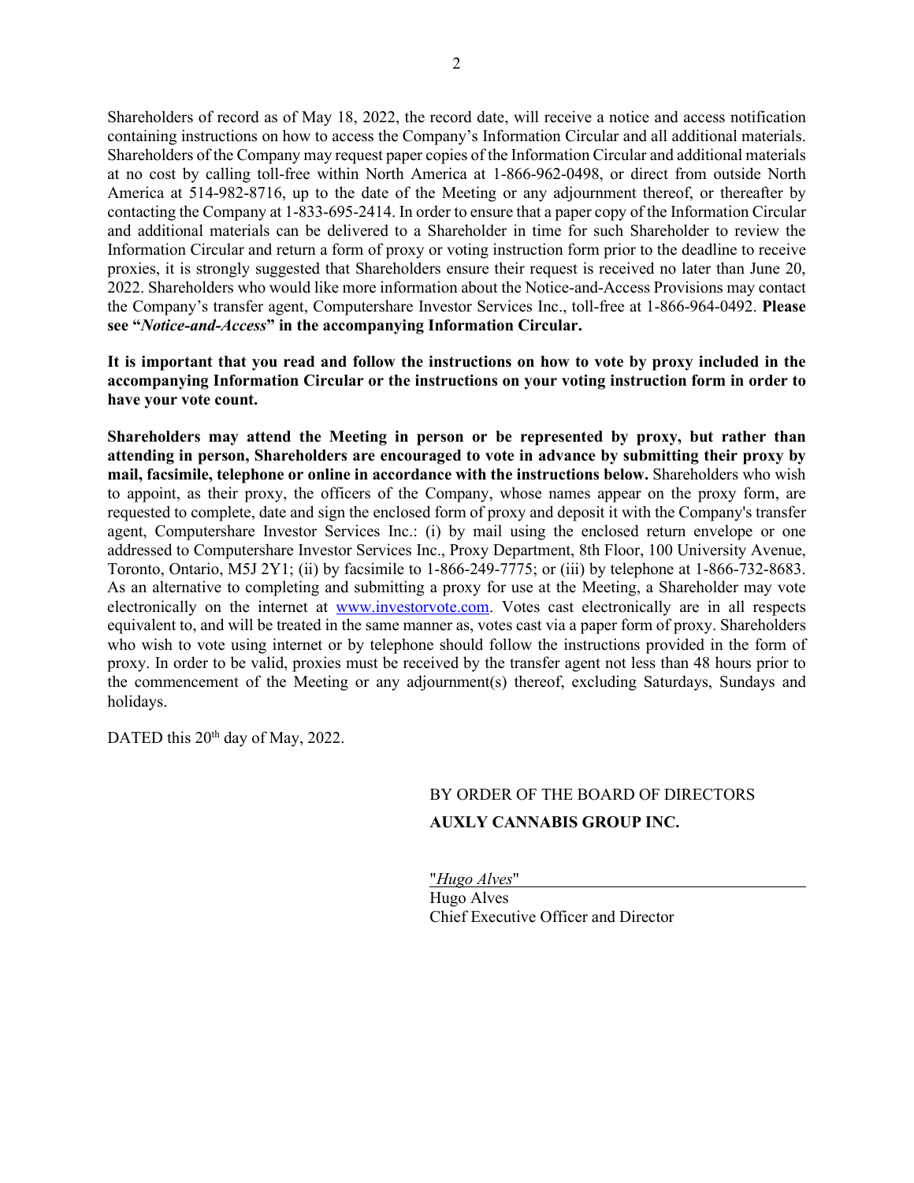Shareholders of record as of May 18, 2022, the record date, will receive a notice and access notification containing instructions on how to access the Company's Information Circular and all additional materials. Shareholders of the Company may request paper copies of the Information Circular and additional materials at no cost by calling toll-free within North America at 1-866-962-0498, or direct from outside North America at 514-982-8716, up to the date of the Meeting or any adjournment thereof, or thereafter by contacting the Company at 1-833-695-2414. In order to ensure that a paper copy of the Information Circular and additional materials can be delivered to a Shareholder in time for such Shareholder to review the Information Circular and return a form of proxy or voting instruction form prior to the deadline to receive proxies, it is strongly suggested that Shareholders ensure their request is received no later than June 20, 2022. Shareholders who would like more information about the Notice-and-Access Provisions may contact the Company's transfer agent, Computershare Investor Services Inc., toll-free at 1-866-964-0492. **Please see "*Notice-and-Access*" in the accompanying Information Circular.**

**It is important that you read and follow the instructions on how to vote by proxy included in the accompanying Information Circular or the instructions on your voting instruction form in order to have your vote count.**

**Shareholders may attend the Meeting in person or be represented by proxy, but rather than attending in person, Shareholders are encouraged to vote in advance by submitting their proxy by mail, facsimile, telephone or online in accordance with the instructions below.** Shareholders who wish to appoint, as their proxy, the officers of the Company, whose names appear on the proxy form, are requested to complete, date and sign the enclosed form of proxy and deposit it with the Company's transfer agent, Computershare Investor Services Inc.: (i) by mail using the enclosed return envelope or one addressed to Computershare Investor Services Inc., Proxy Department, 8th Floor, 100 University Avenue, Toronto, Ontario, M5J 2Y1; (ii) by facsimile to 1-866-249-7775; or (iii) by telephone at 1-866-732-8683. As an alternative to completing and submitting a proxy for use at the Meeting, a Shareholder may vote electronically on the internet at www.investorvote.com. Votes cast electronically are in all respects equivalent to, and will be treated in the same manner as, votes cast via a paper form of proxy. Shareholders who wish to vote using internet or by telephone should follow the instructions provided in the form of proxy. In order to be valid, proxies must be received by the transfer agent not less than 48 hours prior to the commencement of the Meeting or any adjournment(s) thereof, excluding Saturdays, Sundays and holidays.

DATED this 20th day of May, 2022.

BY ORDER OF THE BOARD OF DIRECTORS

**AUXLY CANNABIS GROUP INC.**

"*Hugo Alves*"

Hugo Alves

Chief Executive Officer and Director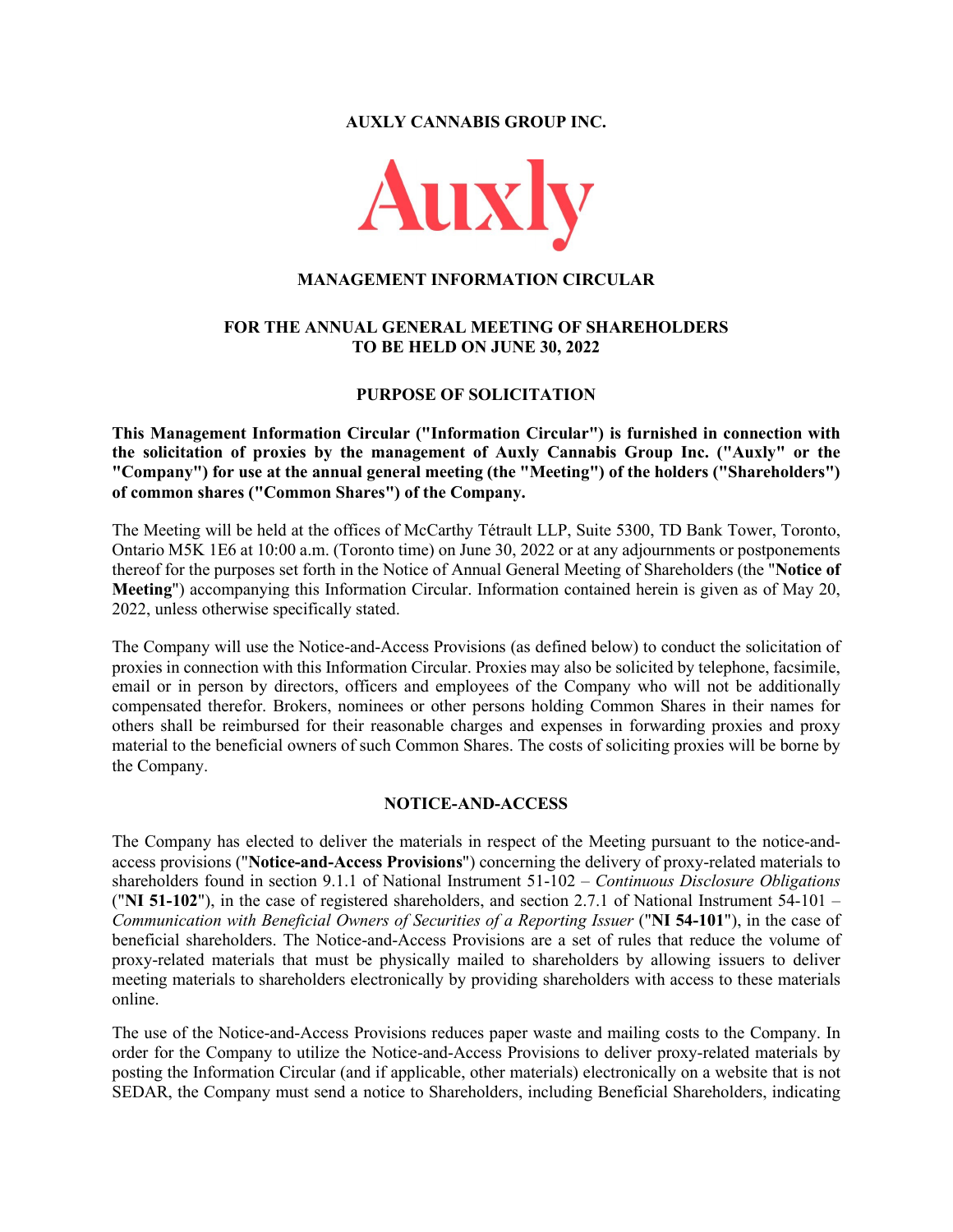**AUXLY CANNABIS GROUP INC.**

# MANAGEMENT INFORMATION CIRCULAR

## FOR THE ANNUAL GENERAL MEETING OF SHAREHOLDERS TO BE HELD ON JUNE 30, 2022

## PURPOSE OF SOLICITATION

**This Management Information Circular ("Information Circular") is furnished in connection with the solicitation of proxies by the management of Auxly Cannabis Group Inc. ("Auxly" or the "Company") for use at the annual general meeting (the "Meeting") of the holders ("Shareholders") of common shares ("Common Shares") of the Company.**

The Meeting will be held at the offices of McCarthy Tétrault LLP, Suite 5300, TD Bank Tower, Toronto, Ontario M5K 1E6 at 10:00 a.m. (Toronto time) on June 30, 2022 or at any adjournments or postponements thereof for the purposes set forth in the Notice of Annual General Meeting of Shareholders (the "**Notice of Meeting**") accompanying this Information Circular. Information contained herein is given as of May 20, 2022, unless otherwise specifically stated.

The Company will use the Notice-and-Access Provisions (as defined below) to conduct the solicitation of proxies in connection with this Information Circular. Proxies may also be solicited by telephone, facsimile, email or in person by directors, officers and employees of the Company who will not be additionally compensated therefor. Brokers, nominees or other persons holding Common Shares in their names for others shall be reimbursed for their reasonable charges and expenses in forwarding proxies and proxy material to the beneficial owners of such Common Shares. The costs of soliciting proxies will be borne by the Company.

## NOTICE-AND-ACCESS

The Company has elected to deliver the materials in respect of the Meeting pursuant to the notice-and-access provisions ("**Notice-and-Access Provisions**") concerning the delivery of proxy-related materials to shareholders found in section 9.1.1 of National Instrument 51-102 – *Continuous Disclosure Obligations* ("**NI 51-102**"), in the case of registered shareholders, and section 2.7.1 of National Instrument 54-101 – *Communication with Beneficial Owners of Securities of a Reporting Issuer* ("**NI 54-101**"), in the case of beneficial shareholders. The Notice-and-Access Provisions are a set of rules that reduce the volume of proxy-related materials that must be physically mailed to shareholders by allowing issuers to deliver meeting materials to shareholders electronically by providing shareholders with access to these materials online.

The use of the Notice-and-Access Provisions reduces paper waste and mailing costs to the Company. In order for the Company to utilize the Notice-and-Access Provisions to deliver proxy-related materials by posting the Information Circular (and if applicable, other materials) electronically on a website that is not SEDAR, the Company must send a notice to Shareholders, including Beneficial Shareholders, indicating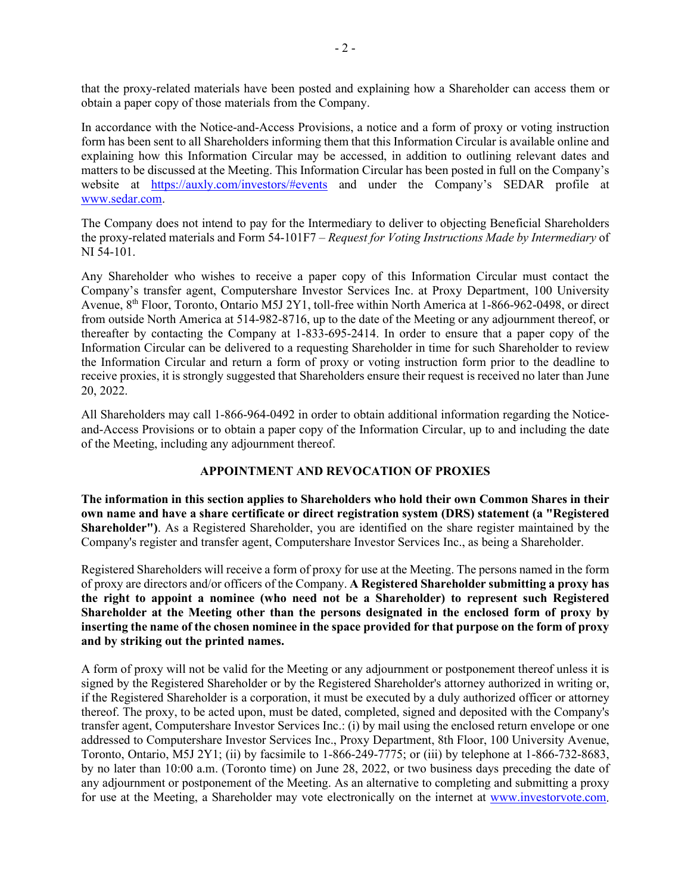that the proxy-related materials have been posted and explaining how a Shareholder can access them or obtain a paper copy of those materials from the Company.

In accordance with the Notice-and-Access Provisions, a notice and a form of proxy or voting instruction form has been sent to all Shareholders informing them that this Information Circular is available online and explaining how this Information Circular may be accessed, in addition to outlining relevant dates and matters to be discussed at the Meeting. This Information Circular has been posted in full on the Company's website at https://auxly.com/investors/#events and under the Company's SEDAR profile at www.sedar.com.

The Company does not intend to pay for the Intermediary to deliver to objecting Beneficial Shareholders the proxy-related materials and Form 54-101F7 – *Request for Voting Instructions Made by Intermediary* of NI 54-101.

Any Shareholder who wishes to receive a paper copy of this Information Circular must contact the Company's transfer agent, Computershare Investor Services Inc. at Proxy Department, 100 University Avenue, 8th Floor, Toronto, Ontario M5J 2Y1, toll-free within North America at 1-866-962-0498, or direct from outside North America at 514-982-8716, up to the date of the Meeting or any adjournment thereof, or thereafter by contacting the Company at 1-833-695-2414. In order to ensure that a paper copy of the Information Circular can be delivered to a requesting Shareholder in time for such Shareholder to review the Information Circular and return a form of proxy or voting instruction form prior to the deadline to receive proxies, it is strongly suggested that Shareholders ensure their request is received no later than June 20, 2022.

All Shareholders may call 1-866-964-0492 in order to obtain additional information regarding the Notice-and-Access Provisions or to obtain a paper copy of the Information Circular, up to and including the date of the Meeting, including any adjournment thereof.

## APPOINTMENT AND REVOCATION OF PROXIES

**The information in this section applies to Shareholders who hold their own Common Shares in their own name and have a share certificate or direct registration system (DRS) statement (a "Registered Shareholder")**. As a Registered Shareholder, you are identified on the share register maintained by the Company's register and transfer agent, Computershare Investor Services Inc., as being a Shareholder.

Registered Shareholders will receive a form of proxy for use at the Meeting. The persons named in the form of proxy are directors and/or officers of the Company. **A Registered Shareholder submitting a proxy has the right to appoint a nominee (who need not be a Shareholder) to represent such Registered Shareholder at the Meeting other than the persons designated in the enclosed form of proxy by inserting the name of the chosen nominee in the space provided for that purpose on the form of proxy and by striking out the printed names.**

A form of proxy will not be valid for the Meeting or any adjournment or postponement thereof unless it is signed by the Registered Shareholder or by the Registered Shareholder's attorney authorized in writing or, if the Registered Shareholder is a corporation, it must be executed by a duly authorized officer or attorney thereof. The proxy, to be acted upon, must be dated, completed, signed and deposited with the Company's transfer agent, Computershare Investor Services Inc.: (i) by mail using the enclosed return envelope or one addressed to Computershare Investor Services Inc., Proxy Department, 8th Floor, 100 University Avenue, Toronto, Ontario, M5J 2Y1; (ii) by facsimile to 1-866-249-7775; or (iii) by telephone at 1-866-732-8683, by no later than 10:00 a.m. (Toronto time) on June 28, 2022, or two business days preceding the date of any adjournment or postponement of the Meeting. As an alternative to completing and submitting a proxy for use at the Meeting, a Shareholder may vote electronically on the internet at www.investorvote.com.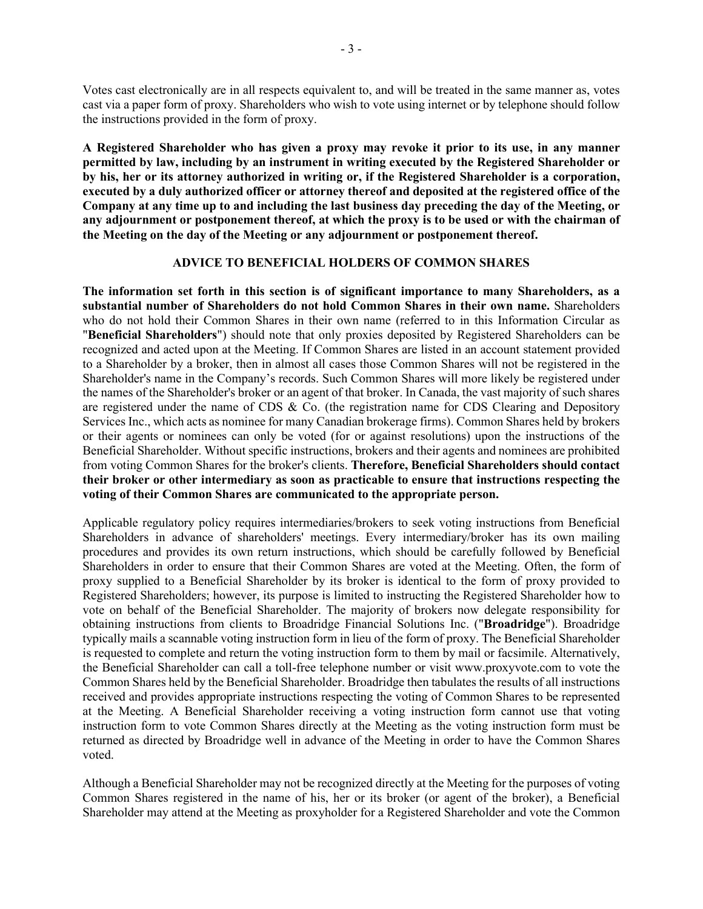Votes cast electronically are in all respects equivalent to, and will be treated in the same manner as, votes cast via a paper form of proxy. Shareholders who wish to vote using internet or by telephone should follow the instructions provided in the form of proxy.

**A Registered Shareholder who has given a proxy may revoke it prior to its use, in any manner permitted by law, including by an instrument in writing executed by the Registered Shareholder or by his, her or its attorney authorized in writing or, if the Registered Shareholder is a corporation, executed by a duly authorized officer or attorney thereof and deposited at the registered office of the Company at any time up to and including the last business day preceding the day of the Meeting, or any adjournment or postponement thereof, at which the proxy is to be used or with the chairman of the Meeting on the day of the Meeting or any adjournment or postponement thereof.**

## ADVICE TO BENEFICIAL HOLDERS OF COMMON SHARES

**The information set forth in this section is of significant importance to many Shareholders, as a substantial number of Shareholders do not hold Common Shares in their own name.** Shareholders who do not hold their Common Shares in their own name (referred to in this Information Circular as "**Beneficial Shareholders**") should note that only proxies deposited by Registered Shareholders can be recognized and acted upon at the Meeting. If Common Shares are listed in an account statement provided to a Shareholder by a broker, then in almost all cases those Common Shares will not be registered in the Shareholder's name in the Company's records. Such Common Shares will more likely be registered under the names of the Shareholder's broker or an agent of that broker. In Canada, the vast majority of such shares are registered under the name of CDS & Co. (the registration name for CDS Clearing and Depository Services Inc., which acts as nominee for many Canadian brokerage firms). Common Shares held by brokers or their agents or nominees can only be voted (for or against resolutions) upon the instructions of the Beneficial Shareholder. Without specific instructions, brokers and their agents and nominees are prohibited from voting Common Shares for the broker's clients. **Therefore, Beneficial Shareholders should contact their broker or other intermediary as soon as practicable to ensure that instructions respecting the voting of their Common Shares are communicated to the appropriate person.**

Applicable regulatory policy requires intermediaries/brokers to seek voting instructions from Beneficial Shareholders in advance of shareholders' meetings. Every intermediary/broker has its own mailing procedures and provides its own return instructions, which should be carefully followed by Beneficial Shareholders in order to ensure that their Common Shares are voted at the Meeting. Often, the form of proxy supplied to a Beneficial Shareholder by its broker is identical to the form of proxy provided to Registered Shareholders; however, its purpose is limited to instructing the Registered Shareholder how to vote on behalf of the Beneficial Shareholder. The majority of brokers now delegate responsibility for obtaining instructions from clients to Broadridge Financial Solutions Inc. ("**Broadridge**"). Broadridge typically mails a scannable voting instruction form in lieu of the form of proxy. The Beneficial Shareholder is requested to complete and return the voting instruction form to them by mail or facsimile. Alternatively, the Beneficial Shareholder can call a toll-free telephone number or visit www.proxyvote.com to vote the Common Shares held by the Beneficial Shareholder. Broadridge then tabulates the results of all instructions received and provides appropriate instructions respecting the voting of Common Shares to be represented at the Meeting. A Beneficial Shareholder receiving a voting instruction form cannot use that voting instruction form to vote Common Shares directly at the Meeting as the voting instruction form must be returned as directed by Broadridge well in advance of the Meeting in order to have the Common Shares voted.

Although a Beneficial Shareholder may not be recognized directly at the Meeting for the purposes of voting Common Shares registered in the name of his, her or its broker (or agent of the broker), a Beneficial Shareholder may attend at the Meeting as proxyholder for a Registered Shareholder and vote the Common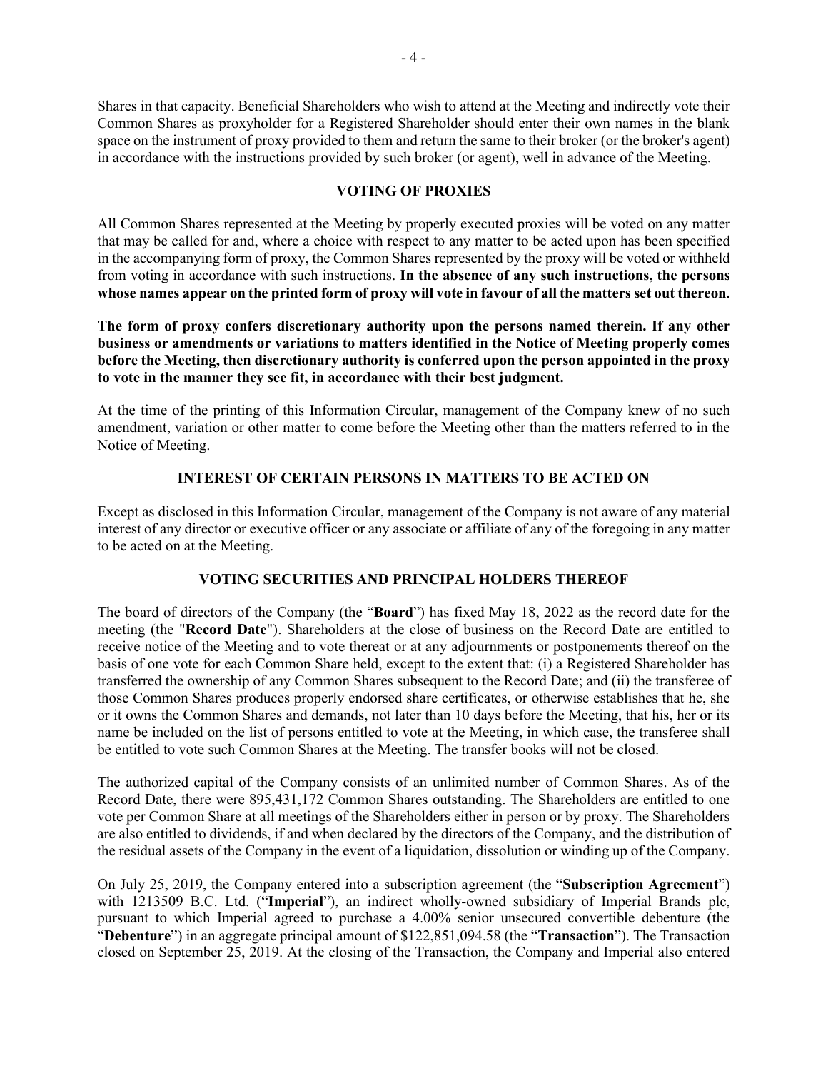Shares in that capacity. Beneficial Shareholders who wish to attend at the Meeting and indirectly vote their Common Shares as proxyholder for a Registered Shareholder should enter their own names in the blank space on the instrument of proxy provided to them and return the same to their broker (or the broker's agent) in accordance with the instructions provided by such broker (or agent), well in advance of the Meeting.

## VOTING OF PROXIES

All Common Shares represented at the Meeting by properly executed proxies will be voted on any matter that may be called for and, where a choice with respect to any matter to be acted upon has been specified in the accompanying form of proxy, the Common Shares represented by the proxy will be voted or withheld from voting in accordance with such instructions. **In the absence of any such instructions, the persons whose names appear on the printed form of proxy will vote in favour of all the matters set out thereon.**

**The form of proxy confers discretionary authority upon the persons named therein. If any other business or amendments or variations to matters identified in the Notice of Meeting properly comes before the Meeting, then discretionary authority is conferred upon the person appointed in the proxy to vote in the manner they see fit, in accordance with their best judgment.**

At the time of the printing of this Information Circular, management of the Company knew of no such amendment, variation or other matter to come before the Meeting other than the matters referred to in the Notice of Meeting.

## INTEREST OF CERTAIN PERSONS IN MATTERS TO BE ACTED ON

Except as disclosed in this Information Circular, management of the Company is not aware of any material interest of any director or executive officer or any associate or affiliate of any of the foregoing in any matter to be acted on at the Meeting.

## VOTING SECURITIES AND PRINCIPAL HOLDERS THEREOF

The board of directors of the Company (the "**Board**") has fixed May 18, 2022 as the record date for the meeting (the "**Record Date**"). Shareholders at the close of business on the Record Date are entitled to receive notice of the Meeting and to vote thereat or at any adjournments or postponements thereof on the basis of one vote for each Common Share held, except to the extent that: (i) a Registered Shareholder has transferred the ownership of any Common Shares subsequent to the Record Date; and (ii) the transferee of those Common Shares produces properly endorsed share certificates, or otherwise establishes that he, she or it owns the Common Shares and demands, not later than 10 days before the Meeting, that his, her or its name be included on the list of persons entitled to vote at the Meeting, in which case, the transferee shall be entitled to vote such Common Shares at the Meeting. The transfer books will not be closed.

The authorized capital of the Company consists of an unlimited number of Common Shares. As of the Record Date, there were 895,431,172 Common Shares outstanding. The Shareholders are entitled to one vote per Common Share at all meetings of the Shareholders either in person or by proxy. The Shareholders are also entitled to dividends, if and when declared by the directors of the Company, and the distribution of the residual assets of the Company in the event of a liquidation, dissolution or winding up of the Company.

On July 25, 2019, the Company entered into a subscription agreement (the "**Subscription Agreement**") with 1213509 B.C. Ltd. ("**Imperial**"), an indirect wholly-owned subsidiary of Imperial Brands plc, pursuant to which Imperial agreed to purchase a 4.00% senior unsecured convertible debenture (the "**Debenture**") in an aggregate principal amount of $122,851,094.58 (the "**Transaction**"). The Transaction closed on September 25, 2019. At the closing of the Transaction, the Company and Imperial also entered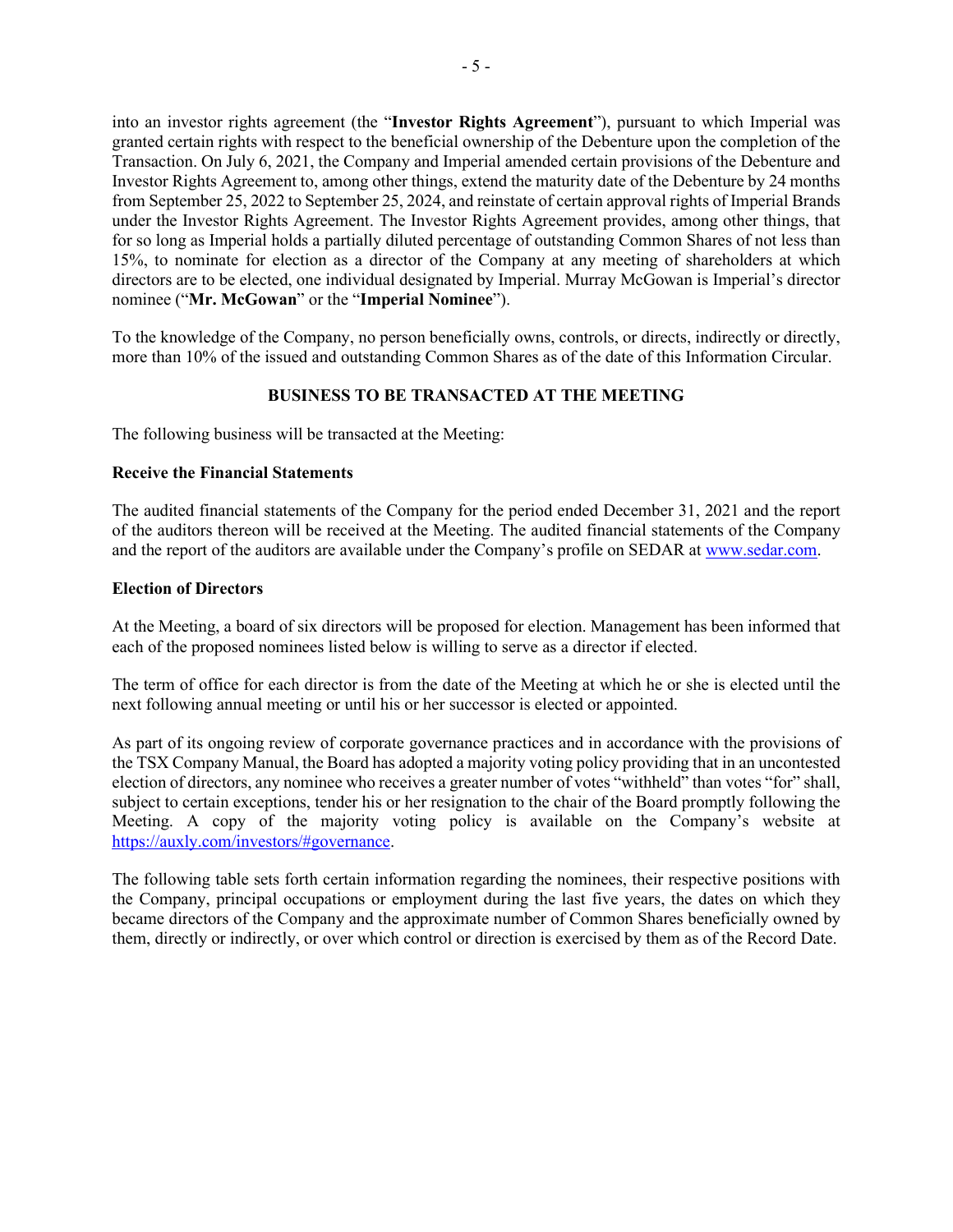into an investor rights agreement (the "**Investor Rights Agreement**"), pursuant to which Imperial was granted certain rights with respect to the beneficial ownership of the Debenture upon the completion of the Transaction. On July 6, 2021, the Company and Imperial amended certain provisions of the Debenture and Investor Rights Agreement to, among other things, extend the maturity date of the Debenture by 24 months from September 25, 2022 to September 25, 2024, and reinstate of certain approval rights of Imperial Brands under the Investor Rights Agreement. The Investor Rights Agreement provides, among other things, that for so long as Imperial holds a partially diluted percentage of outstanding Common Shares of not less than 15%, to nominate for election as a director of the Company at any meeting of shareholders at which directors are to be elected, one individual designated by Imperial. Murray McGowan is Imperial's director nominee ("**Mr. McGowan**" or the "**Imperial Nominee**").

To the knowledge of the Company, no person beneficially owns, controls, or directs, indirectly or directly, more than 10% of the issued and outstanding Common Shares as of the date of this Information Circular.

## BUSINESS TO BE TRANSACTED AT THE MEETING

The following business will be transacted at the Meeting:

### Receive the Financial Statements

The audited financial statements of the Company for the period ended December 31, 2021 and the report of the auditors thereon will be received at the Meeting. The audited financial statements of the Company and the report of the auditors are available under the Company's profile on SEDAR at www.sedar.com.

### Election of Directors

At the Meeting, a board of six directors will be proposed for election. Management has been informed that each of the proposed nominees listed below is willing to serve as a director if elected.

The term of office for each director is from the date of the Meeting at which he or she is elected until the next following annual meeting or until his or her successor is elected or appointed.

As part of its ongoing review of corporate governance practices and in accordance with the provisions of the TSX Company Manual, the Board has adopted a majority voting policy providing that in an uncontested election of directors, any nominee who receives a greater number of votes "withheld" than votes "for" shall, subject to certain exceptions, tender his or her resignation to the chair of the Board promptly following the Meeting. A copy of the majority voting policy is available on the Company's website at https://auxly.com/investors/#governance.

The following table sets forth certain information regarding the nominees, their respective positions with the Company, principal occupations or employment during the last five years, the dates on which they became directors of the Company and the approximate number of Common Shares beneficially owned by them, directly or indirectly, or over which control or direction is exercised by them as of the Record Date.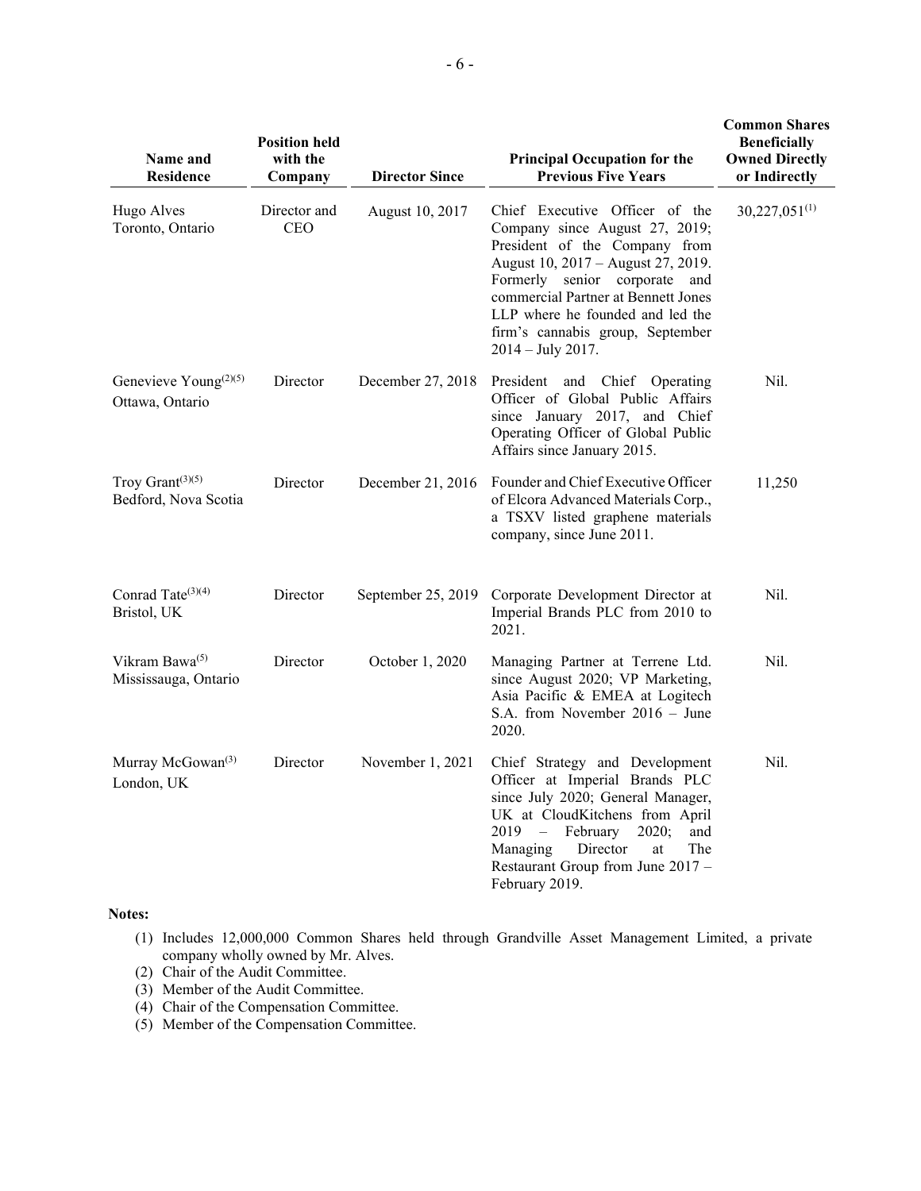| Name and Residence | Position held with the Company | Director Since | Principal Occupation for the Previous Five Years | Common Shares Beneficially Owned Directly or Indirectly |
|---|---|---|---|---|
| Hugo Alves<br>Toronto, Ontario | Director and CEO | August 10, 2017 | Chief Executive Officer of the Company since August 27, 2019; President of the Company from August 10, 2017 – August 27, 2019. Formerly senior corporate and commercial Partner at Bennett Jones LLP where he founded and led the firm's cannabis group, September 2014 – July 2017. | 30,227,051(1) |
| Genevieve Young(2)(5)<br>Ottawa, Ontario | Director | December 27, 2018 | President and Chief Operating Officer of Global Public Affairs since January 2017, and Chief Operating Officer of Global Public Affairs since January 2015. | Nil. |
| Troy Grant(3)(5)<br>Bedford, Nova Scotia | Director | December 21, 2016 | Founder and Chief Executive Officer of Elcora Advanced Materials Corp., a TSXV listed graphene materials company, since June 2011. | 11,250 |
| Conrad Tate(3)(4)<br>Bristol, UK | Director | September 25, 2019 | Corporate Development Director at Imperial Brands PLC from 2010 to 2021. | Nil. |
| Vikram Bawa(5)<br>Mississauga, Ontario | Director | October 1, 2020 | Managing Partner at Terrene Ltd. since August 2020; VP Marketing, Asia Pacific & EMEA at Logitech S.A. from November 2016 – June 2020. | Nil. |
| Murray McGowan(3)<br>London, UK | Director | November 1, 2021 | Chief Strategy and Development Officer at Imperial Brands PLC since July 2020; General Manager, UK at CloudKitchens from April 2019 – February 2020; and Managing Director at The Restaurant Group from June 2017 – February 2019. | Nil. |

**Notes:**

(1) Includes 12,000,000 Common Shares held through Grandville Asset Management Limited, a private company wholly owned by Mr. Alves.
(2) Chair of the Audit Committee.
(3) Member of the Audit Committee.
(4) Chair of the Compensation Committee.
(5) Member of the Compensation Committee.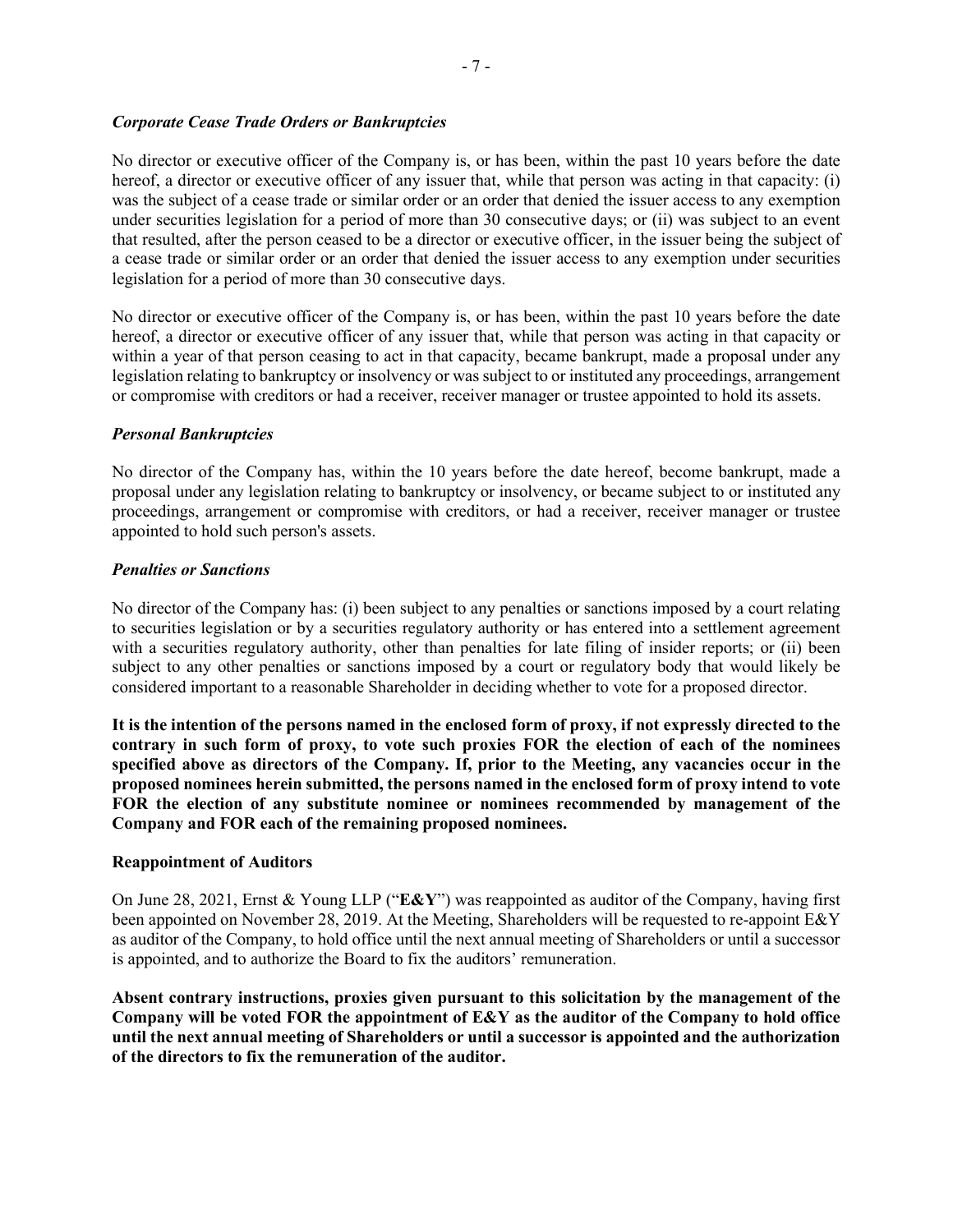### *Corporate Cease Trade Orders or Bankruptcies*

No director or executive officer of the Company is, or has been, within the past 10 years before the date hereof, a director or executive officer of any issuer that, while that person was acting in that capacity: (i) was the subject of a cease trade or similar order or an order that denied the issuer access to any exemption under securities legislation for a period of more than 30 consecutive days; or (ii) was subject to an event that resulted, after the person ceased to be a director or executive officer, in the issuer being the subject of a cease trade or similar order or an order that denied the issuer access to any exemption under securities legislation for a period of more than 30 consecutive days.

No director or executive officer of the Company is, or has been, within the past 10 years before the date hereof, a director or executive officer of any issuer that, while that person was acting in that capacity or within a year of that person ceasing to act in that capacity, became bankrupt, made a proposal under any legislation relating to bankruptcy or insolvency or was subject to or instituted any proceedings, arrangement or compromise with creditors or had a receiver, receiver manager or trustee appointed to hold its assets.

### *Personal Bankruptcies*

No director of the Company has, within the 10 years before the date hereof, become bankrupt, made a proposal under any legislation relating to bankruptcy or insolvency, or became subject to or instituted any proceedings, arrangement or compromise with creditors, or had a receiver, receiver manager or trustee appointed to hold such person's assets.

### *Penalties or Sanctions*

No director of the Company has: (i) been subject to any penalties or sanctions imposed by a court relating to securities legislation or by a securities regulatory authority or has entered into a settlement agreement with a securities regulatory authority, other than penalties for late filing of insider reports; or (ii) been subject to any other penalties or sanctions imposed by a court or regulatory body that would likely be considered important to a reasonable Shareholder in deciding whether to vote for a proposed director.

**It is the intention of the persons named in the enclosed form of proxy, if not expressly directed to the contrary in such form of proxy, to vote such proxies FOR the election of each of the nominees specified above as directors of the Company. If, prior to the Meeting, any vacancies occur in the proposed nominees herein submitted, the persons named in the enclosed form of proxy intend to vote FOR the election of any substitute nominee or nominees recommended by management of the Company and FOR each of the remaining proposed nominees.**

### Reappointment of Auditors

On June 28, 2021, Ernst & Young LLP ("**E&Y**") was reappointed as auditor of the Company, having first been appointed on November 28, 2019. At the Meeting, Shareholders will be requested to re-appoint E&Y as auditor of the Company, to hold office until the next annual meeting of Shareholders or until a successor is appointed, and to authorize the Board to fix the auditors' remuneration.

**Absent contrary instructions, proxies given pursuant to this solicitation by the management of the Company will be voted FOR the appointment of E&Y as the auditor of the Company to hold office until the next annual meeting of Shareholders or until a successor is appointed and the authorization of the directors to fix the remuneration of the auditor.**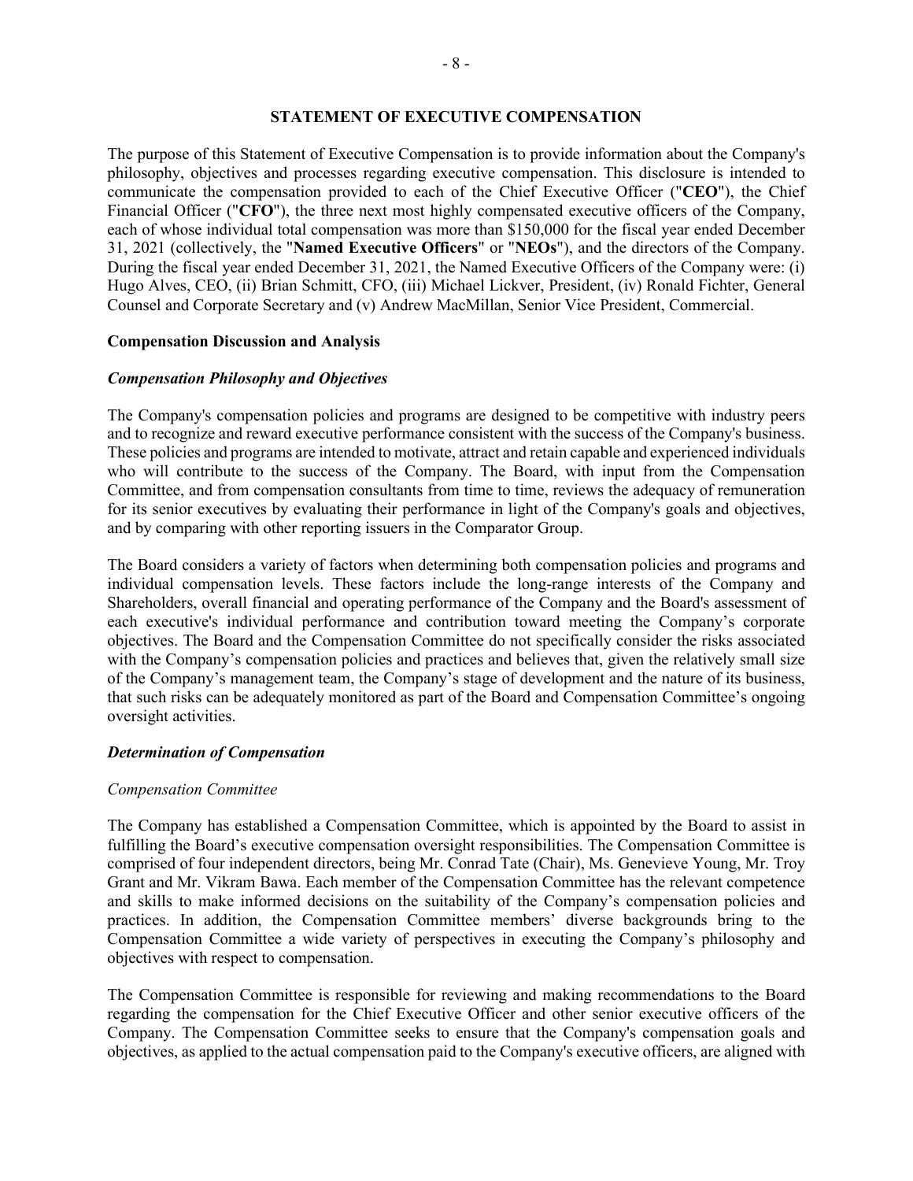## STATEMENT OF EXECUTIVE COMPENSATION

The purpose of this Statement of Executive Compensation is to provide information about the Company's philosophy, objectives and processes regarding executive compensation. This disclosure is intended to communicate the compensation provided to each of the Chief Executive Officer ("**CEO**"), the Chief Financial Officer ("**CFO**"), the three next most highly compensated executive officers of the Company, each of whose individual total compensation was more than $150,000 for the fiscal year ended December 31, 2021 (collectively, the "**Named Executive Officers**" or "**NEOs**"), and the directors of the Company. During the fiscal year ended December 31, 2021, the Named Executive Officers of the Company were: (i) Hugo Alves, CEO, (ii) Brian Schmitt, CFO, (iii) Michael Lickver, President, (iv) Ronald Fichter, General Counsel and Corporate Secretary and (v) Andrew MacMillan, Senior Vice President, Commercial.

### Compensation Discussion and Analysis

#### *Compensation Philosophy and Objectives*

The Company's compensation policies and programs are designed to be competitive with industry peers and to recognize and reward executive performance consistent with the success of the Company's business. These policies and programs are intended to motivate, attract and retain capable and experienced individuals who will contribute to the success of the Company. The Board, with input from the Compensation Committee, and from compensation consultants from time to time, reviews the adequacy of remuneration for its senior executives by evaluating their performance in light of the Company's goals and objectives, and by comparing with other reporting issuers in the Comparator Group.

The Board considers a variety of factors when determining both compensation policies and programs and individual compensation levels. These factors include the long-range interests of the Company and Shareholders, overall financial and operating performance of the Company and the Board's assessment of each executive's individual performance and contribution toward meeting the Company's corporate objectives. The Board and the Compensation Committee do not specifically consider the risks associated with the Company's compensation policies and practices and believes that, given the relatively small size of the Company's management team, the Company's stage of development and the nature of its business, that such risks can be adequately monitored as part of the Board and Compensation Committee's ongoing oversight activities.

#### *Determination of Compensation*

*Compensation Committee*

The Company has established a Compensation Committee, which is appointed by the Board to assist in fulfilling the Board's executive compensation oversight responsibilities. The Compensation Committee is comprised of four independent directors, being Mr. Conrad Tate (Chair), Ms. Genevieve Young, Mr. Troy Grant and Mr. Vikram Bawa. Each member of the Compensation Committee has the relevant competence and skills to make informed decisions on the suitability of the Company's compensation policies and practices. In addition, the Compensation Committee members' diverse backgrounds bring to the Compensation Committee a wide variety of perspectives in executing the Company's philosophy and objectives with respect to compensation.

The Compensation Committee is responsible for reviewing and making recommendations to the Board regarding the compensation for the Chief Executive Officer and other senior executive officers of the Company. The Compensation Committee seeks to ensure that the Company's compensation goals and objectives, as applied to the actual compensation paid to the Company's executive officers, are aligned with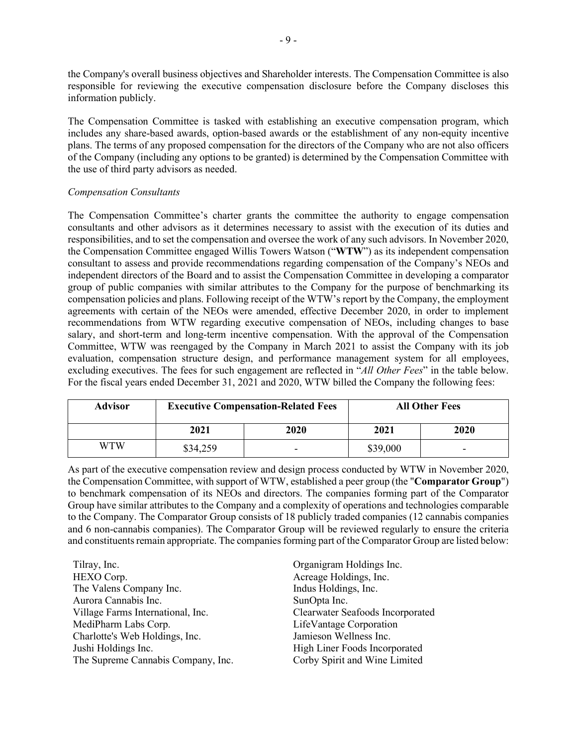the Company's overall business objectives and Shareholder interests. The Compensation Committee is also responsible for reviewing the executive compensation disclosure before the Company discloses this information publicly.

The Compensation Committee is tasked with establishing an executive compensation program, which includes any share-based awards, option-based awards or the establishment of any non-equity incentive plans. The terms of any proposed compensation for the directors of the Company who are not also officers of the Company (including any options to be granted) is determined by the Compensation Committee with the use of third party advisors as needed.

*Compensation Consultants*

The Compensation Committee's charter grants the committee the authority to engage compensation consultants and other advisors as it determines necessary to assist with the execution of its duties and responsibilities, and to set the compensation and oversee the work of any such advisors. In November 2020, the Compensation Committee engaged Willis Towers Watson ("**WTW**") as its independent compensation consultant to assess and provide recommendations regarding compensation of the Company's NEOs and independent directors of the Board and to assist the Compensation Committee in developing a comparator group of public companies with similar attributes to the Company for the purpose of benchmarking its compensation policies and plans. Following receipt of the WTW's report by the Company, the employment agreements with certain of the NEOs were amended, effective December 2020, in order to implement recommendations from WTW regarding executive compensation of NEOs, including changes to base salary, and short-term and long-term incentive compensation. With the approval of the Compensation Committee, WTW was reengaged by the Company in March 2021 to assist the Company with its job evaluation, compensation structure design, and performance management system for all employees, excluding executives. The fees for such engagement are reflected in "*All Other Fees*" in the table below. For the fiscal years ended December 31, 2021 and 2020, WTW billed the Company the following fees:

| Advisor | Executive Compensation-Related Fees | | All Other Fees | |
|---|---|---|---|---|
| | 2021 | 2020 | 2021 | 2020 |
| WTW | $34,259 | - | $39,000 | - |

As part of the executive compensation review and design process conducted by WTW in November 2020, the Compensation Committee, with support of WTW, established a peer group (the "**Comparator Group**") to benchmark compensation of its NEOs and directors. The companies forming part of the Comparator Group have similar attributes to the Company and a complexity of operations and technologies comparable to the Company. The Comparator Group consists of 18 publicly traded companies (12 cannabis companies and 6 non-cannabis companies). The Comparator Group will be reviewed regularly to ensure the criteria and constituents remain appropriate. The companies forming part of the Comparator Group are listed below:

Tilray, Inc.
HEXO Corp.
The Valens Company Inc.
Aurora Cannabis Inc.
Village Farms International, Inc.
MediPharm Labs Corp.
Charlotte's Web Holdings, Inc.
Jushi Holdings Inc.
The Supreme Cannabis Company, Inc.
Organigram Holdings Inc.
Acreage Holdings, Inc.
Indus Holdings, Inc.
SunOpta Inc.
Clearwater Seafoods Incorporated
LifeVantage Corporation
Jamieson Wellness Inc.
High Liner Foods Incorporated
Corby Spirit and Wine Limited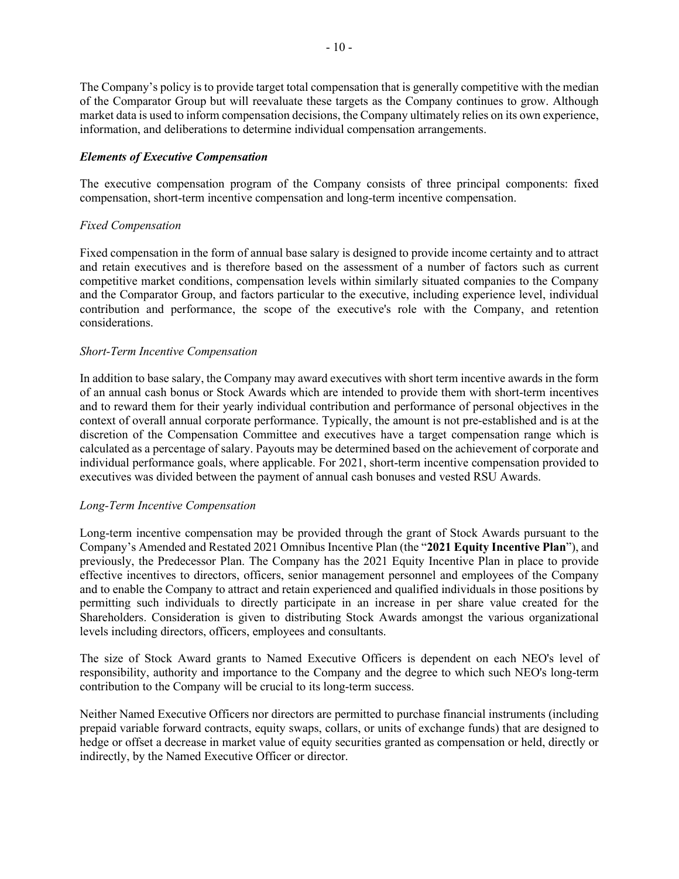The Company's policy is to provide target total compensation that is generally competitive with the median of the Comparator Group but will reevaluate these targets as the Company continues to grow. Although market data is used to inform compensation decisions, the Company ultimately relies on its own experience, information, and deliberations to determine individual compensation arrangements.

***Elements of Executive Compensation***

The executive compensation program of the Company consists of three principal components: fixed compensation, short-term incentive compensation and long-term incentive compensation.

*Fixed Compensation*

Fixed compensation in the form of annual base salary is designed to provide income certainty and to attract and retain executives and is therefore based on the assessment of a number of factors such as current competitive market conditions, compensation levels within similarly situated companies to the Company and the Comparator Group, and factors particular to the executive, including experience level, individual contribution and performance, the scope of the executive's role with the Company, and retention considerations.

*Short-Term Incentive Compensation*

In addition to base salary, the Company may award executives with short term incentive awards in the form of an annual cash bonus or Stock Awards which are intended to provide them with short-term incentives and to reward them for their yearly individual contribution and performance of personal objectives in the context of overall annual corporate performance. Typically, the amount is not pre-established and is at the discretion of the Compensation Committee and executives have a target compensation range which is calculated as a percentage of salary. Payouts may be determined based on the achievement of corporate and individual performance goals, where applicable. For 2021, short-term incentive compensation provided to executives was divided between the payment of annual cash bonuses and vested RSU Awards.

*Long-Term Incentive Compensation*

Long-term incentive compensation may be provided through the grant of Stock Awards pursuant to the Company's Amended and Restated 2021 Omnibus Incentive Plan (the "**2021 Equity Incentive Plan**"), and previously, the Predecessor Plan. The Company has the 2021 Equity Incentive Plan in place to provide effective incentives to directors, officers, senior management personnel and employees of the Company and to enable the Company to attract and retain experienced and qualified individuals in those positions by permitting such individuals to directly participate in an increase in per share value created for the Shareholders. Consideration is given to distributing Stock Awards amongst the various organizational levels including directors, officers, employees and consultants.

The size of Stock Award grants to Named Executive Officers is dependent on each NEO's level of responsibility, authority and importance to the Company and the degree to which such NEO's long-term contribution to the Company will be crucial to its long-term success.

Neither Named Executive Officers nor directors are permitted to purchase financial instruments (including prepaid variable forward contracts, equity swaps, collars, or units of exchange funds) that are designed to hedge or offset a decrease in market value of equity securities granted as compensation or held, directly or indirectly, by the Named Executive Officer or director.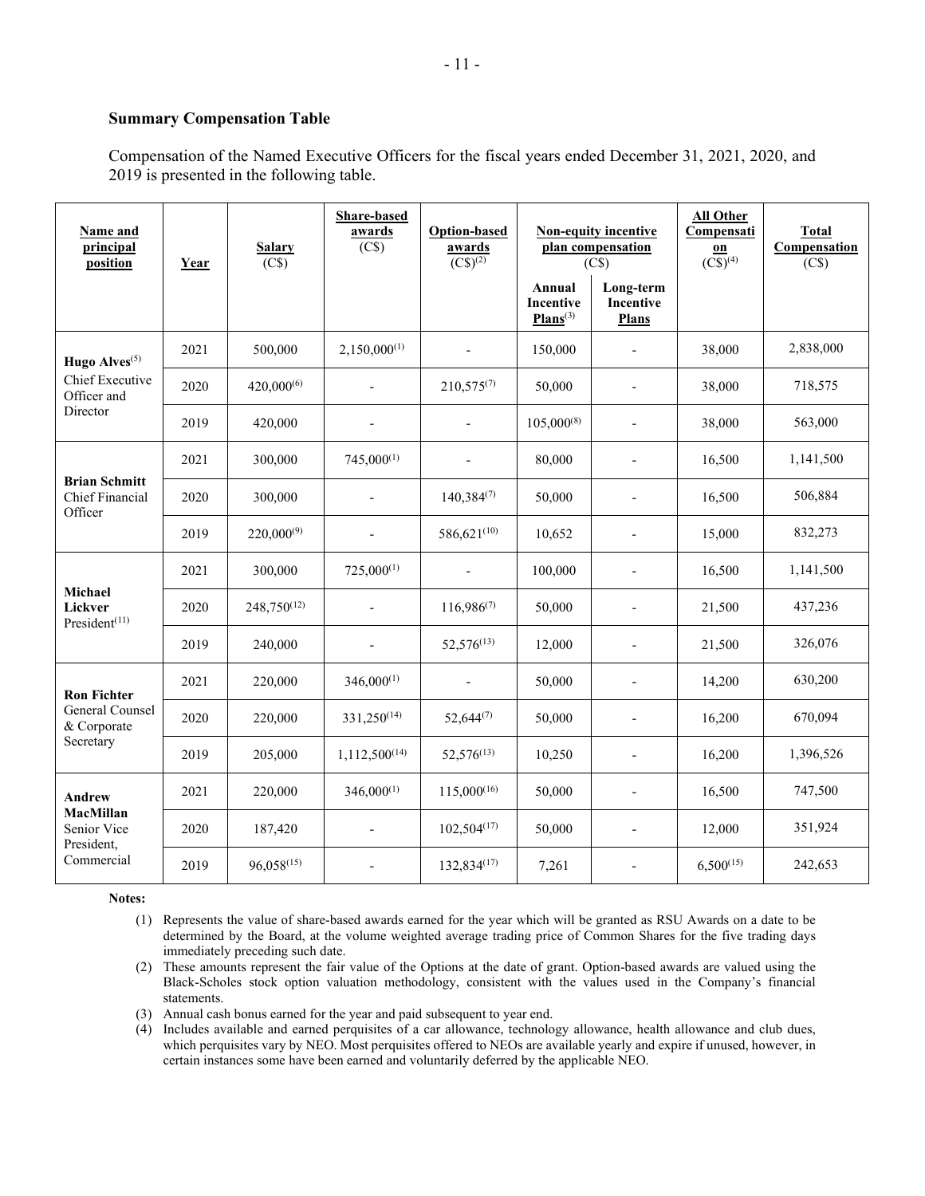### Summary Compensation Table

Compensation of the Named Executive Officers for the fiscal years ended December 31, 2021, 2020, and 2019 is presented in the following table.

| Name and principal position | Year | Salary (C$) | Share-based awards (C$) | Option-based awards (C$)[2] | Non-equity incentive plan compensation (C$) | | All Other Compensation (C$)[4] | Total Compensation (C$) |
|---|---|---|---|---|---|---|---|---|
| | | | | | Annual Incentive Plans[3] | Long-term Incentive Plans | | |
| **Hugo Alves**[5] Chief Executive Officer and Director | 2021 | 500,000 | 2,150,000[1] | - | 150,000 | - | 38,000 | 2,838,000 |
| | 2020 | 420,000[6] | - | 210,575[7] | 50,000 | - | 38,000 | 718,575 |
| | 2019 | 420,000 | - | - | 105,000[8] | - | 38,000 | 563,000 |
| **Brian Schmitt** Chief Financial Officer | 2021 | 300,000 | 745,000[1] | - | 80,000 | - | 16,500 | 1,141,500 |
| | 2020 | 300,000 | - | 140,384[7] | 50,000 | - | 16,500 | 506,884 |
| | 2019 | 220,000[9] | - | 586,621[10] | 10,652 | - | 15,000 | 832,273 |
| **Michael Lickver** President[11] | 2021 | 300,000 | 725,000[1] | - | 100,000 | - | 16,500 | 1,141,500 |
| | 2020 | 248,750[12] | - | 116,986[7] | 50,000 | - | 21,500 | 437,236 |
| | 2019 | 240,000 | - | 52,576[13] | 12,000 | - | 21,500 | 326,076 |
| **Ron Fichter** General Counsel & Corporate Secretary | 2021 | 220,000 | 346,000[1] | - | 50,000 | - | 14,200 | 630,200 |
| | 2020 | 220,000 | 331,250[14] | 52,644[7] | 50,000 | - | 16,200 | 670,094 |
| | 2019 | 205,000 | 1,112,500[14] | 52,576[13] | 10,250 | - | 16,200 | 1,396,526 |
| **Andrew MacMillan** Senior Vice President, Commercial | 2021 | 220,000 | 346,000[1] | 115,000[16] | 50,000 | - | 16,500 | 747,500 |
| | 2020 | 187,420 | - | 102,504[17] | 50,000 | - | 12,000 | 351,924 |
| | 2019 | 96,058[15] | - | 132,834[17] | 7,261 | - | 6,500[15] | 242,653 |

**Notes:**

(1) Represents the value of share-based awards earned for the year which will be granted as RSU Awards on a date to be determined by the Board, at the volume weighted average trading price of Common Shares for the five trading days immediately preceding such date.

(2) These amounts represent the fair value of the Options at the date of grant. Option-based awards are valued using the Black-Scholes stock option valuation methodology, consistent with the values used in the Company's financial statements.

(3) Annual cash bonus earned for the year and paid subsequent to year end.

(4) Includes available and earned perquisites of a car allowance, technology allowance, health allowance and club dues, which perquisites vary by NEO. Most perquisites offered to NEOs are available yearly and expire if unused, however, in certain instances some have been earned and voluntarily deferred by the applicable NEO.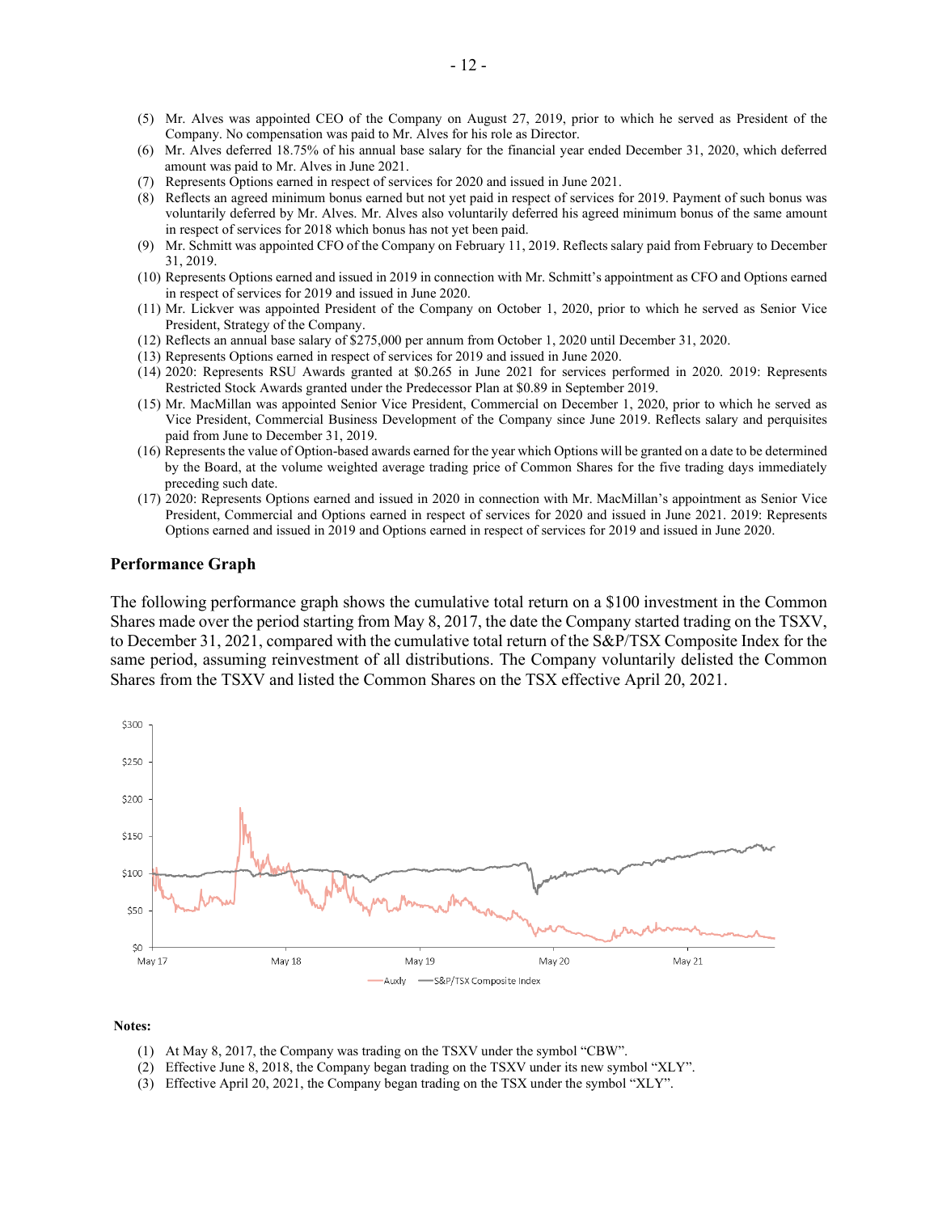(5) Mr. Alves was appointed CEO of the Company on August 27, 2019, prior to which he served as President of the Company. No compensation was paid to Mr. Alves for his role as Director.
(6) Mr. Alves deferred 18.75% of his annual base salary for the financial year ended December 31, 2020, which deferred amount was paid to Mr. Alves in June 2021.
(7) Represents Options earned in respect of services for 2020 and issued in June 2021.
(8) Reflects an agreed minimum bonus earned but not yet paid in respect of services for 2019. Payment of such bonus was voluntarily deferred by Mr. Alves. Mr. Alves also voluntarily deferred his agreed minimum bonus of the same amount in respect of services for 2018 which bonus has not yet been paid.
(9) Mr. Schmitt was appointed CFO of the Company on February 11, 2019. Reflects salary paid from February to December 31, 2019.
(10) Represents Options earned and issued in 2019 in connection with Mr. Schmitt's appointment as CFO and Options earned in respect of services for 2019 and issued in June 2020.
(11) Mr. Lickver was appointed President of the Company on October 1, 2020, prior to which he served as Senior Vice President, Strategy of the Company.
(12) Reflects an annual base salary of $275,000 per annum from October 1, 2020 until December 31, 2020.
(13) Represents Options earned in respect of services for 2019 and issued in June 2020.
(14) 2020: Represents RSU Awards granted at $0.265 in June 2021 for services performed in 2020. 2019: Represents Restricted Stock Awards granted under the Predecessor Plan at $0.89 in September 2019.
(15) Mr. MacMillan was appointed Senior Vice President, Commercial on December 1, 2020, prior to which he served as Vice President, Commercial Business Development of the Company since June 2019. Reflects salary and perquisites paid from June to December 31, 2019.
(16) Represents the value of Option-based awards earned for the year which Options will be granted on a date to be determined by the Board, at the volume weighted average trading price of Common Shares for the five trading days immediately preceding such date.
(17) 2020: Represents Options earned and issued in 2020 in connection with Mr. MacMillan's appointment as Senior Vice President, Commercial and Options earned in respect of services for 2020 and issued in June 2021. 2019: Represents Options earned and issued in 2019 and Options earned in respect of services for 2019 and issued in June 2020.

**Performance Graph**

The following performance graph shows the cumulative total return on a $100 investment in the Common Shares made over the period starting from May 8, 2017, the date the Company started trading on the TSXV, to December 31, 2021, compared with the cumulative total return of the S&P/TSX Composite Index for the same period, assuming reinvestment of all distributions. The Company voluntarily delisted the Common Shares from the TSXV and listed the Common Shares on the TSX effective April 20, 2021.

**Notes:**

(1) At May 8, 2017, the Company was trading on the TSXV under the symbol "CBW".
(2) Effective June 8, 2018, the Company began trading on the TSXV under its new symbol "XLY".
(3) Effective April 20, 2021, the Company began trading on the TSX under the symbol "XLY".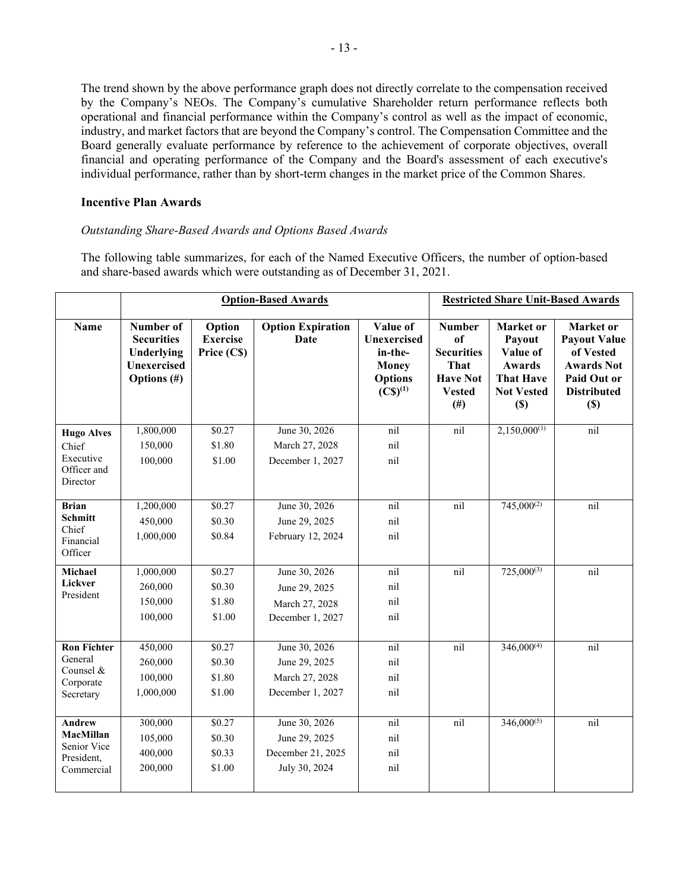The trend shown by the above performance graph does not directly correlate to the compensation received by the Company's NEOs. The Company's cumulative Shareholder return performance reflects both operational and financial performance within the Company's control as well as the impact of economic, industry, and market factors that are beyond the Company's control. The Compensation Committee and the Board generally evaluate performance by reference to the achievement of corporate objectives, overall financial and operating performance of the Company and the Board's assessment of each executive's individual performance, rather than by short-term changes in the market price of the Common Shares.

### Incentive Plan Awards

*Outstanding Share-Based Awards and Options Based Awards*

The following table summarizes, for each of the Named Executive Officers, the number of option-based and share-based awards which were outstanding as of December 31, 2021.

| | Option-Based Awards | | | | Restricted Share Unit-Based Awards | | |
|---|---|---|---|---|---|---|---|
| **Name** | **Number of Securities Underlying Unexercised Options (#)** | **Option Exercise Price (C$)** | **Option Expiration Date** | **Value of Unexercised in-the-Money Options (C$)[1]** | **Number of Securities That Have Not Vested (#)** | **Market or Payout Value of Awards That Have Not Vested ($)** | **Market or Payout Value of Vested Awards Not Paid Out or Distributed ($)** |
| **Hugo Alves** Chief Executive Officer and Director | 1,800,000<br>150,000<br>100,000 | \$0.27<br>\$1.80<br>\$1.00 | June 30, 2026<br>March 27, 2028<br>December 1, 2027 | nil<br>nil<br>nil | nil | 2,150,000[1] | nil |
| **Brian Schmitt** Chief Financial Officer | 1,200,000<br>450,000<br>1,000,000 | \$0.27<br>\$0.30<br>\$0.84 | June 30, 2026<br>June 29, 2025<br>February 12, 2024 | nil<br>nil<br>nil | nil | 745,000[2] | nil |
| **Michael Lickver** President | 1,000,000<br>260,000<br>150,000<br>100,000 | \$0.27<br>\$0.30<br>\$1.80<br>\$1.00 | June 30, 2026<br>June 29, 2025<br>March 27, 2028<br>December 1, 2027 | nil<br>nil<br>nil<br>nil | nil | 725,000[3] | nil |
| **Ron Fichter** General Counsel & Corporate Secretary | 450,000<br>260,000<br>100,000<br>1,000,000 | \$0.27<br>\$0.30<br>\$1.80<br>\$1.00 | June 30, 2026<br>June 29, 2025<br>March 27, 2028<br>December 1, 2027 | nil<br>nil<br>nil<br>nil | nil | 346,000[4] | nil |
| **Andrew MacMillan** Senior Vice President, Commercial | 300,000<br>105,000<br>400,000<br>200,000 | \$0.27<br>\$0.30<br>\$0.33<br>\$1.00 | June 30, 2026<br>June 29, 2025<br>December 21, 2025<br>July 30, 2024 | nil<br>nil<br>nil<br>nil | nil | 346,000[5] | nil |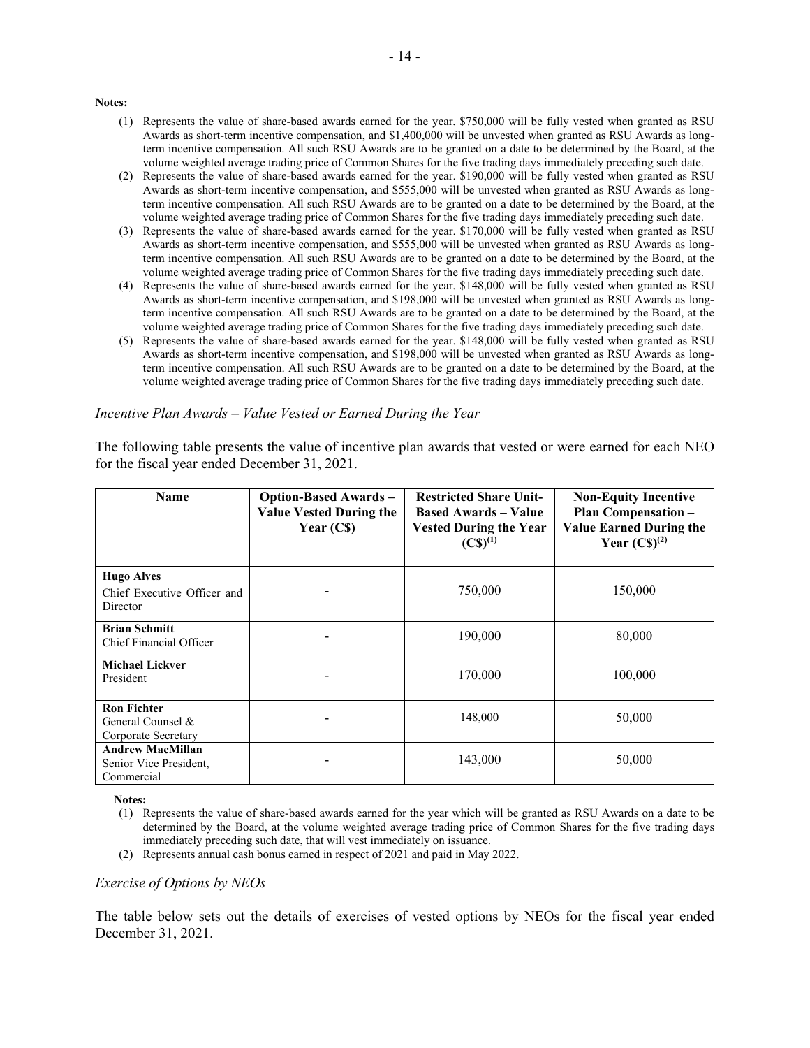**Notes:**

(1) Represents the value of share-based awards earned for the year. $750,000 will be fully vested when granted as RSU Awards as short-term incentive compensation, and $1,400,000 will be unvested when granted as RSU Awards as long-term incentive compensation. All such RSU Awards are to be granted on a date to be determined by the Board, at the volume weighted average trading price of Common Shares for the five trading days immediately preceding such date.

(2) Represents the value of share-based awards earned for the year. $190,000 will be fully vested when granted as RSU Awards as short-term incentive compensation, and $555,000 will be unvested when granted as RSU Awards as long-term incentive compensation. All such RSU Awards are to be granted on a date to be determined by the Board, at the volume weighted average trading price of Common Shares for the five trading days immediately preceding such date.

(3) Represents the value of share-based awards earned for the year. $170,000 will be fully vested when granted as RSU Awards as short-term incentive compensation, and $555,000 will be unvested when granted as RSU Awards as long-term incentive compensation. All such RSU Awards are to be granted on a date to be determined by the Board, at the volume weighted average trading price of Common Shares for the five trading days immediately preceding such date.

(4) Represents the value of share-based awards earned for the year. $148,000 will be fully vested when granted as RSU Awards as short-term incentive compensation, and $198,000 will be unvested when granted as RSU Awards as long-term incentive compensation. All such RSU Awards are to be granted on a date to be determined by the Board, at the volume weighted average trading price of Common Shares for the five trading days immediately preceding such date.

(5) Represents the value of share-based awards earned for the year. $148,000 will be fully vested when granted as RSU Awards as short-term incentive compensation, and $198,000 will be unvested when granted as RSU Awards as long-term incentive compensation. All such RSU Awards are to be granted on a date to be determined by the Board, at the volume weighted average trading price of Common Shares for the five trading days immediately preceding such date.

*Incentive Plan Awards – Value Vested or Earned During the Year*

The following table presents the value of incentive plan awards that vested or were earned for each NEO for the fiscal year ended December 31, 2021.

| Name | Option-Based Awards – Value Vested During the Year (C$) | Restricted Share Unit-Based Awards – Value Vested During the Year (C$)[(1)] | Non-Equity Incentive Plan Compensation – Value Earned During the Year (C$)[(2)] |
|---|---|---|---|
| **Hugo Alves** Chief Executive Officer and Director | - | 750,000 | 150,000 |
| **Brian Schmitt** Chief Financial Officer | - | 190,000 | 80,000 |
| **Michael Lickver** President | - | 170,000 | 100,000 |
| **Ron Fichter** General Counsel & Corporate Secretary | - | 148,000 | 50,000 |
| **Andrew MacMillan** Senior Vice President, Commercial | - | 143,000 | 50,000 |

**Notes:**

(1) Represents the value of share-based awards earned for the year which will be granted as RSU Awards on a date to be determined by the Board, at the volume weighted average trading price of Common Shares for the five trading days immediately preceding such date, that will vest immediately on issuance.

(2) Represents annual cash bonus earned in respect of 2021 and paid in May 2022.

*Exercise of Options by NEOs*

The table below sets out the details of exercises of vested options by NEOs for the fiscal year ended December 31, 2021.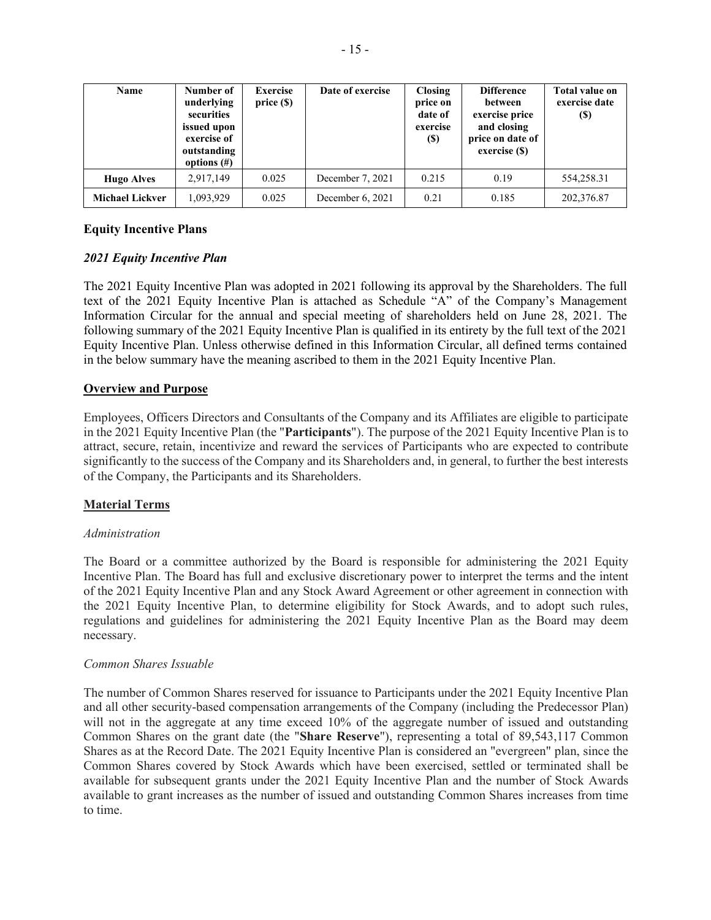| Name | Number of underlying securities issued upon exercise of outstanding options (#) | Exercise price ($) | Date of exercise | Closing price on date of exercise ($) | Difference between exercise price and closing price on date of exercise ($) | Total value on exercise date ($) |
|---|---|---|---|---|---|---|
| **Hugo Alves** | 2,917,149 | 0.025 | December 7, 2021 | 0.215 | 0.19 | 554,258.31 |
| **Michael Lickver** | 1,093,929 | 0.025 | December 6, 2021 | 0.21 | 0.185 | 202,376.87 |

## Equity Incentive Plans

### *2021 Equity Incentive Plan*

The 2021 Equity Incentive Plan was adopted in 2021 following its approval by the Shareholders. The full text of the 2021 Equity Incentive Plan is attached as Schedule "A" of the Company's Management Information Circular for the annual and special meeting of shareholders held on June 28, 2021. The following summary of the 2021 Equity Incentive Plan is qualified in its entirety by the full text of the 2021 Equity Incentive Plan. Unless otherwise defined in this Information Circular, all defined terms contained in the below summary have the meaning ascribed to them in the 2021 Equity Incentive Plan.

### Overview and Purpose

Employees, Officers Directors and Consultants of the Company and its Affiliates are eligible to participate in the 2021 Equity Incentive Plan (the "**Participants**"). The purpose of the 2021 Equity Incentive Plan is to attract, secure, retain, incentivize and reward the services of Participants who are expected to contribute significantly to the success of the Company and its Shareholders and, in general, to further the best interests of the Company, the Participants and its Shareholders.

### Material Terms

*Administration*

The Board or a committee authorized by the Board is responsible for administering the 2021 Equity Incentive Plan. The Board has full and exclusive discretionary power to interpret the terms and the intent of the 2021 Equity Incentive Plan and any Stock Award Agreement or other agreement in connection with the 2021 Equity Incentive Plan, to determine eligibility for Stock Awards, and to adopt such rules, regulations and guidelines for administering the 2021 Equity Incentive Plan as the Board may deem necessary.

*Common Shares Issuable*

The number of Common Shares reserved for issuance to Participants under the 2021 Equity Incentive Plan and all other security-based compensation arrangements of the Company (including the Predecessor Plan) will not in the aggregate at any time exceed 10% of the aggregate number of issued and outstanding Common Shares on the grant date (the "**Share Reserve**"), representing a total of 89,543,117 Common Shares as at the Record Date. The 2021 Equity Incentive Plan is considered an "evergreen" plan, since the Common Shares covered by Stock Awards which have been exercised, settled or terminated shall be available for subsequent grants under the 2021 Equity Incentive Plan and the number of Stock Awards available to grant increases as the number of issued and outstanding Common Shares increases from time to time.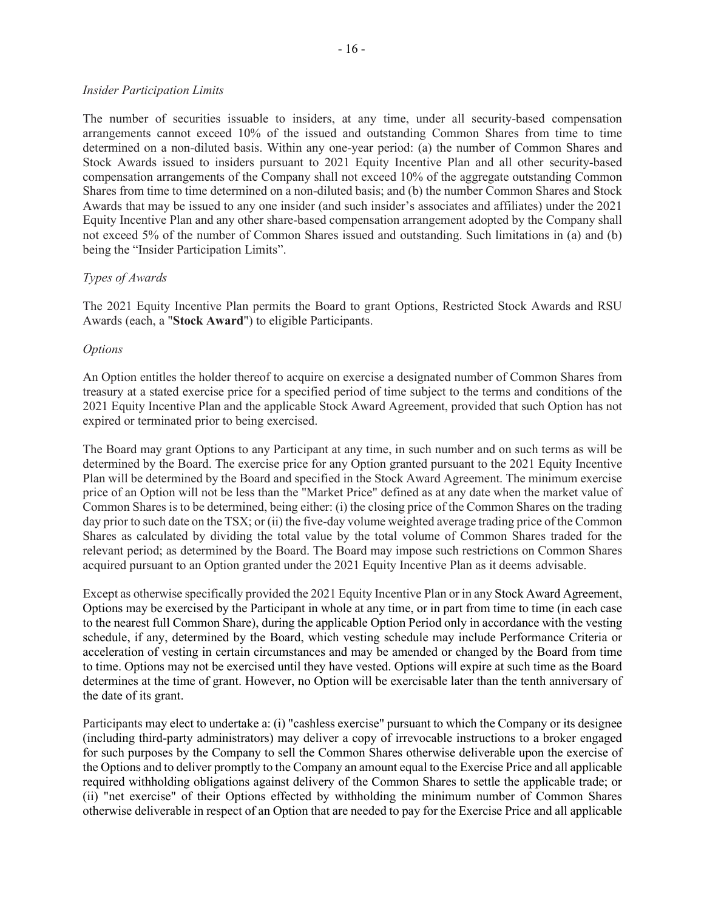*Insider Participation Limits*

The number of securities issuable to insiders, at any time, under all security-based compensation arrangements cannot exceed 10% of the issued and outstanding Common Shares from time to time determined on a non-diluted basis. Within any one-year period: (a) the number of Common Shares and Stock Awards issued to insiders pursuant to 2021 Equity Incentive Plan and all other security-based compensation arrangements of the Company shall not exceed 10% of the aggregate outstanding Common Shares from time to time determined on a non-diluted basis; and (b) the number Common Shares and Stock Awards that may be issued to any one insider (and such insider's associates and affiliates) under the 2021 Equity Incentive Plan and any other share-based compensation arrangement adopted by the Company shall not exceed 5% of the number of Common Shares issued and outstanding. Such limitations in (a) and (b) being the "Insider Participation Limits".

*Types of Awards*

The 2021 Equity Incentive Plan permits the Board to grant Options, Restricted Stock Awards and RSU Awards (each, a "**Stock Award**") to eligible Participants.

*Options*

An Option entitles the holder thereof to acquire on exercise a designated number of Common Shares from treasury at a stated exercise price for a specified period of time subject to the terms and conditions of the 2021 Equity Incentive Plan and the applicable Stock Award Agreement, provided that such Option has not expired or terminated prior to being exercised.

The Board may grant Options to any Participant at any time, in such number and on such terms as will be determined by the Board. The exercise price for any Option granted pursuant to the 2021 Equity Incentive Plan will be determined by the Board and specified in the Stock Award Agreement. The minimum exercise price of an Option will not be less than the "Market Price" defined as at any date when the market value of Common Shares is to be determined, being either: (i) the closing price of the Common Shares on the trading day prior to such date on the TSX; or (ii) the five-day volume weighted average trading price of the Common Shares as calculated by dividing the total value by the total volume of Common Shares traded for the relevant period; as determined by the Board. The Board may impose such restrictions on Common Shares acquired pursuant to an Option granted under the 2021 Equity Incentive Plan as it deems advisable.

Except as otherwise specifically provided the 2021 Equity Incentive Plan or in any Stock Award Agreement, Options may be exercised by the Participant in whole at any time, or in part from time to time (in each case to the nearest full Common Share), during the applicable Option Period only in accordance with the vesting schedule, if any, determined by the Board, which vesting schedule may include Performance Criteria or acceleration of vesting in certain circumstances and may be amended or changed by the Board from time to time. Options may not be exercised until they have vested. Options will expire at such time as the Board determines at the time of grant. However, no Option will be exercisable later than the tenth anniversary of the date of its grant.

Participants may elect to undertake a: (i) "cashless exercise" pursuant to which the Company or its designee (including third-party administrators) may deliver a copy of irrevocable instructions to a broker engaged for such purposes by the Company to sell the Common Shares otherwise deliverable upon the exercise of the Options and to deliver promptly to the Company an amount equal to the Exercise Price and all applicable required withholding obligations against delivery of the Common Shares to settle the applicable trade; or (ii) "net exercise" of their Options effected by withholding the minimum number of Common Shares otherwise deliverable in respect of an Option that are needed to pay for the Exercise Price and all applicable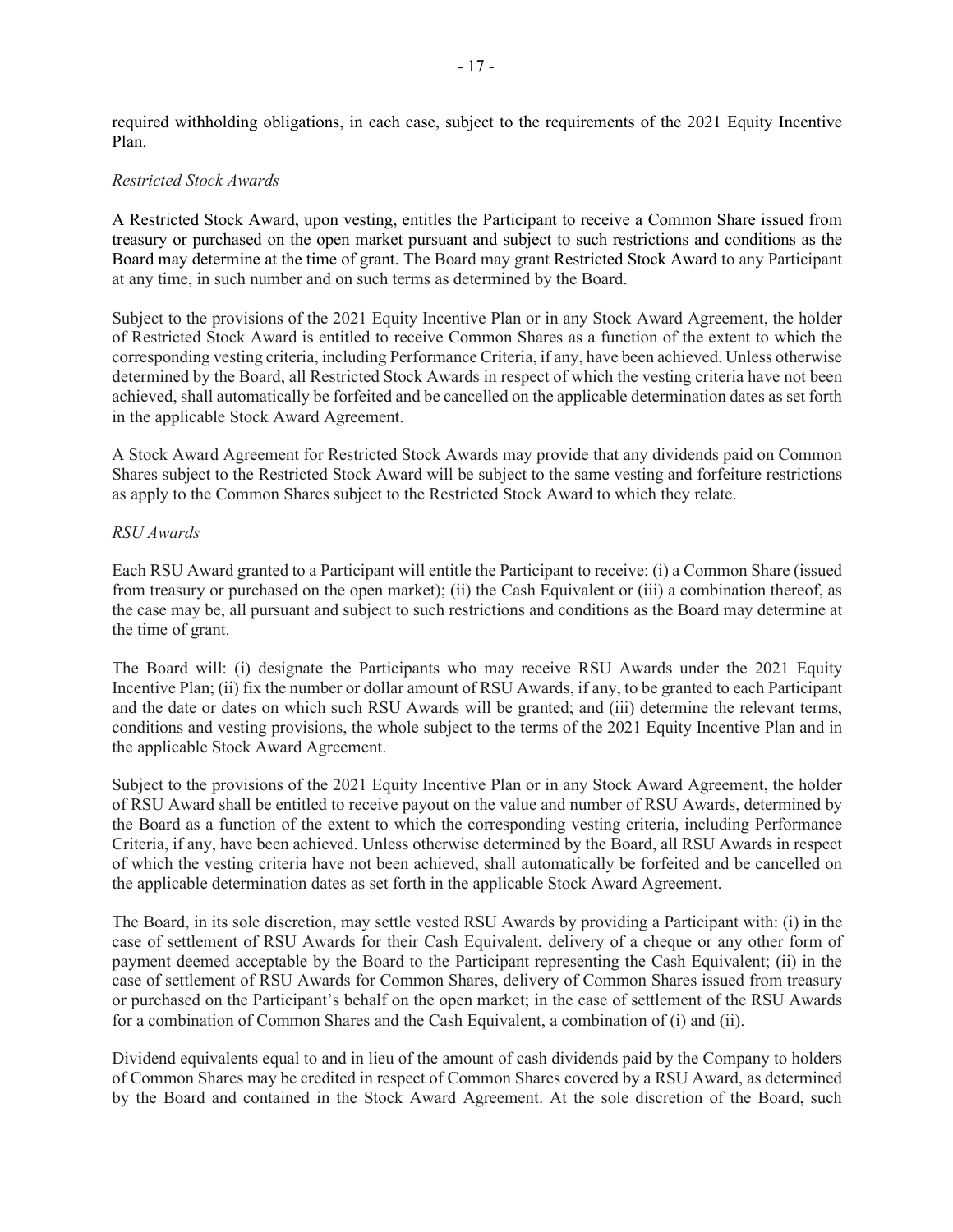required withholding obligations, in each case, subject to the requirements of the 2021 Equity Incentive Plan.

*Restricted Stock Awards*

A Restricted Stock Award, upon vesting, entitles the Participant to receive a Common Share issued from treasury or purchased on the open market pursuant and subject to such restrictions and conditions as the Board may determine at the time of grant. The Board may grant Restricted Stock Award to any Participant at any time, in such number and on such terms as determined by the Board.

Subject to the provisions of the 2021 Equity Incentive Plan or in any Stock Award Agreement, the holder of Restricted Stock Award is entitled to receive Common Shares as a function of the extent to which the corresponding vesting criteria, including Performance Criteria, if any, have been achieved. Unless otherwise determined by the Board, all Restricted Stock Awards in respect of which the vesting criteria have not been achieved, shall automatically be forfeited and be cancelled on the applicable determination dates as set forth in the applicable Stock Award Agreement.

A Stock Award Agreement for Restricted Stock Awards may provide that any dividends paid on Common Shares subject to the Restricted Stock Award will be subject to the same vesting and forfeiture restrictions as apply to the Common Shares subject to the Restricted Stock Award to which they relate.

*RSU Awards*

Each RSU Award granted to a Participant will entitle the Participant to receive: (i) a Common Share (issued from treasury or purchased on the open market); (ii) the Cash Equivalent or (iii) a combination thereof, as the case may be, all pursuant and subject to such restrictions and conditions as the Board may determine at the time of grant.

The Board will: (i) designate the Participants who may receive RSU Awards under the 2021 Equity Incentive Plan; (ii) fix the number or dollar amount of RSU Awards, if any, to be granted to each Participant and the date or dates on which such RSU Awards will be granted; and (iii) determine the relevant terms, conditions and vesting provisions, the whole subject to the terms of the 2021 Equity Incentive Plan and in the applicable Stock Award Agreement.

Subject to the provisions of the 2021 Equity Incentive Plan or in any Stock Award Agreement, the holder of RSU Award shall be entitled to receive payout on the value and number of RSU Awards, determined by the Board as a function of the extent to which the corresponding vesting criteria, including Performance Criteria, if any, have been achieved. Unless otherwise determined by the Board, all RSU Awards in respect of which the vesting criteria have not been achieved, shall automatically be forfeited and be cancelled on the applicable determination dates as set forth in the applicable Stock Award Agreement.

The Board, in its sole discretion, may settle vested RSU Awards by providing a Participant with: (i) in the case of settlement of RSU Awards for their Cash Equivalent, delivery of a cheque or any other form of payment deemed acceptable by the Board to the Participant representing the Cash Equivalent; (ii) in the case of settlement of RSU Awards for Common Shares, delivery of Common Shares issued from treasury or purchased on the Participant's behalf on the open market; in the case of settlement of the RSU Awards for a combination of Common Shares and the Cash Equivalent, a combination of (i) and (ii).

Dividend equivalents equal to and in lieu of the amount of cash dividends paid by the Company to holders of Common Shares may be credited in respect of Common Shares covered by a RSU Award, as determined by the Board and contained in the Stock Award Agreement. At the sole discretion of the Board, such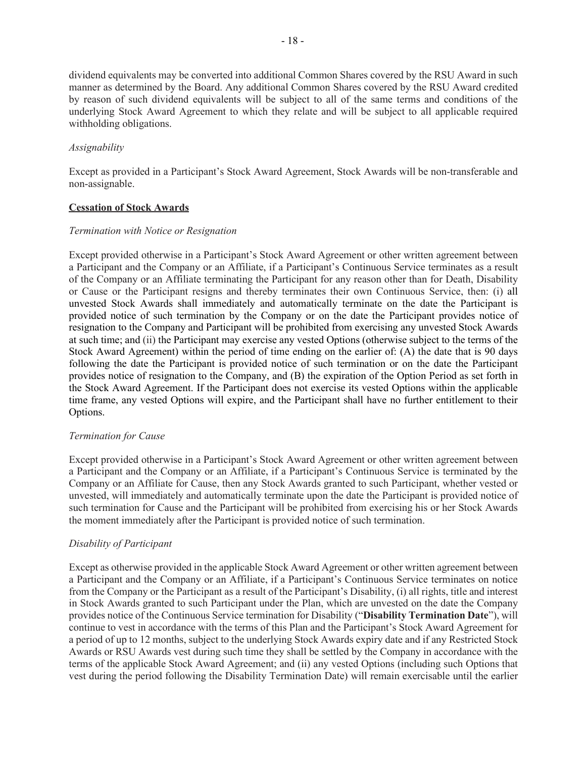dividend equivalents may be converted into additional Common Shares covered by the RSU Award in such manner as determined by the Board. Any additional Common Shares covered by the RSU Award credited by reason of such dividend equivalents will be subject to all of the same terms and conditions of the underlying Stock Award Agreement to which they relate and will be subject to all applicable required withholding obligations.

*Assignability*

Except as provided in a Participant's Stock Award Agreement, Stock Awards will be non-transferable and non-assignable.

**Cessation of Stock Awards**

*Termination with Notice or Resignation*

Except provided otherwise in a Participant's Stock Award Agreement or other written agreement between a Participant and the Company or an Affiliate, if a Participant's Continuous Service terminates as a result of the Company or an Affiliate terminating the Participant for any reason other than for Death, Disability or Cause or the Participant resigns and thereby terminates their own Continuous Service, then: (i) all unvested Stock Awards shall immediately and automatically terminate on the date the Participant is provided notice of such termination by the Company or on the date the Participant provides notice of resignation to the Company and Participant will be prohibited from exercising any unvested Stock Awards at such time; and (ii) the Participant may exercise any vested Options (otherwise subject to the terms of the Stock Award Agreement) within the period of time ending on the earlier of: (A) the date that is 90 days following the date the Participant is provided notice of such termination or on the date the Participant provides notice of resignation to the Company, and (B) the expiration of the Option Period as set forth in the Stock Award Agreement. If the Participant does not exercise its vested Options within the applicable time frame, any vested Options will expire, and the Participant shall have no further entitlement to their Options.

*Termination for Cause*

Except provided otherwise in a Participant's Stock Award Agreement or other written agreement between a Participant and the Company or an Affiliate, if a Participant's Continuous Service is terminated by the Company or an Affiliate for Cause, then any Stock Awards granted to such Participant, whether vested or unvested, will immediately and automatically terminate upon the date the Participant is provided notice of such termination for Cause and the Participant will be prohibited from exercising his or her Stock Awards the moment immediately after the Participant is provided notice of such termination.

*Disability of Participant*

Except as otherwise provided in the applicable Stock Award Agreement or other written agreement between a Participant and the Company or an Affiliate, if a Participant's Continuous Service terminates on notice from the Company or the Participant as a result of the Participant's Disability, (i) all rights, title and interest in Stock Awards granted to such Participant under the Plan, which are unvested on the date the Company provides notice of the Continuous Service termination for Disability ("**Disability Termination Date**"), will continue to vest in accordance with the terms of this Plan and the Participant's Stock Award Agreement for a period of up to 12 months, subject to the underlying Stock Awards expiry date and if any Restricted Stock Awards or RSU Awards vest during such time they shall be settled by the Company in accordance with the terms of the applicable Stock Award Agreement; and (ii) any vested Options (including such Options that vest during the period following the Disability Termination Date) will remain exercisable until the earlier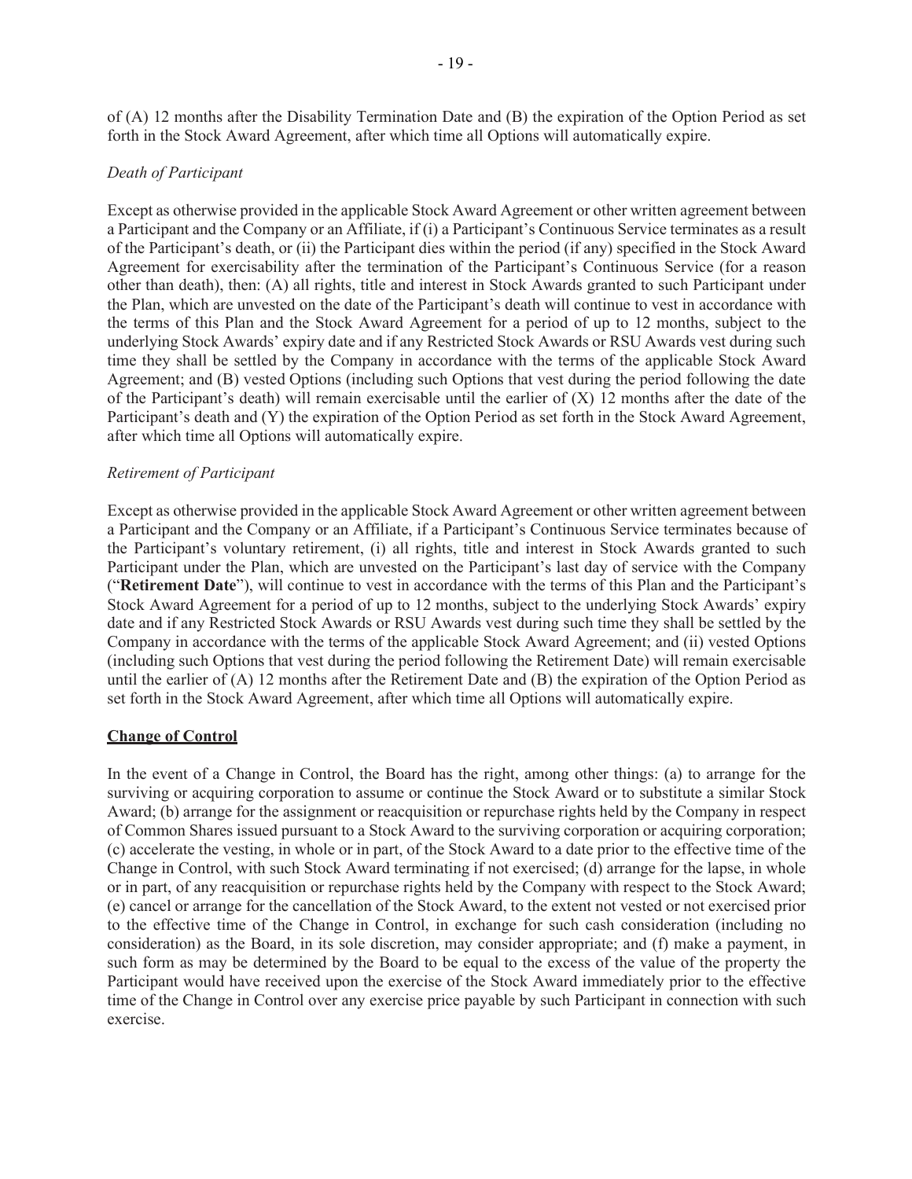of (A) 12 months after the Disability Termination Date and (B) the expiration of the Option Period as set forth in the Stock Award Agreement, after which time all Options will automatically expire.

*Death of Participant*

Except as otherwise provided in the applicable Stock Award Agreement or other written agreement between a Participant and the Company or an Affiliate, if (i) a Participant's Continuous Service terminates as a result of the Participant's death, or (ii) the Participant dies within the period (if any) specified in the Stock Award Agreement for exercisability after the termination of the Participant's Continuous Service (for a reason other than death), then: (A) all rights, title and interest in Stock Awards granted to such Participant under the Plan, which are unvested on the date of the Participant's death will continue to vest in accordance with the terms of this Plan and the Stock Award Agreement for a period of up to 12 months, subject to the underlying Stock Awards' expiry date and if any Restricted Stock Awards or RSU Awards vest during such time they shall be settled by the Company in accordance with the terms of the applicable Stock Award Agreement; and (B) vested Options (including such Options that vest during the period following the date of the Participant's death) will remain exercisable until the earlier of (X) 12 months after the date of the Participant's death and (Y) the expiration of the Option Period as set forth in the Stock Award Agreement, after which time all Options will automatically expire.

*Retirement of Participant*

Except as otherwise provided in the applicable Stock Award Agreement or other written agreement between a Participant and the Company or an Affiliate, if a Participant's Continuous Service terminates because of the Participant's voluntary retirement, (i) all rights, title and interest in Stock Awards granted to such Participant under the Plan, which are unvested on the Participant's last day of service with the Company ("**Retirement Date**"), will continue to vest in accordance with the terms of this Plan and the Participant's Stock Award Agreement for a period of up to 12 months, subject to the underlying Stock Awards' expiry date and if any Restricted Stock Awards or RSU Awards vest during such time they shall be settled by the Company in accordance with the terms of the applicable Stock Award Agreement; and (ii) vested Options (including such Options that vest during the period following the Retirement Date) will remain exercisable until the earlier of (A) 12 months after the Retirement Date and (B) the expiration of the Option Period as set forth in the Stock Award Agreement, after which time all Options will automatically expire.

**Change of Control**

In the event of a Change in Control, the Board has the right, among other things: (a) to arrange for the surviving or acquiring corporation to assume or continue the Stock Award or to substitute a similar Stock Award; (b) arrange for the assignment or reacquisition or repurchase rights held by the Company in respect of Common Shares issued pursuant to a Stock Award to the surviving corporation or acquiring corporation; (c) accelerate the vesting, in whole or in part, of the Stock Award to a date prior to the effective time of the Change in Control, with such Stock Award terminating if not exercised; (d) arrange for the lapse, in whole or in part, of any reacquisition or repurchase rights held by the Company with respect to the Stock Award; (e) cancel or arrange for the cancellation of the Stock Award, to the extent not vested or not exercised prior to the effective time of the Change in Control, in exchange for such cash consideration (including no consideration) as the Board, in its sole discretion, may consider appropriate; and (f) make a payment, in such form as may be determined by the Board to be equal to the excess of the value of the property the Participant would have received upon the exercise of the Stock Award immediately prior to the effective time of the Change in Control over any exercise price payable by such Participant in connection with such exercise.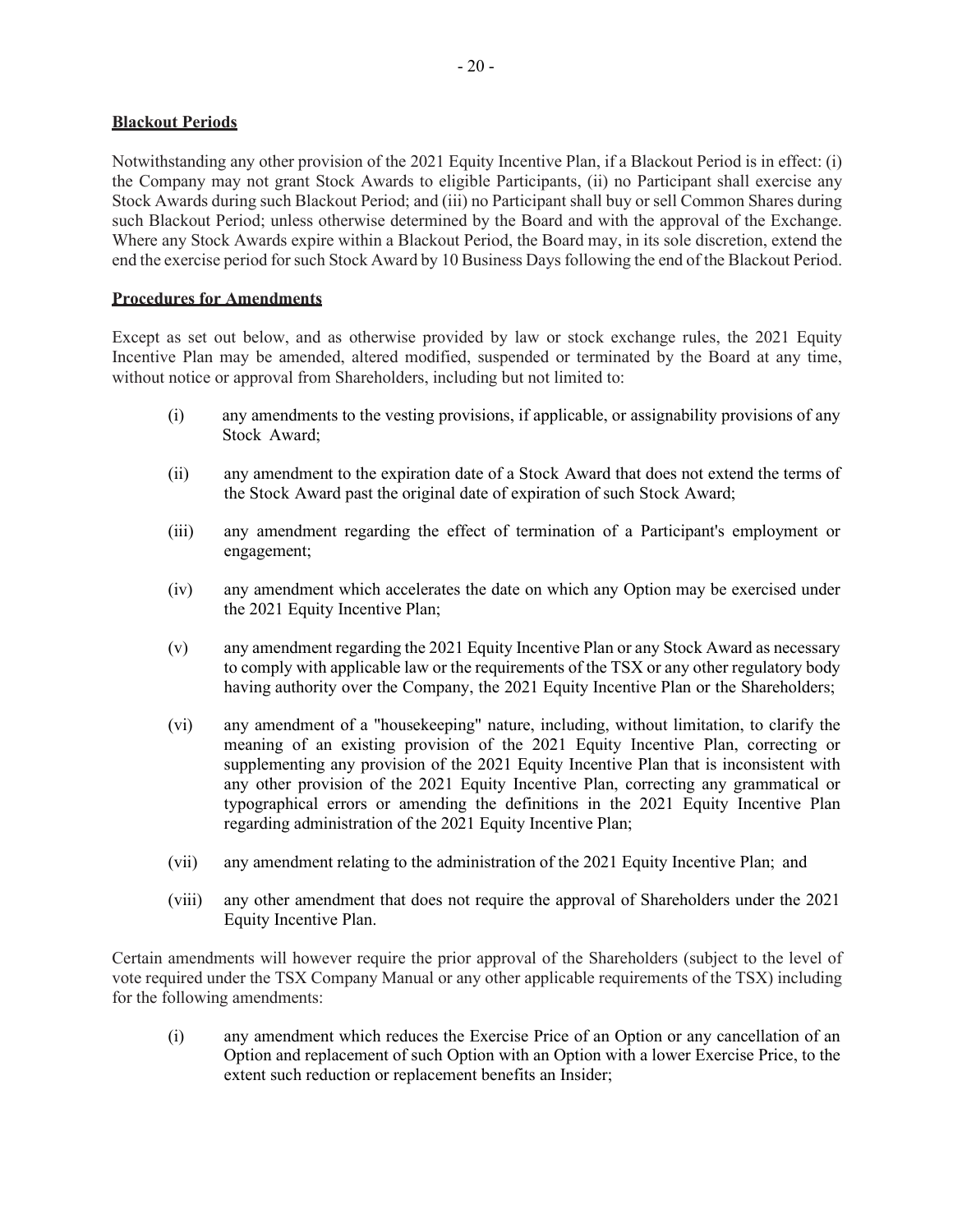**Blackout Periods**

Notwithstanding any other provision of the 2021 Equity Incentive Plan, if a Blackout Period is in effect: (i) the Company may not grant Stock Awards to eligible Participants, (ii) no Participant shall exercise any Stock Awards during such Blackout Period; and (iii) no Participant shall buy or sell Common Shares during such Blackout Period; unless otherwise determined by the Board and with the approval of the Exchange. Where any Stock Awards expire within a Blackout Period, the Board may, in its sole discretion, extend the end the exercise period for such Stock Award by 10 Business Days following the end of the Blackout Period.

**Procedures for Amendments**

Except as set out below, and as otherwise provided by law or stock exchange rules, the 2021 Equity Incentive Plan may be amended, altered modified, suspended or terminated by the Board at any time, without notice or approval from Shareholders, including but not limited to:

(i) any amendments to the vesting provisions, if applicable, or assignability provisions of any Stock Award;

(ii) any amendment to the expiration date of a Stock Award that does not extend the terms of the Stock Award past the original date of expiration of such Stock Award;

(iii) any amendment regarding the effect of termination of a Participant's employment or engagement;

(iv) any amendment which accelerates the date on which any Option may be exercised under the 2021 Equity Incentive Plan;

(v) any amendment regarding the 2021 Equity Incentive Plan or any Stock Award as necessary to comply with applicable law or the requirements of the TSX or any other regulatory body having authority over the Company, the 2021 Equity Incentive Plan or the Shareholders;

(vi) any amendment of a "housekeeping" nature, including, without limitation, to clarify the meaning of an existing provision of the 2021 Equity Incentive Plan, correcting or supplementing any provision of the 2021 Equity Incentive Plan that is inconsistent with any other provision of the 2021 Equity Incentive Plan, correcting any grammatical or typographical errors or amending the definitions in the 2021 Equity Incentive Plan regarding administration of the 2021 Equity Incentive Plan;

(vii) any amendment relating to the administration of the 2021 Equity Incentive Plan; and

(viii) any other amendment that does not require the approval of Shareholders under the 2021 Equity Incentive Plan.

Certain amendments will however require the prior approval of the Shareholders (subject to the level of vote required under the TSX Company Manual or any other applicable requirements of the TSX) including for the following amendments:

(i) any amendment which reduces the Exercise Price of an Option or any cancellation of an Option and replacement of such Option with an Option with a lower Exercise Price, to the extent such reduction or replacement benefits an Insider;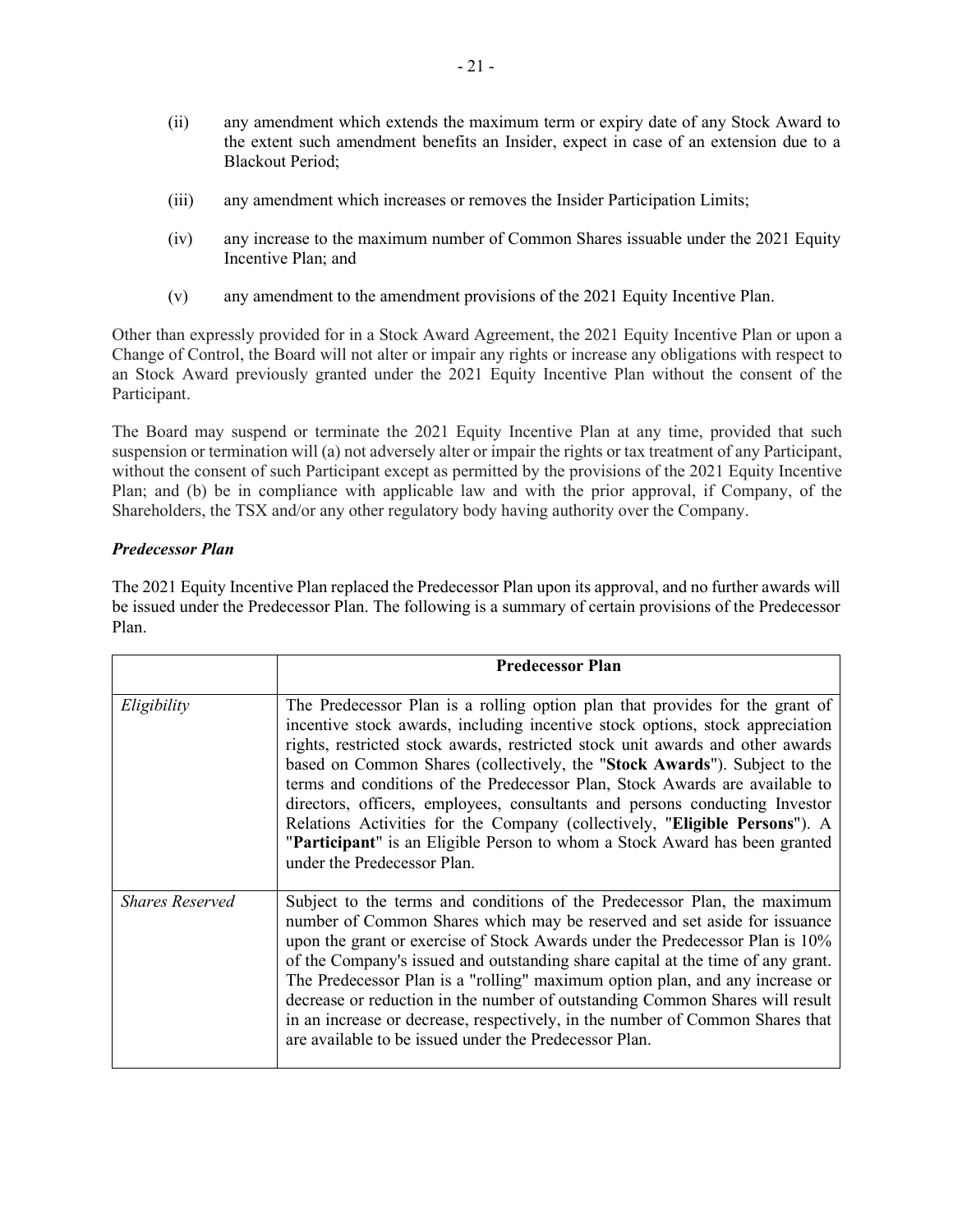(ii) any amendment which extends the maximum term or expiry date of any Stock Award to the extent such amendment benefits an Insider, expect in case of an extension due to a Blackout Period;

(iii) any amendment which increases or removes the Insider Participation Limits;

(iv) any increase to the maximum number of Common Shares issuable under the 2021 Equity Incentive Plan; and

(v) any amendment to the amendment provisions of the 2021 Equity Incentive Plan.

Other than expressly provided for in a Stock Award Agreement, the 2021 Equity Incentive Plan or upon a Change of Control, the Board will not alter or impair any rights or increase any obligations with respect to an Stock Award previously granted under the 2021 Equity Incentive Plan without the consent of the Participant.

The Board may suspend or terminate the 2021 Equity Incentive Plan at any time, provided that such suspension or termination will (a) not adversely alter or impair the rights or tax treatment of any Participant, without the consent of such Participant except as permitted by the provisions of the 2021 Equity Incentive Plan; and (b) be in compliance with applicable law and with the prior approval, if Company, of the Shareholders, the TSX and/or any other regulatory body having authority over the Company.

***Predecessor Plan***

The 2021 Equity Incentive Plan replaced the Predecessor Plan upon its approval, and no further awards will be issued under the Predecessor Plan. The following is a summary of certain provisions of the Predecessor Plan.

| | **Predecessor Plan** |
|---|---|
| *Eligibility* | The Predecessor Plan is a rolling option plan that provides for the grant of incentive stock awards, including incentive stock options, stock appreciation rights, restricted stock awards, restricted stock unit awards and other awards based on Common Shares (collectively, the "**Stock Awards**"). Subject to the terms and conditions of the Predecessor Plan, Stock Awards are available to directors, officers, employees, consultants and persons conducting Investor Relations Activities for the Company (collectively, "**Eligible Persons**"). A "**Participant**" is an Eligible Person to whom a Stock Award has been granted under the Predecessor Plan. |
| *Shares Reserved* | Subject to the terms and conditions of the Predecessor Plan, the maximum number of Common Shares which may be reserved and set aside for issuance upon the grant or exercise of Stock Awards under the Predecessor Plan is 10% of the Company's issued and outstanding share capital at the time of any grant. The Predecessor Plan is a "rolling" maximum option plan, and any increase or decrease or reduction in the number of outstanding Common Shares will result in an increase or decrease, respectively, in the number of Common Shares that are available to be issued under the Predecessor Plan. |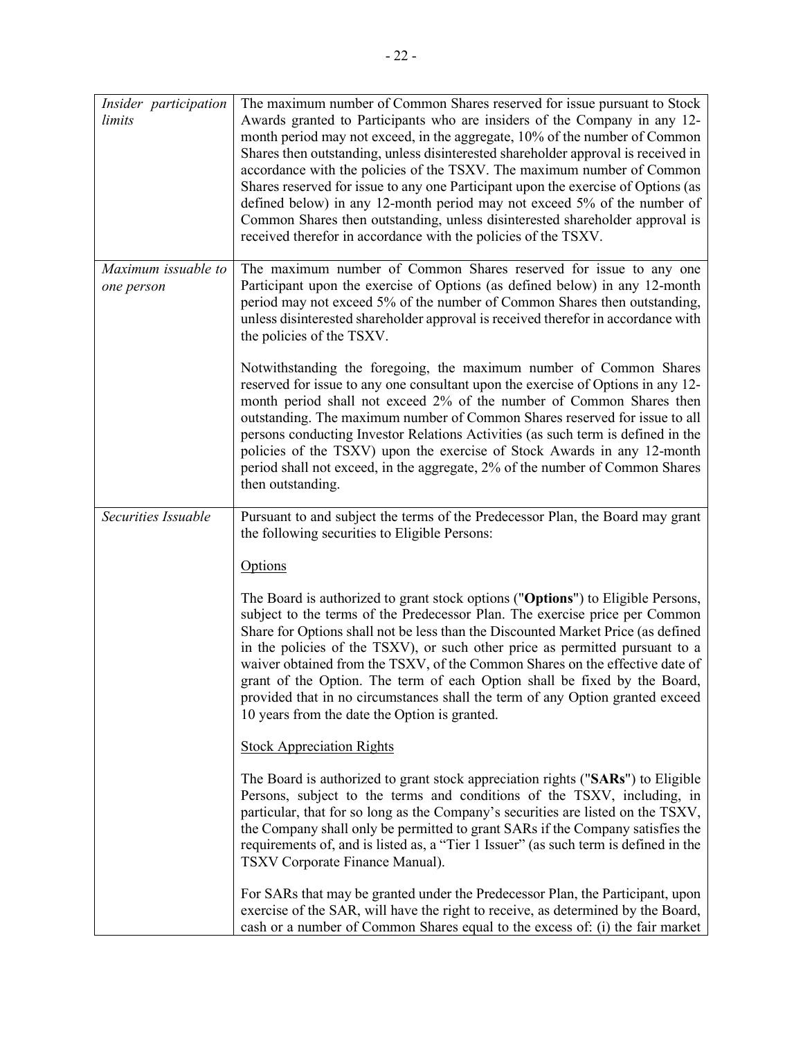| | |
|---|---|
| *Insider participation limits* | The maximum number of Common Shares reserved for issue pursuant to Stock Awards granted to Participants who are insiders of the Company in any 12-month period may not exceed, in the aggregate, 10% of the number of Common Shares then outstanding, unless disinterested shareholder approval is received in accordance with the policies of the TSXV. The maximum number of Common Shares reserved for issue to any one Participant upon the exercise of Options (as defined below) in any 12-month period may not exceed 5% of the number of Common Shares then outstanding, unless disinterested shareholder approval is received therefor in accordance with the policies of the TSXV. |
| *Maximum issuable to one person* | The maximum number of Common Shares reserved for issue to any one Participant upon the exercise of Options (as defined below) in any 12-month period may not exceed 5% of the number of Common Shares then outstanding, unless disinterested shareholder approval is received therefor in accordance with the policies of the TSXV.<br><br>Notwithstanding the foregoing, the maximum number of Common Shares reserved for issue to any one consultant upon the exercise of Options in any 12-month period shall not exceed 2% of the number of Common Shares then outstanding. The maximum number of Common Shares reserved for issue to all persons conducting Investor Relations Activities (as such term is defined in the policies of the TSXV) upon the exercise of Stock Awards in any 12-month period shall not exceed, in the aggregate, 2% of the number of Common Shares then outstanding. |
| *Securities Issuable* | Pursuant to and subject the terms of the Predecessor Plan, the Board may grant the following securities to Eligible Persons:<br><br><u>Options</u><br><br>The Board is authorized to grant stock options ("**Options**") to Eligible Persons, subject to the terms of the Predecessor Plan. The exercise price per Common Share for Options shall not be less than the Discounted Market Price (as defined in the policies of the TSXV), or such other price as permitted pursuant to a waiver obtained from the TSXV, of the Common Shares on the effective date of grant of the Option. The term of each Option shall be fixed by the Board, provided that in no circumstances shall the term of any Option granted exceed 10 years from the date the Option is granted.<br><br><u>Stock Appreciation Rights</u><br><br>The Board is authorized to grant stock appreciation rights ("**SARs**") to Eligible Persons, subject to the terms and conditions of the TSXV, including, in particular, that for so long as the Company's securities are listed on the TSXV, the Company shall only be permitted to grant SARs if the Company satisfies the requirements of, and is listed as, a "Tier 1 Issuer" (as such term is defined in the TSXV Corporate Finance Manual).<br><br>For SARs that may be granted under the Predecessor Plan, the Participant, upon exercise of the SAR, will have the right to receive, as determined by the Board, cash or a number of Common Shares equal to the excess of: (i) the fair market |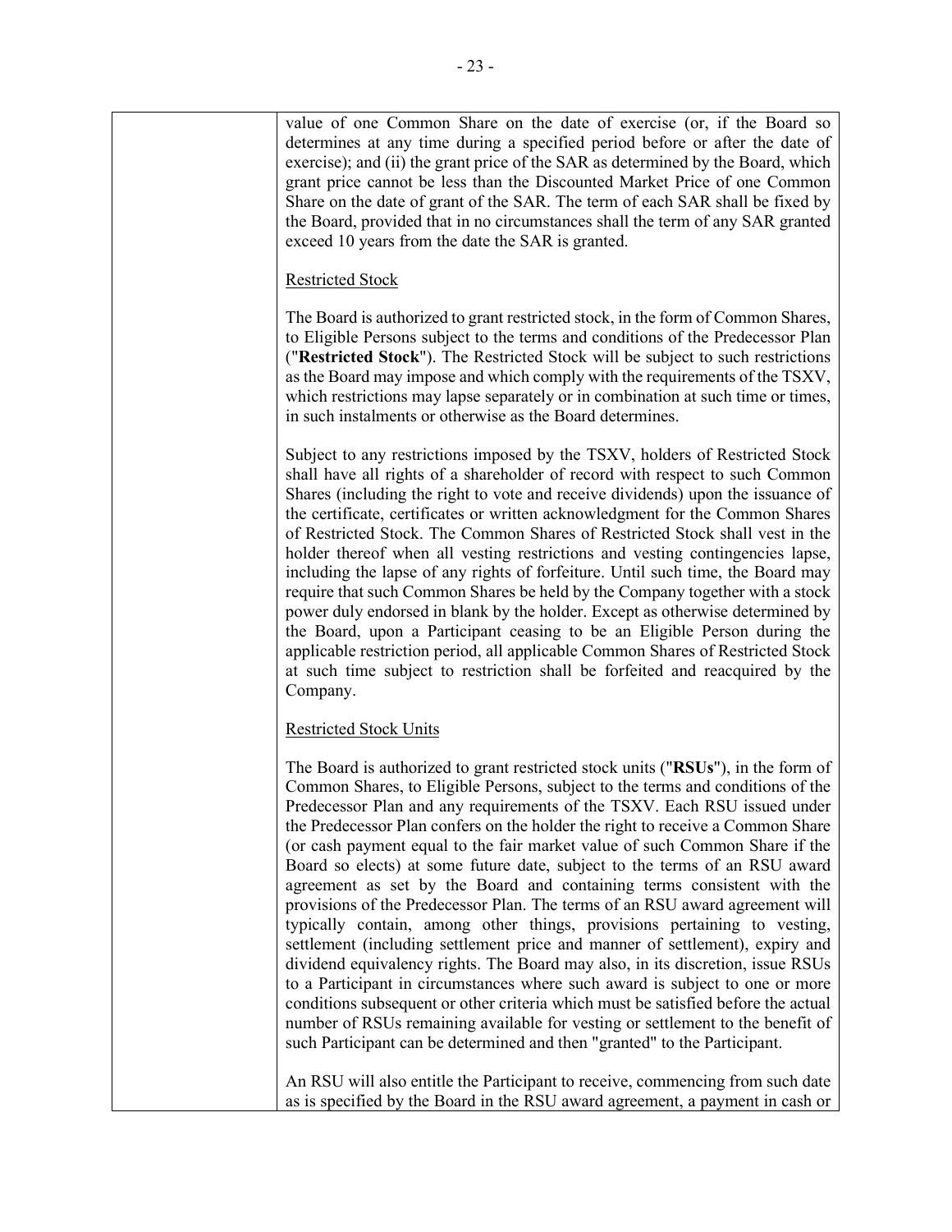| | value of one Common Share on the date of exercise (or, if the Board so determines at any time during a specified period before or after the date of exercise); and (ii) the grant price of the SAR as determined by the Board, which grant price cannot be less than the Discounted Market Price of one Common Share on the date of grant of the SAR. The term of each SAR shall be fixed by the Board, provided that in no circumstances shall the term of any SAR granted exceed 10 years from the date the SAR is granted.<br><br><u>Restricted Stock</u><br><br>The Board is authorized to grant restricted stock, in the form of Common Shares, to Eligible Persons subject to the terms and conditions of the Predecessor Plan ("**Restricted Stock**"). The Restricted Stock will be subject to such restrictions as the Board may impose and which comply with the requirements of the TSXV, which restrictions may lapse separately or in combination at such time or times, in such instalments or otherwise as the Board determines.<br><br>Subject to any restrictions imposed by the TSXV, holders of Restricted Stock shall have all rights of a shareholder of record with respect to such Common Shares (including the right to vote and receive dividends) upon the issuance of the certificate, certificates or written acknowledgment for the Common Shares of Restricted Stock. The Common Shares of Restricted Stock shall vest in the holder thereof when all vesting restrictions and vesting contingencies lapse, including the lapse of any rights of forfeiture. Until such time, the Board may require that such Common Shares be held by the Company together with a stock power duly endorsed in blank by the holder. Except as otherwise determined by the Board, upon a Participant ceasing to be an Eligible Person during the applicable restriction period, all applicable Common Shares of Restricted Stock at such time subject to restriction shall be forfeited and reacquired by the Company.<br><br><u>Restricted Stock Units</u><br><br>The Board is authorized to grant restricted stock units ("**RSUs**"), in the form of Common Shares, to Eligible Persons, subject to the terms and conditions of the Predecessor Plan and any requirements of the TSXV. Each RSU issued under the Predecessor Plan confers on the holder the right to receive a Common Share (or cash payment equal to the fair market value of such Common Share if the Board so elects) at some future date, subject to the terms of an RSU award agreement as set by the Board and containing terms consistent with the provisions of the Predecessor Plan. The terms of an RSU award agreement will typically contain, among other things, provisions pertaining to vesting, settlement (including settlement price and manner of settlement), expiry and dividend equivalency rights. The Board may also, in its discretion, issue RSUs to a Participant in circumstances where such award is subject to one or more conditions subsequent or other criteria which must be satisfied before the actual number of RSUs remaining available for vesting or settlement to the benefit of such Participant can be determined and then "granted" to the Participant.<br><br>An RSU will also entitle the Participant to receive, commencing from such date as is specified by the Board in the RSU award agreement, a payment in cash or |
|---|---|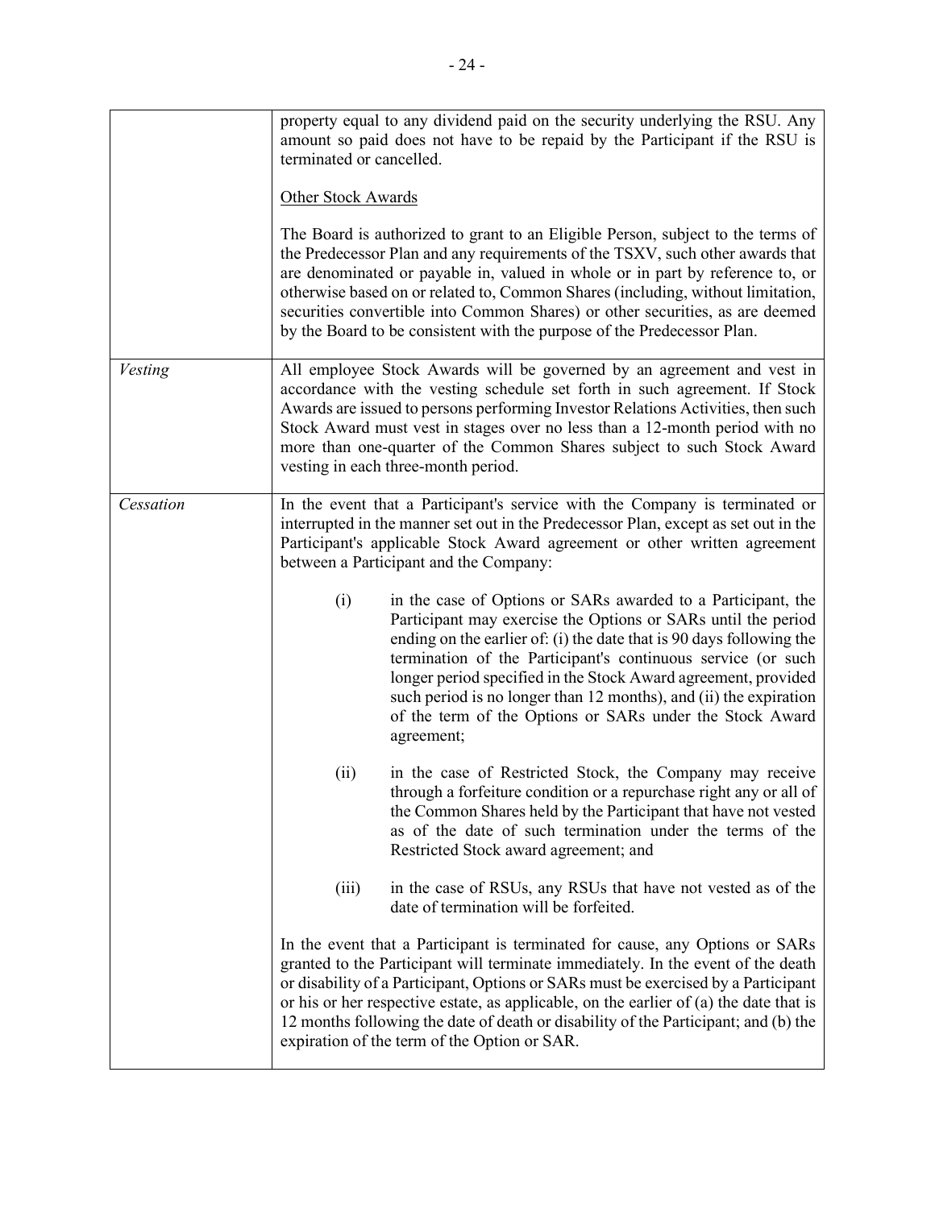| | |
|---|---|
| | property equal to any dividend paid on the security underlying the RSU. Any amount so paid does not have to be repaid by the Participant if the RSU is terminated or cancelled.<br><br><u>Other Stock Awards</u><br><br>The Board is authorized to grant to an Eligible Person, subject to the terms of the Predecessor Plan and any requirements of the TSXV, such other awards that are denominated or payable in, valued in whole or in part by reference to, or otherwise based on or related to, Common Shares (including, without limitation, securities convertible into Common Shares) or other securities, as are deemed by the Board to be consistent with the purpose of the Predecessor Plan. |
| *Vesting* | All employee Stock Awards will be governed by an agreement and vest in accordance with the vesting schedule set forth in such agreement. If Stock Awards are issued to persons performing Investor Relations Activities, then such Stock Award must vest in stages over no less than a 12-month period with no more than one-quarter of the Common Shares subject to such Stock Award vesting in each three-month period. |
| *Cessation* | In the event that a Participant's service with the Company is terminated or interrupted in the manner set out in the Predecessor Plan, except as set out in the Participant's applicable Stock Award agreement or other written agreement between a Participant and the Company:<br><br>(i) in the case of Options or SARs awarded to a Participant, the Participant may exercise the Options or SARs until the period ending on the earlier of: (i) the date that is 90 days following the termination of the Participant's continuous service (or such longer period specified in the Stock Award agreement, provided such period is no longer than 12 months), and (ii) the expiration of the term of the Options or SARs under the Stock Award agreement;<br><br>(ii) in the case of Restricted Stock, the Company may receive through a forfeiture condition or a repurchase right any or all of the Common Shares held by the Participant that have not vested as of the date of such termination under the terms of the Restricted Stock award agreement; and<br><br>(iii) in the case of RSUs, any RSUs that have not vested as of the date of termination will be forfeited.<br><br>In the event that a Participant is terminated for cause, any Options or SARs granted to the Participant will terminate immediately. In the event of the death or disability of a Participant, Options or SARs must be exercised by a Participant or his or her respective estate, as applicable, on the earlier of (a) the date that is 12 months following the date of death or disability of the Participant; and (b) the expiration of the term of the Option or SAR. |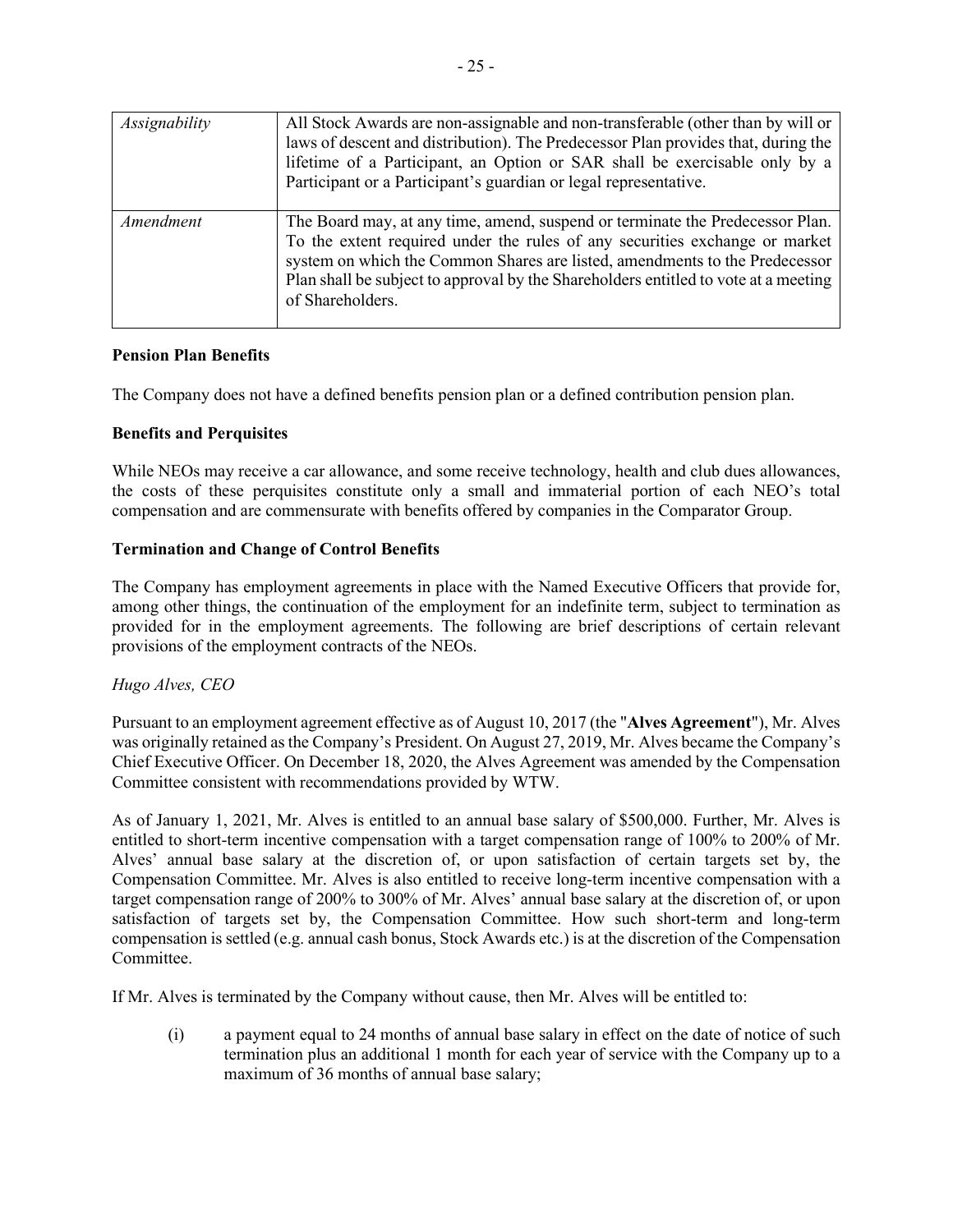| Assignability | All Stock Awards are non-assignable and non-transferable (other than by will or laws of descent and distribution). The Predecessor Plan provides that, during the lifetime of a Participant, an Option or SAR shall be exercisable only by a Participant or a Participant's guardian or legal representative. |
|---|---|
| *Amendment* | The Board may, at any time, amend, suspend or terminate the Predecessor Plan. To the extent required under the rules of any securities exchange or market system on which the Common Shares are listed, amendments to the Predecessor Plan shall be subject to approval by the Shareholders entitled to vote at a meeting of Shareholders. |

**Pension Plan Benefits**

The Company does not have a defined benefits pension plan or a defined contribution pension plan.

**Benefits and Perquisites**

While NEOs may receive a car allowance, and some receive technology, health and club dues allowances, the costs of these perquisites constitute only a small and immaterial portion of each NEO's total compensation and are commensurate with benefits offered by companies in the Comparator Group.

**Termination and Change of Control Benefits**

The Company has employment agreements in place with the Named Executive Officers that provide for, among other things, the continuation of the employment for an indefinite term, subject to termination as provided for in the employment agreements. The following are brief descriptions of certain relevant provisions of the employment contracts of the NEOs.

*Hugo Alves, CEO*

Pursuant to an employment agreement effective as of August 10, 2017 (the "**Alves Agreement**"), Mr. Alves was originally retained as the Company's President. On August 27, 2019, Mr. Alves became the Company's Chief Executive Officer. On December 18, 2020, the Alves Agreement was amended by the Compensation Committee consistent with recommendations provided by WTW.

As of January 1, 2021, Mr. Alves is entitled to an annual base salary of $500,000. Further, Mr. Alves is entitled to short-term incentive compensation with a target compensation range of 100% to 200% of Mr. Alves' annual base salary at the discretion of, or upon satisfaction of certain targets set by, the Compensation Committee. Mr. Alves is also entitled to receive long-term incentive compensation with a target compensation range of 200% to 300% of Mr. Alves' annual base salary at the discretion of, or upon satisfaction of targets set by, the Compensation Committee. How such short-term and long-term compensation is settled (e.g. annual cash bonus, Stock Awards etc.) is at the discretion of the Compensation Committee.

If Mr. Alves is terminated by the Company without cause, then Mr. Alves will be entitled to:

(i) a payment equal to 24 months of annual base salary in effect on the date of notice of such termination plus an additional 1 month for each year of service with the Company up to a maximum of 36 months of annual base salary;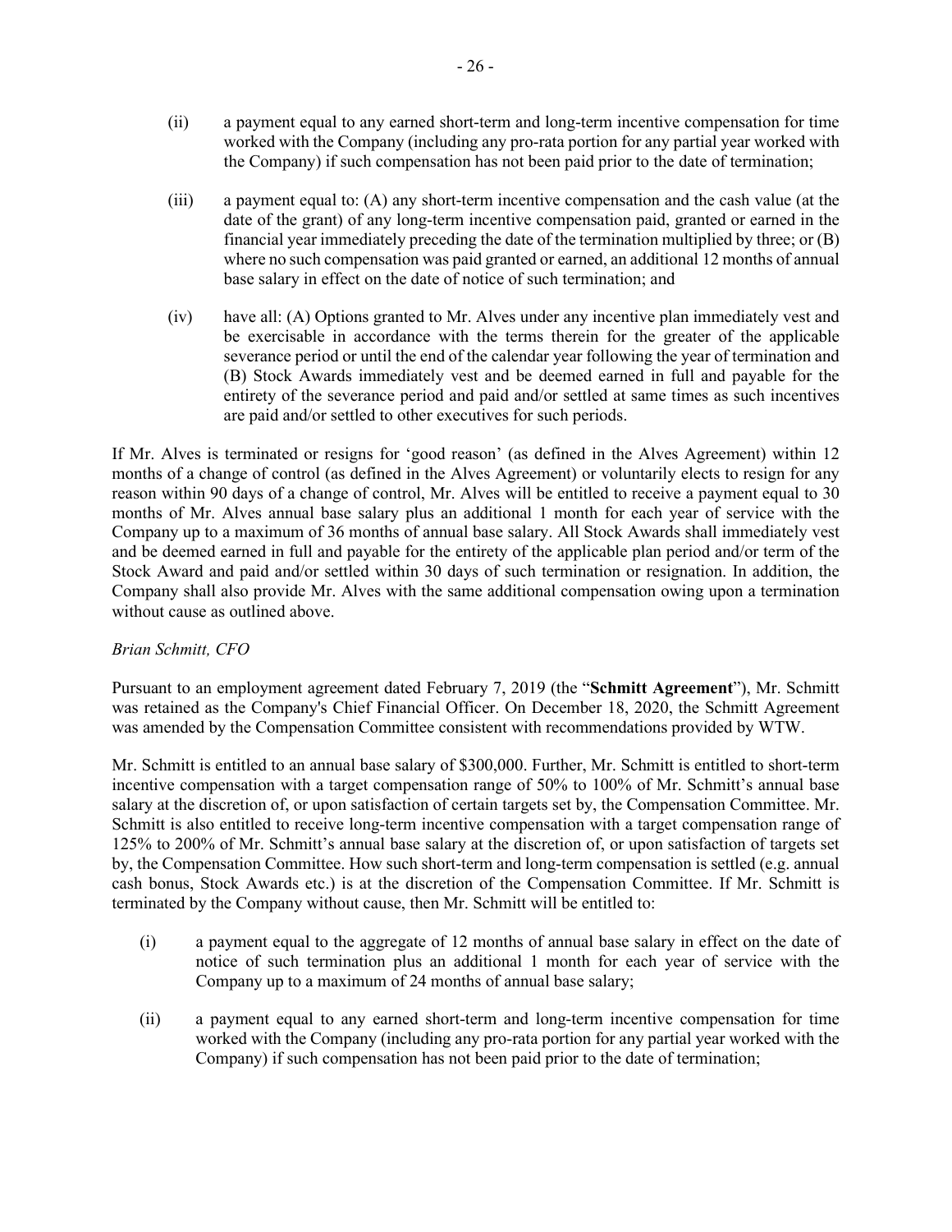(ii) a payment equal to any earned short-term and long-term incentive compensation for time worked with the Company (including any pro-rata portion for any partial year worked with the Company) if such compensation has not been paid prior to the date of termination;

(iii) a payment equal to: (A) any short-term incentive compensation and the cash value (at the date of the grant) of any long-term incentive compensation paid, granted or earned in the financial year immediately preceding the date of the termination multiplied by three; or (B) where no such compensation was paid granted or earned, an additional 12 months of annual base salary in effect on the date of notice of such termination; and

(iv) have all: (A) Options granted to Mr. Alves under any incentive plan immediately vest and be exercisable in accordance with the terms therein for the greater of the applicable severance period or until the end of the calendar year following the year of termination and (B) Stock Awards immediately vest and be deemed earned in full and payable for the entirety of the severance period and paid and/or settled at same times as such incentives are paid and/or settled to other executives for such periods.

If Mr. Alves is terminated or resigns for 'good reason' (as defined in the Alves Agreement) within 12 months of a change of control (as defined in the Alves Agreement) or voluntarily elects to resign for any reason within 90 days of a change of control, Mr. Alves will be entitled to receive a payment equal to 30 months of Mr. Alves annual base salary plus an additional 1 month for each year of service with the Company up to a maximum of 36 months of annual base salary. All Stock Awards shall immediately vest and be deemed earned in full and payable for the entirety of the applicable plan period and/or term of the Stock Award and paid and/or settled within 30 days of such termination or resignation. In addition, the Company shall also provide Mr. Alves with the same additional compensation owing upon a termination without cause as outlined above.

*Brian Schmitt, CFO*

Pursuant to an employment agreement dated February 7, 2019 (the "**Schmitt Agreement**"), Mr. Schmitt was retained as the Company's Chief Financial Officer. On December 18, 2020, the Schmitt Agreement was amended by the Compensation Committee consistent with recommendations provided by WTW.

Mr. Schmitt is entitled to an annual base salary of $300,000. Further, Mr. Schmitt is entitled to short-term incentive compensation with a target compensation range of 50% to 100% of Mr. Schmitt's annual base salary at the discretion of, or upon satisfaction of certain targets set by, the Compensation Committee. Mr. Schmitt is also entitled to receive long-term incentive compensation with a target compensation range of 125% to 200% of Mr. Schmitt's annual base salary at the discretion of, or upon satisfaction of targets set by, the Compensation Committee. How such short-term and long-term compensation is settled (e.g. annual cash bonus, Stock Awards etc.) is at the discretion of the Compensation Committee. If Mr. Schmitt is terminated by the Company without cause, then Mr. Schmitt will be entitled to:

(i) a payment equal to the aggregate of 12 months of annual base salary in effect on the date of notice of such termination plus an additional 1 month for each year of service with the Company up to a maximum of 24 months of annual base salary;

(ii) a payment equal to any earned short-term and long-term incentive compensation for time worked with the Company (including any pro-rata portion for any partial year worked with the Company) if such compensation has not been paid prior to the date of termination;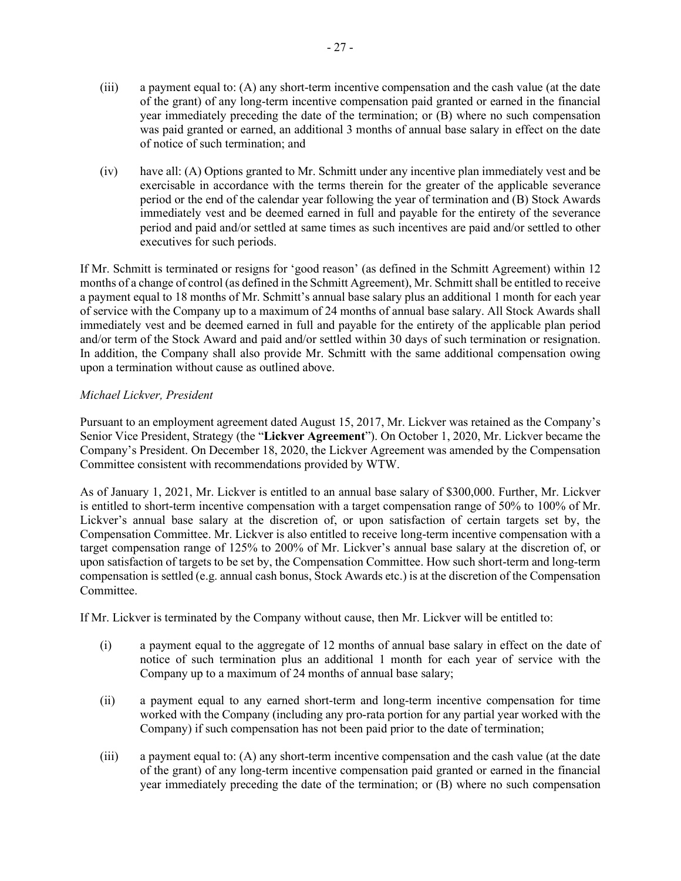(iii) a payment equal to: (A) any short-term incentive compensation and the cash value (at the date of the grant) of any long-term incentive compensation paid granted or earned in the financial year immediately preceding the date of the termination; or (B) where no such compensation was paid granted or earned, an additional 3 months of annual base salary in effect on the date of notice of such termination; and

(iv) have all: (A) Options granted to Mr. Schmitt under any incentive plan immediately vest and be exercisable in accordance with the terms therein for the greater of the applicable severance period or the end of the calendar year following the year of termination and (B) Stock Awards immediately vest and be deemed earned in full and payable for the entirety of the severance period and paid and/or settled at same times as such incentives are paid and/or settled to other executives for such periods.

If Mr. Schmitt is terminated or resigns for 'good reason' (as defined in the Schmitt Agreement) within 12 months of a change of control (as defined in the Schmitt Agreement), Mr. Schmitt shall be entitled to receive a payment equal to 18 months of Mr. Schmitt's annual base salary plus an additional 1 month for each year of service with the Company up to a maximum of 24 months of annual base salary. All Stock Awards shall immediately vest and be deemed earned in full and payable for the entirety of the applicable plan period and/or term of the Stock Award and paid and/or settled within 30 days of such termination or resignation. In addition, the Company shall also provide Mr. Schmitt with the same additional compensation owing upon a termination without cause as outlined above.

*Michael Lickver, President*

Pursuant to an employment agreement dated August 15, 2017, Mr. Lickver was retained as the Company's Senior Vice President, Strategy (the "**Lickver Agreement**"). On October 1, 2020, Mr. Lickver became the Company's President. On December 18, 2020, the Lickver Agreement was amended by the Compensation Committee consistent with recommendations provided by WTW.

As of January 1, 2021, Mr. Lickver is entitled to an annual base salary of $300,000. Further, Mr. Lickver is entitled to short-term incentive compensation with a target compensation range of 50% to 100% of Mr. Lickver's annual base salary at the discretion of, or upon satisfaction of certain targets set by, the Compensation Committee. Mr. Lickver is also entitled to receive long-term incentive compensation with a target compensation range of 125% to 200% of Mr. Lickver's annual base salary at the discretion of, or upon satisfaction of targets to be set by, the Compensation Committee. How such short-term and long-term compensation is settled (e.g. annual cash bonus, Stock Awards etc.) is at the discretion of the Compensation Committee.

If Mr. Lickver is terminated by the Company without cause, then Mr. Lickver will be entitled to:

(i) a payment equal to the aggregate of 12 months of annual base salary in effect on the date of notice of such termination plus an additional 1 month for each year of service with the Company up to a maximum of 24 months of annual base salary;

(ii) a payment equal to any earned short-term and long-term incentive compensation for time worked with the Company (including any pro-rata portion for any partial year worked with the Company) if such compensation has not been paid prior to the date of termination;

(iii) a payment equal to: (A) any short-term incentive compensation and the cash value (at the date of the grant) of any long-term incentive compensation paid granted or earned in the financial year immediately preceding the date of the termination; or (B) where no such compensation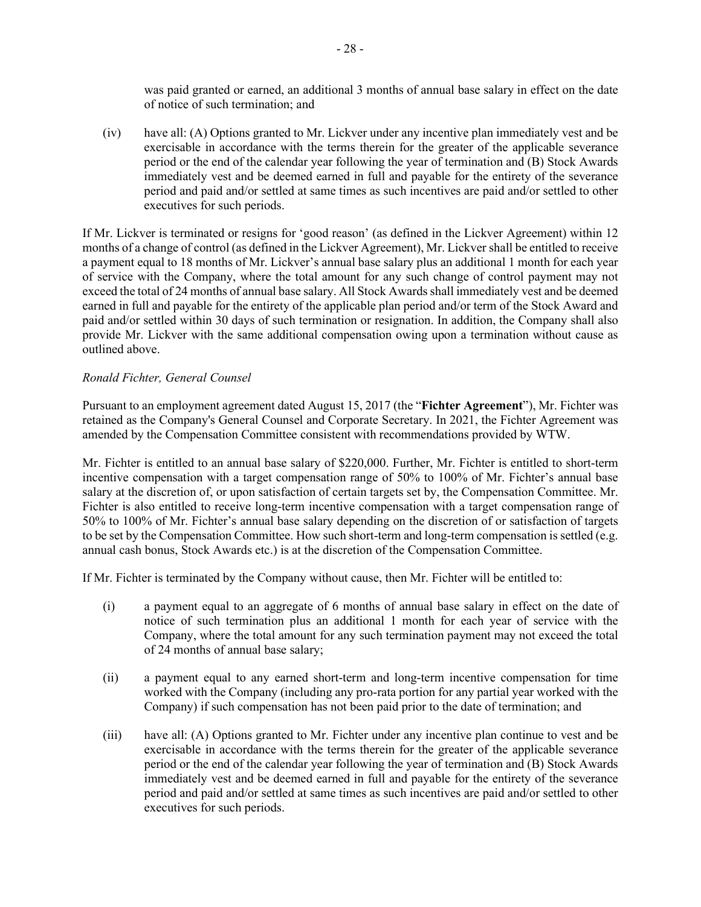was paid granted or earned, an additional 3 months of annual base salary in effect on the date of notice of such termination; and

(iv) have all: (A) Options granted to Mr. Lickver under any incentive plan immediately vest and be exercisable in accordance with the terms therein for the greater of the applicable severance period or the end of the calendar year following the year of termination and (B) Stock Awards immediately vest and be deemed earned in full and payable for the entirety of the severance period and paid and/or settled at same times as such incentives are paid and/or settled to other executives for such periods.

If Mr. Lickver is terminated or resigns for 'good reason' (as defined in the Lickver Agreement) within 12 months of a change of control (as defined in the Lickver Agreement), Mr. Lickver shall be entitled to receive a payment equal to 18 months of Mr. Lickver's annual base salary plus an additional 1 month for each year of service with the Company, where the total amount for any such change of control payment may not exceed the total of 24 months of annual base salary. All Stock Awards shall immediately vest and be deemed earned in full and payable for the entirety of the applicable plan period and/or term of the Stock Award and paid and/or settled within 30 days of such termination or resignation. In addition, the Company shall also provide Mr. Lickver with the same additional compensation owing upon a termination without cause as outlined above.

*Ronald Fichter, General Counsel*

Pursuant to an employment agreement dated August 15, 2017 (the "**Fichter Agreement**"), Mr. Fichter was retained as the Company's General Counsel and Corporate Secretary. In 2021, the Fichter Agreement was amended by the Compensation Committee consistent with recommendations provided by WTW.

Mr. Fichter is entitled to an annual base salary of $220,000. Further, Mr. Fichter is entitled to short-term incentive compensation with a target compensation range of 50% to 100% of Mr. Fichter's annual base salary at the discretion of, or upon satisfaction of certain targets set by, the Compensation Committee. Mr. Fichter is also entitled to receive long-term incentive compensation with a target compensation range of 50% to 100% of Mr. Fichter's annual base salary depending on the discretion of or satisfaction of targets to be set by the Compensation Committee. How such short-term and long-term compensation is settled (e.g. annual cash bonus, Stock Awards etc.) is at the discretion of the Compensation Committee.

If Mr. Fichter is terminated by the Company without cause, then Mr. Fichter will be entitled to:

(i) a payment equal to an aggregate of 6 months of annual base salary in effect on the date of notice of such termination plus an additional 1 month for each year of service with the Company, where the total amount for any such termination payment may not exceed the total of 24 months of annual base salary;

(ii) a payment equal to any earned short-term and long-term incentive compensation for time worked with the Company (including any pro-rata portion for any partial year worked with the Company) if such compensation has not been paid prior to the date of termination; and

(iii) have all: (A) Options granted to Mr. Fichter under any incentive plan continue to vest and be exercisable in accordance with the terms therein for the greater of the applicable severance period or the end of the calendar year following the year of termination and (B) Stock Awards immediately vest and be deemed earned in full and payable for the entirety of the severance period and paid and/or settled at same times as such incentives are paid and/or settled to other executives for such periods.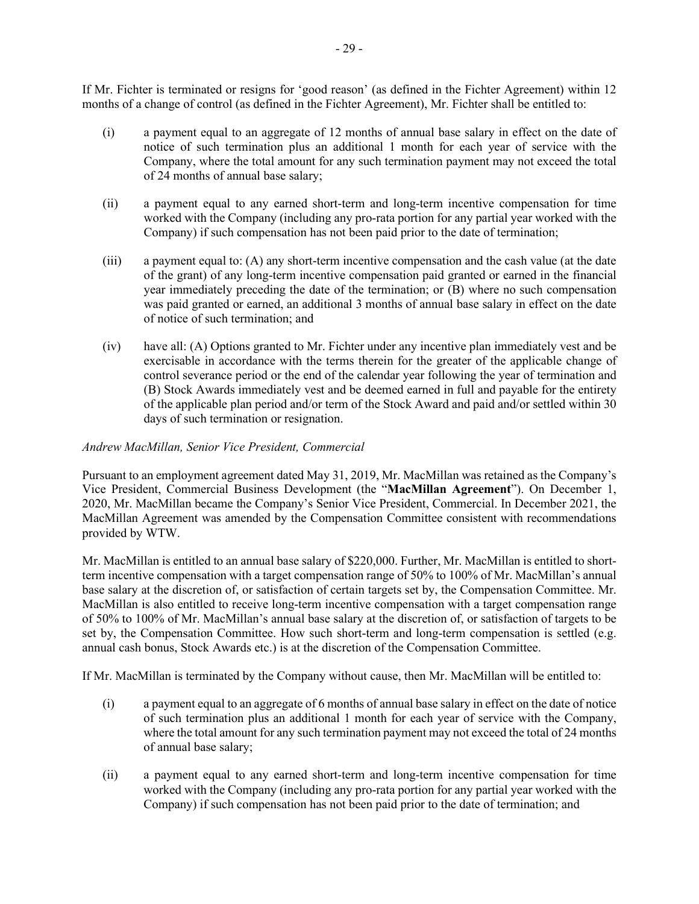If Mr. Fichter is terminated or resigns for 'good reason' (as defined in the Fichter Agreement) within 12 months of a change of control (as defined in the Fichter Agreement), Mr. Fichter shall be entitled to:

(i) a payment equal to an aggregate of 12 months of annual base salary in effect on the date of notice of such termination plus an additional 1 month for each year of service with the Company, where the total amount for any such termination payment may not exceed the total of 24 months of annual base salary;

(ii) a payment equal to any earned short-term and long-term incentive compensation for time worked with the Company (including any pro-rata portion for any partial year worked with the Company) if such compensation has not been paid prior to the date of termination;

(iii) a payment equal to: (A) any short-term incentive compensation and the cash value (at the date of the grant) of any long-term incentive compensation paid granted or earned in the financial year immediately preceding the date of the termination; or (B) where no such compensation was paid granted or earned, an additional 3 months of annual base salary in effect on the date of notice of such termination; and

(iv) have all: (A) Options granted to Mr. Fichter under any incentive plan immediately vest and be exercisable in accordance with the terms therein for the greater of the applicable change of control severance period or the end of the calendar year following the year of termination and (B) Stock Awards immediately vest and be deemed earned in full and payable for the entirety of the applicable plan period and/or term of the Stock Award and paid and/or settled within 30 days of such termination or resignation.

*Andrew MacMillan, Senior Vice President, Commercial*

Pursuant to an employment agreement dated May 31, 2019, Mr. MacMillan was retained as the Company's Vice President, Commercial Business Development (the "**MacMillan Agreement**"). On December 1, 2020, Mr. MacMillan became the Company's Senior Vice President, Commercial. In December 2021, the MacMillan Agreement was amended by the Compensation Committee consistent with recommendations provided by WTW.

Mr. MacMillan is entitled to an annual base salary of $220,000. Further, Mr. MacMillan is entitled to short-term incentive compensation with a target compensation range of 50% to 100% of Mr. MacMillan's annual base salary at the discretion of, or satisfaction of certain targets set by, the Compensation Committee. Mr. MacMillan is also entitled to receive long-term incentive compensation with a target compensation range of 50% to 100% of Mr. MacMillan's annual base salary at the discretion of, or satisfaction of targets to be set by, the Compensation Committee. How such short-term and long-term compensation is settled (e.g. annual cash bonus, Stock Awards etc.) is at the discretion of the Compensation Committee.

If Mr. MacMillan is terminated by the Company without cause, then Mr. MacMillan will be entitled to:

(i) a payment equal to an aggregate of 6 months of annual base salary in effect on the date of notice of such termination plus an additional 1 month for each year of service with the Company, where the total amount for any such termination payment may not exceed the total of 24 months of annual base salary;

(ii) a payment equal to any earned short-term and long-term incentive compensation for time worked with the Company (including any pro-rata portion for any partial year worked with the Company) if such compensation has not been paid prior to the date of termination; and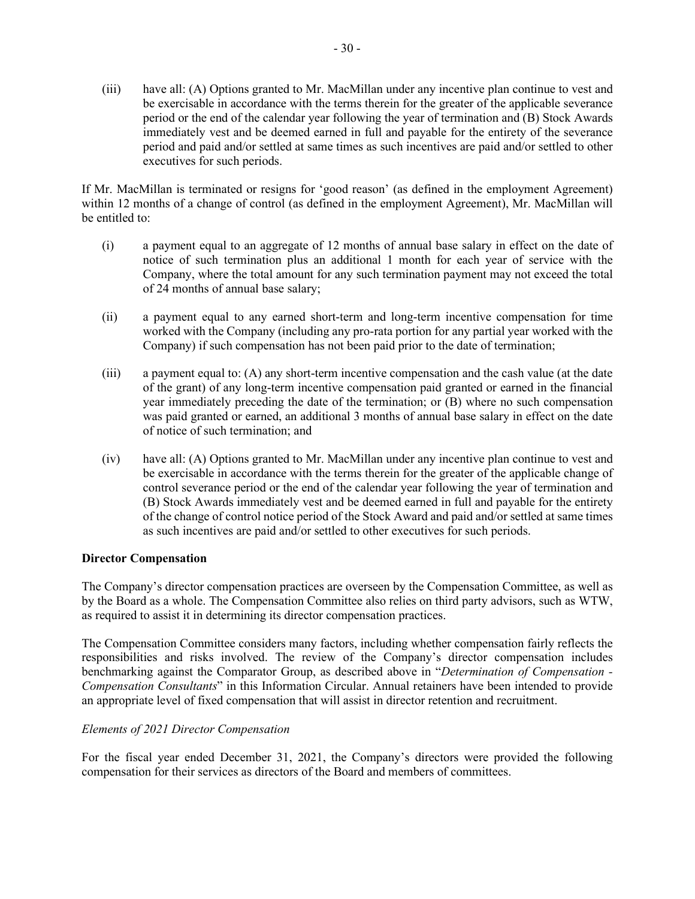(iii) have all: (A) Options granted to Mr. MacMillan under any incentive plan continue to vest and be exercisable in accordance with the terms therein for the greater of the applicable severance period or the end of the calendar year following the year of termination and (B) Stock Awards immediately vest and be deemed earned in full and payable for the entirety of the severance period and paid and/or settled at same times as such incentives are paid and/or settled to other executives for such periods.

If Mr. MacMillan is terminated or resigns for 'good reason' (as defined in the employment Agreement) within 12 months of a change of control (as defined in the employment Agreement), Mr. MacMillan will be entitled to:

(i) a payment equal to an aggregate of 12 months of annual base salary in effect on the date of notice of such termination plus an additional 1 month for each year of service with the Company, where the total amount for any such termination payment may not exceed the total of 24 months of annual base salary;

(ii) a payment equal to any earned short-term and long-term incentive compensation for time worked with the Company (including any pro-rata portion for any partial year worked with the Company) if such compensation has not been paid prior to the date of termination;

(iii) a payment equal to: (A) any short-term incentive compensation and the cash value (at the date of the grant) of any long-term incentive compensation paid granted or earned in the financial year immediately preceding the date of the termination; or (B) where no such compensation was paid granted or earned, an additional 3 months of annual base salary in effect on the date of notice of such termination; and

(iv) have all: (A) Options granted to Mr. MacMillan under any incentive plan continue to vest and be exercisable in accordance with the terms therein for the greater of the applicable change of control severance period or the end of the calendar year following the year of termination and (B) Stock Awards immediately vest and be deemed earned in full and payable for the entirety of the change of control notice period of the Stock Award and paid and/or settled at same times as such incentives are paid and/or settled to other executives for such periods.

**Director Compensation**

The Company's director compensation practices are overseen by the Compensation Committee, as well as by the Board as a whole. The Compensation Committee also relies on third party advisors, such as WTW, as required to assist it in determining its director compensation practices.

The Compensation Committee considers many factors, including whether compensation fairly reflects the responsibilities and risks involved. The review of the Company's director compensation includes benchmarking against the Comparator Group, as described above in "*Determination of Compensation - Compensation Consultants*" in this Information Circular. Annual retainers have been intended to provide an appropriate level of fixed compensation that will assist in director retention and recruitment.

*Elements of 2021 Director Compensation*

For the fiscal year ended December 31, 2021, the Company's directors were provided the following compensation for their services as directors of the Board and members of committees.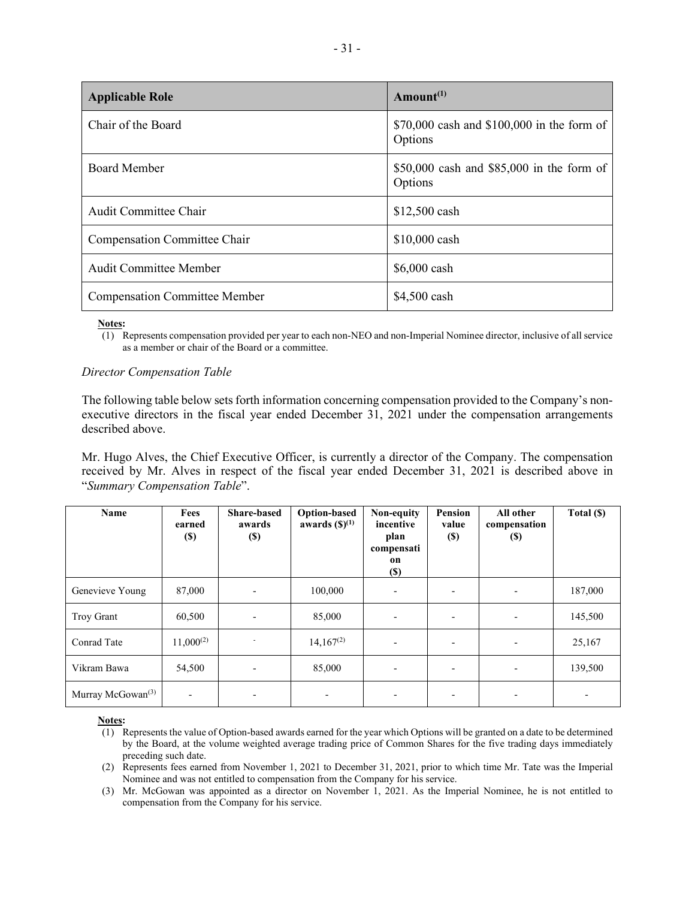| Applicable Role | Amount[(1)] |
|---|---|
| Chair of the Board | $70,000 cash and $100,000 in the form of Options |
| Board Member | $50,000 cash and $85,000 in the form of Options |
| Audit Committee Chair | $12,500 cash |
| Compensation Committee Chair | $10,000 cash |
| Audit Committee Member | $6,000 cash |
| Compensation Committee Member | $4,500 cash |

**Notes:**

(1) Represents compensation provided per year to each non-NEO and non-Imperial Nominee director, inclusive of all service as a member or chair of the Board or a committee.

*Director Compensation Table*

The following table below sets forth information concerning compensation provided to the Company's non-executive directors in the fiscal year ended December 31, 2021 under the compensation arrangements described above.

Mr. Hugo Alves, the Chief Executive Officer, is currently a director of the Company. The compensation received by Mr. Alves in respect of the fiscal year ended December 31, 2021 is described above in "*Summary Compensation Table*".

| Name | Fees earned ($) | Share-based awards ($) | Option-based awards ($)[(1)] | Non-equity incentive plan compensation ($) | Pension value ($) | All other compensation ($) | Total ($) |
|---|---|---|---|---|---|---|---|
| Genevieve Young | 87,000 | - | 100,000 | - | - | - | 187,000 |
| Troy Grant | 60,500 | - | 85,000 | - | - | - | 145,500 |
| Conrad Tate | 11,000[(2)] | - | 14,167[(2)] | - | - | - | 25,167 |
| Vikram Bawa | 54,500 | - | 85,000 | - | - | - | 139,500 |
| Murray McGowan[(3)] | - | - | - | - | - | - | - |

**Notes:**

(1) Represents the value of Option-based awards earned for the year which Options will be granted on a date to be determined by the Board, at the volume weighted average trading price of Common Shares for the five trading days immediately preceding such date.

(2) Represents fees earned from November 1, 2021 to December 31, 2021, prior to which time Mr. Tate was the Imperial Nominee and was not entitled to compensation from the Company for his service.

(3) Mr. McGowan was appointed as a director on November 1, 2021. As the Imperial Nominee, he is not entitled to compensation from the Company for his service.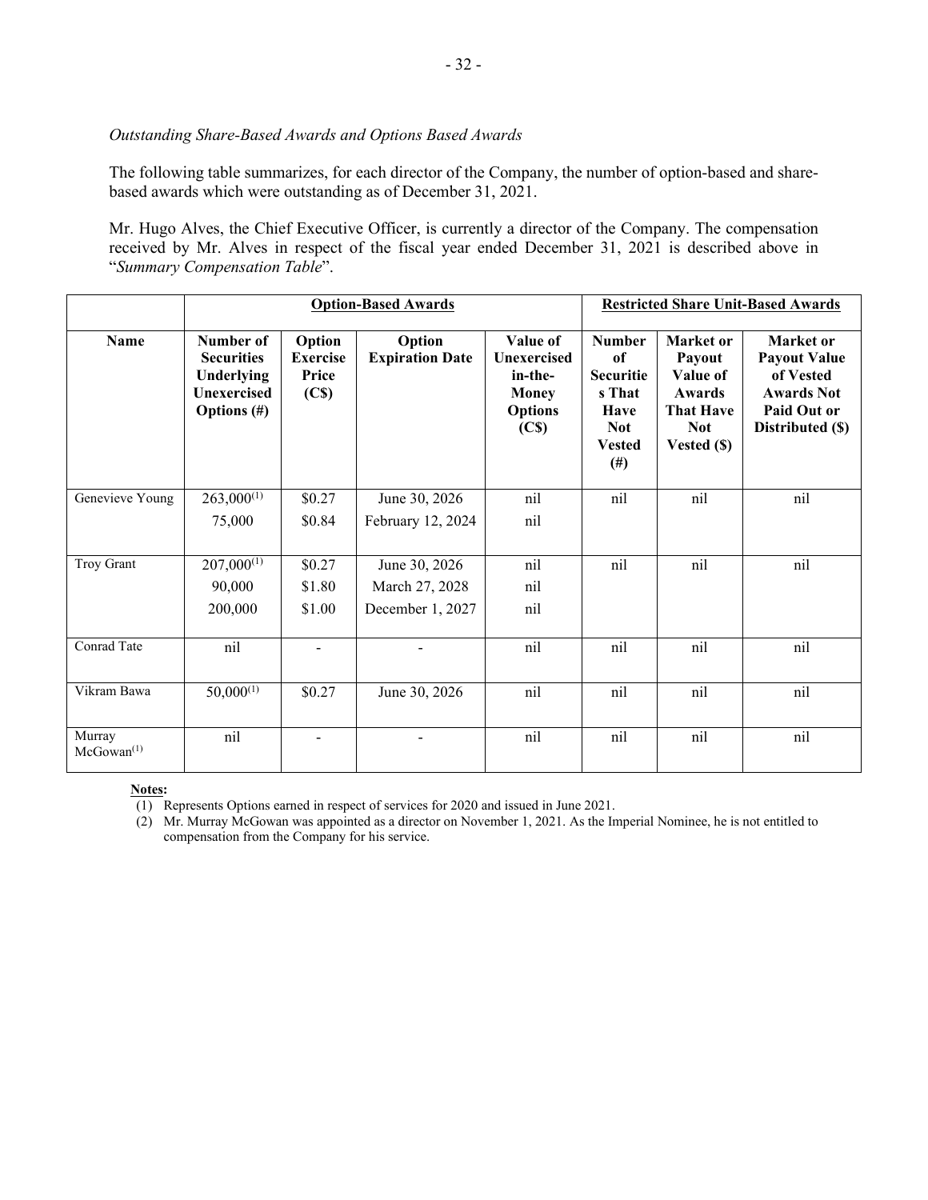*Outstanding Share-Based Awards and Options Based Awards*

The following table summarizes, for each director of the Company, the number of option-based and share-based awards which were outstanding as of December 31, 2021.

Mr. Hugo Alves, the Chief Executive Officer, is currently a director of the Company. The compensation received by Mr. Alves in respect of the fiscal year ended December 31, 2021 is described above in "*Summary Compensation Table*".

| | **Option-Based Awards** | | | | **Restricted Share Unit-Based Awards** | | |
|---|---|---|---|---|---|---|---|
| **Name** | **Number of Securities Underlying Unexercised Options (#)** | **Option Exercise Price (C$)** | **Option Expiration Date** | **Value of Unexercised in-the-Money Options (C$)** | **Number of Securities That Have Not Vested (#)** | **Market or Payout Value of Awards That Have Not Vested ($)** | **Market or Payout Value of Vested Awards Not Paid Out or Distributed ($)** |
| Genevieve Young | 263,000[(1)]<br>75,000 | $0.27<br>$0.84 | June 30, 2026<br>February 12, 2024 | nil<br>nil | nil | nil | nil |
| Troy Grant | 207,000[(1)]<br>90,000<br>200,000 | $0.27<br>$1.80<br>$1.00 | June 30, 2026<br>March 27, 2028<br>December 1, 2027 | nil<br>nil<br>nil | nil | nil | nil |
| Conrad Tate | nil | - | - | nil | nil | nil | nil |
| Vikram Bawa | 50,000[(1)] | $0.27 | June 30, 2026 | nil | nil | nil | nil |
| Murray McGowan[(1)] | nil | - | - | nil | nil | nil | nil |

**Notes:**

(1) Represents Options earned in respect of services for 2020 and issued in June 2021.

(2) Mr. Murray McGowan was appointed as a director on November 1, 2021. As the Imperial Nominee, he is not entitled to compensation from the Company for his service.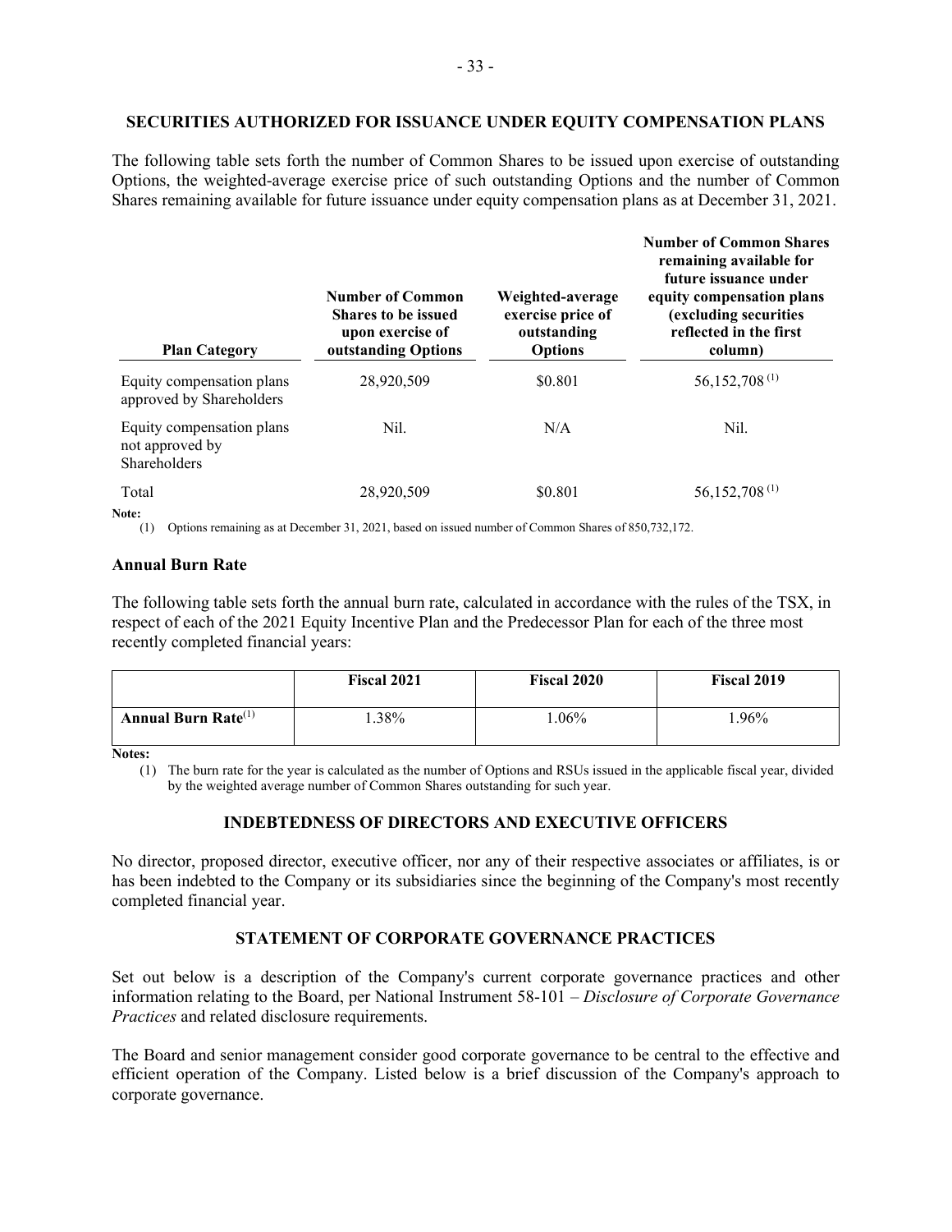## SECURITIES AUTHORIZED FOR ISSUANCE UNDER EQUITY COMPENSATION PLANS

The following table sets forth the number of Common Shares to be issued upon exercise of outstanding Options, the weighted-average exercise price of such outstanding Options and the number of Common Shares remaining available for future issuance under equity compensation plans as at December 31, 2021.

| Plan Category | Number of Common Shares to be issued upon exercise of outstanding Options | Weighted-average exercise price of outstanding Options | Number of Common Shares remaining available for future issuance under equity compensation plans (excluding securities reflected in the first column) |
|---|---|---|---|
| Equity compensation plans approved by Shareholders | 28,920,509 | \$0.801 | 56,152,708 (1) |
| Equity compensation plans not approved by Shareholders | Nil. | N/A | Nil. |
| Total | 28,920,509 | \$0.801 | 56,152,708 (1) |

**Note:**

(1) Options remaining as at December 31, 2021, based on issued number of Common Shares of 850,732,172.

### Annual Burn Rate

The following table sets forth the annual burn rate, calculated in accordance with the rules of the TSX, in respect of each of the 2021 Equity Incentive Plan and the Predecessor Plan for each of the three most recently completed financial years:

| | Fiscal 2021 | Fiscal 2020 | Fiscal 2019 |
|---|---|---|---|
| **Annual Burn Rate**(1) | 1.38% | 1.06% | 1.96% |

**Notes:**

(1) The burn rate for the year is calculated as the number of Options and RSUs issued in the applicable fiscal year, divided by the weighted average number of Common Shares outstanding for such year.

## INDEBTEDNESS OF DIRECTORS AND EXECUTIVE OFFICERS

No director, proposed director, executive officer, nor any of their respective associates or affiliates, is or has been indebted to the Company or its subsidiaries since the beginning of the Company's most recently completed financial year.

## STATEMENT OF CORPORATE GOVERNANCE PRACTICES

Set out below is a description of the Company's current corporate governance practices and other information relating to the Board, per National Instrument 58-101 – *Disclosure of Corporate Governance Practices* and related disclosure requirements.

The Board and senior management consider good corporate governance to be central to the effective and efficient operation of the Company. Listed below is a brief discussion of the Company's approach to corporate governance.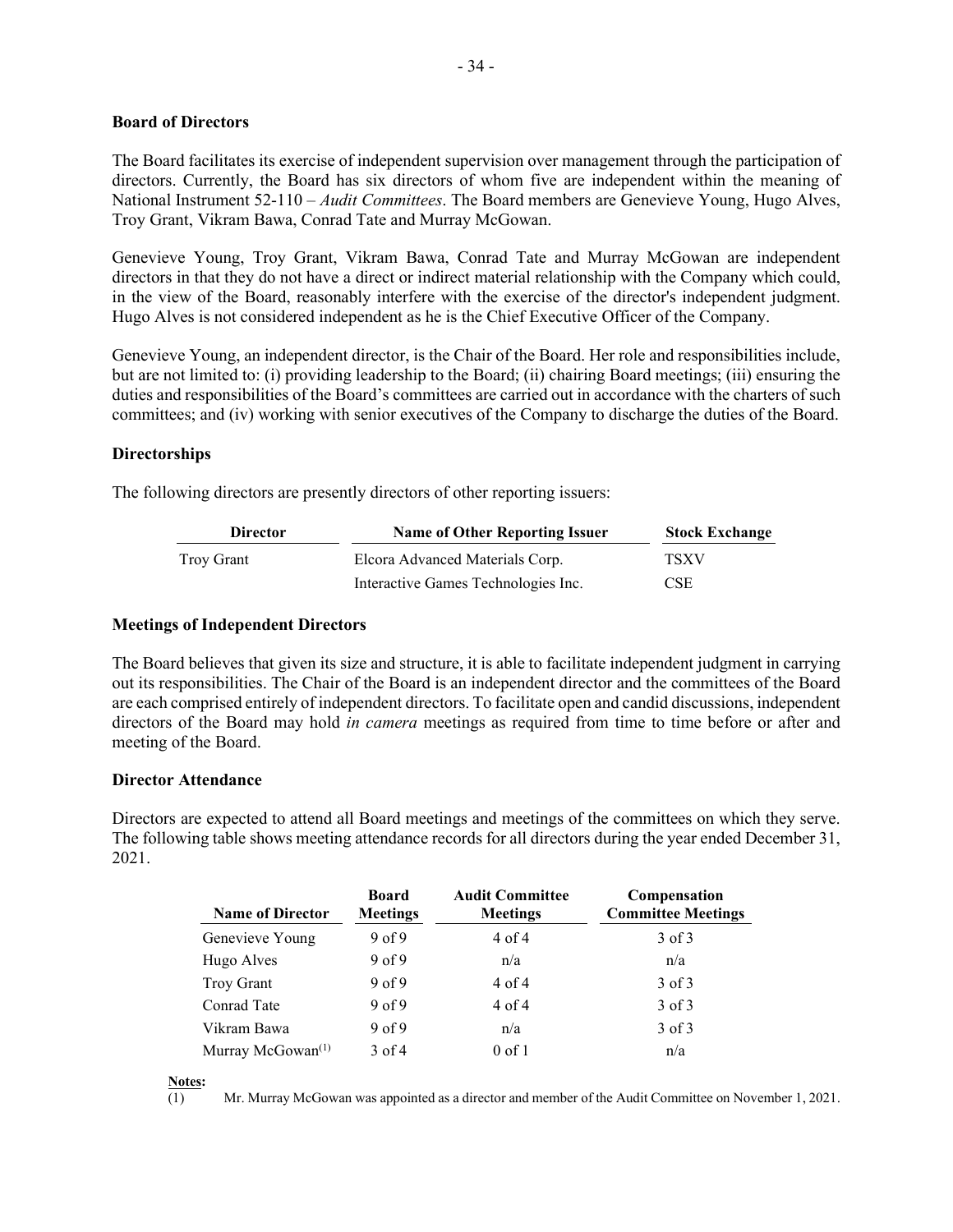## Board of Directors

The Board facilitates its exercise of independent supervision over management through the participation of directors. Currently, the Board has six directors of whom five are independent within the meaning of National Instrument 52-110 – *Audit Committees*. The Board members are Genevieve Young, Hugo Alves, Troy Grant, Vikram Bawa, Conrad Tate and Murray McGowan.

Genevieve Young, Troy Grant, Vikram Bawa, Conrad Tate and Murray McGowan are independent directors in that they do not have a direct or indirect material relationship with the Company which could, in the view of the Board, reasonably interfere with the exercise of the director's independent judgment. Hugo Alves is not considered independent as he is the Chief Executive Officer of the Company.

Genevieve Young, an independent director, is the Chair of the Board. Her role and responsibilities include, but are not limited to: (i) providing leadership to the Board; (ii) chairing Board meetings; (iii) ensuring the duties and responsibilities of the Board's committees are carried out in accordance with the charters of such committees; and (iv) working with senior executives of the Company to discharge the duties of the Board.

## Directorships

The following directors are presently directors of other reporting issuers:

| Director | Name of Other Reporting Issuer | Stock Exchange |
|---|---|---|
| Troy Grant | Elcora Advanced Materials Corp. | TSXV |
| | Interactive Games Technologies Inc. | CSE |

## Meetings of Independent Directors

The Board believes that given its size and structure, it is able to facilitate independent judgment in carrying out its responsibilities. The Chair of the Board is an independent director and the committees of the Board are each comprised entirely of independent directors. To facilitate open and candid discussions, independent directors of the Board may hold *in camera* meetings as required from time to time before or after and meeting of the Board.

## Director Attendance

Directors are expected to attend all Board meetings and meetings of the committees on which they serve. The following table shows meeting attendance records for all directors during the year ended December 31, 2021.

| Name of Director | Board Meetings | Audit Committee Meetings | Compensation Committee Meetings |
|---|---|---|---|
| Genevieve Young | 9 of 9 | 4 of 4 | 3 of 3 |
| Hugo Alves | 9 of 9 | n/a | n/a |
| Troy Grant | 9 of 9 | 4 of 4 | 3 of 3 |
| Conrad Tate | 9 of 9 | 4 of 4 | 3 of 3 |
| Vikram Bawa | 9 of 9 | n/a | 3 of 3 |
| Murray McGowan[(1)] | 3 of 4 | 0 of 1 | n/a |

**Notes:**

(1) Mr. Murray McGowan was appointed as a director and member of the Audit Committee on November 1, 2021.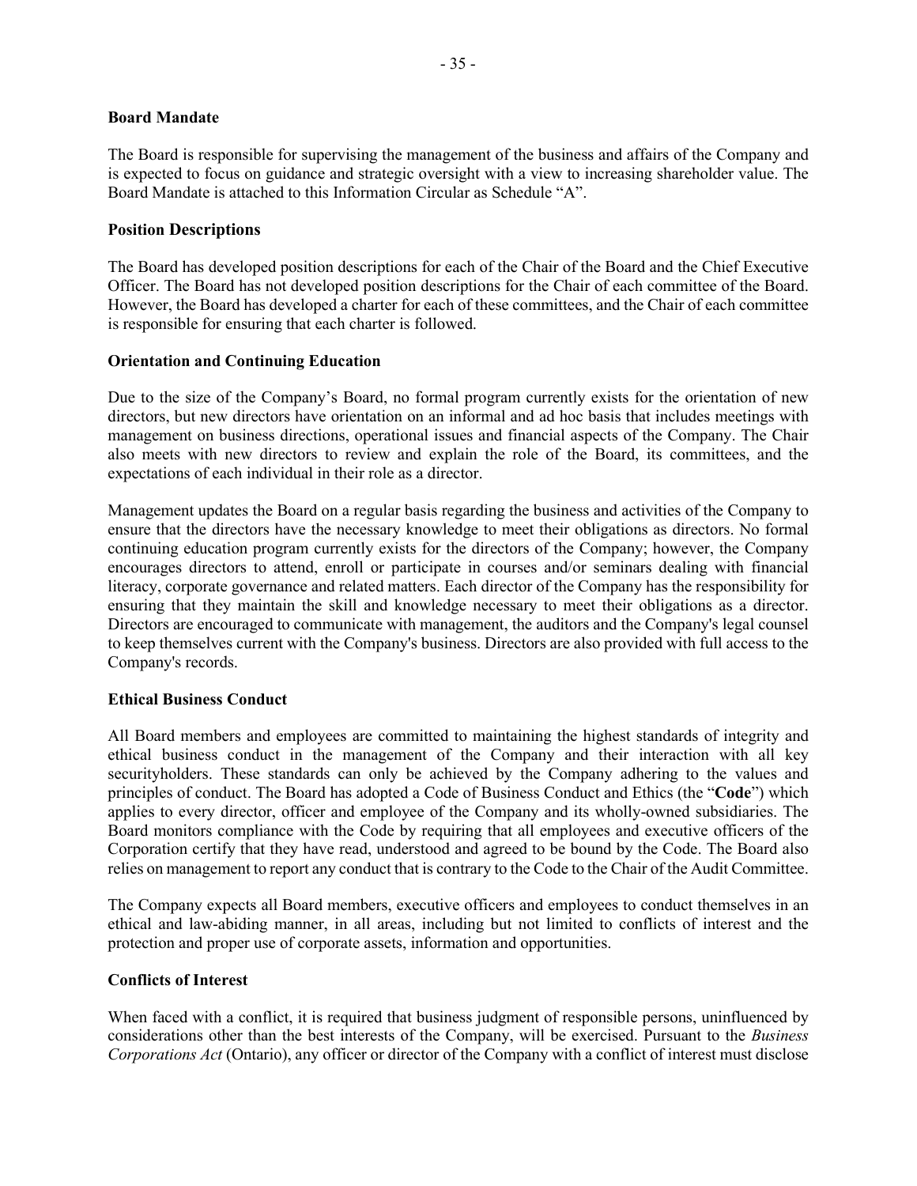**Board Mandate**

The Board is responsible for supervising the management of the business and affairs of the Company and is expected to focus on guidance and strategic oversight with a view to increasing shareholder value. The Board Mandate is attached to this Information Circular as Schedule "A".

**Position Descriptions**

The Board has developed position descriptions for each of the Chair of the Board and the Chief Executive Officer. The Board has not developed position descriptions for the Chair of each committee of the Board. However, the Board has developed a charter for each of these committees, and the Chair of each committee is responsible for ensuring that each charter is followed.

**Orientation and Continuing Education**

Due to the size of the Company's Board, no formal program currently exists for the orientation of new directors, but new directors have orientation on an informal and ad hoc basis that includes meetings with management on business directions, operational issues and financial aspects of the Company. The Chair also meets with new directors to review and explain the role of the Board, its committees, and the expectations of each individual in their role as a director.

Management updates the Board on a regular basis regarding the business and activities of the Company to ensure that the directors have the necessary knowledge to meet their obligations as directors. No formal continuing education program currently exists for the directors of the Company; however, the Company encourages directors to attend, enroll or participate in courses and/or seminars dealing with financial literacy, corporate governance and related matters. Each director of the Company has the responsibility for ensuring that they maintain the skill and knowledge necessary to meet their obligations as a director. Directors are encouraged to communicate with management, the auditors and the Company's legal counsel to keep themselves current with the Company's business. Directors are also provided with full access to the Company's records.

**Ethical Business Conduct**

All Board members and employees are committed to maintaining the highest standards of integrity and ethical business conduct in the management of the Company and their interaction with all key securityholders. These standards can only be achieved by the Company adhering to the values and principles of conduct. The Board has adopted a Code of Business Conduct and Ethics (the "**Code**") which applies to every director, officer and employee of the Company and its wholly-owned subsidiaries. The Board monitors compliance with the Code by requiring that all employees and executive officers of the Corporation certify that they have read, understood and agreed to be bound by the Code. The Board also relies on management to report any conduct that is contrary to the Code to the Chair of the Audit Committee.

The Company expects all Board members, executive officers and employees to conduct themselves in an ethical and law-abiding manner, in all areas, including but not limited to conflicts of interest and the protection and proper use of corporate assets, information and opportunities.

**Conflicts of Interest**

When faced with a conflict, it is required that business judgment of responsible persons, uninfluenced by considerations other than the best interests of the Company, will be exercised. Pursuant to the *Business Corporations Act* (Ontario), any officer or director of the Company with a conflict of interest must disclose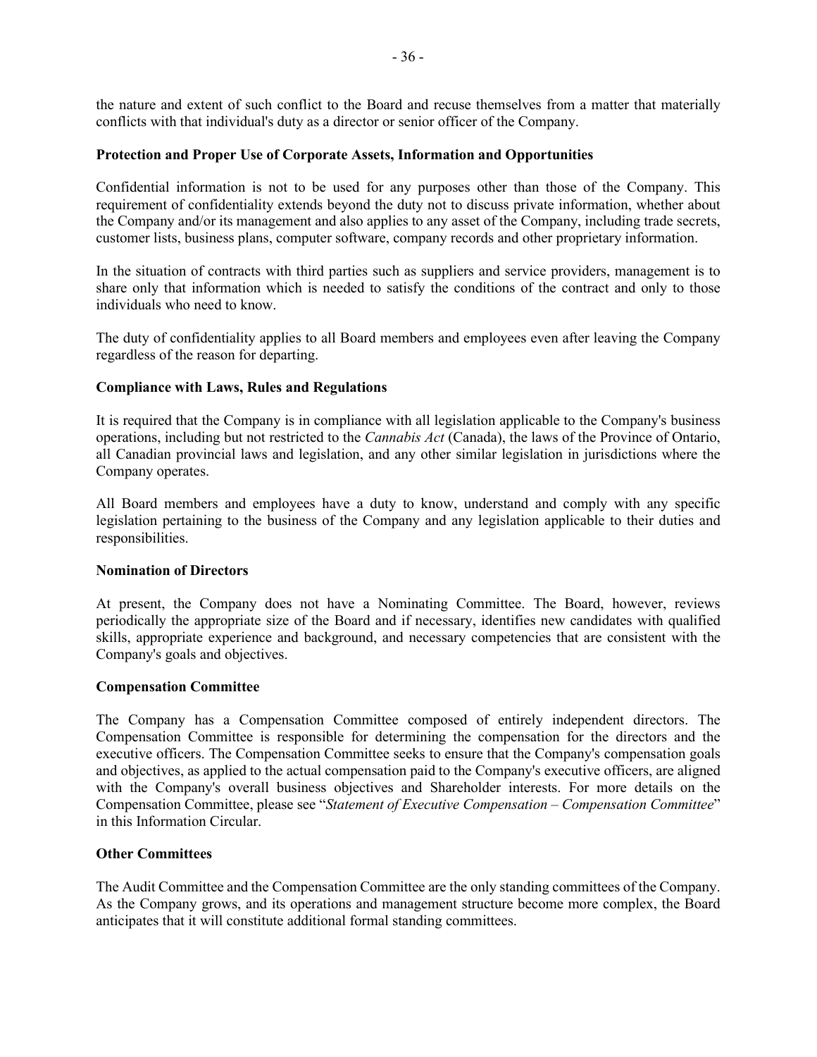the nature and extent of such conflict to the Board and recuse themselves from a matter that materially conflicts with that individual's duty as a director or senior officer of the Company.

**Protection and Proper Use of Corporate Assets, Information and Opportunities**

Confidential information is not to be used for any purposes other than those of the Company. This requirement of confidentiality extends beyond the duty not to discuss private information, whether about the Company and/or its management and also applies to any asset of the Company, including trade secrets, customer lists, business plans, computer software, company records and other proprietary information.

In the situation of contracts with third parties such as suppliers and service providers, management is to share only that information which is needed to satisfy the conditions of the contract and only to those individuals who need to know.

The duty of confidentiality applies to all Board members and employees even after leaving the Company regardless of the reason for departing.

**Compliance with Laws, Rules and Regulations**

It is required that the Company is in compliance with all legislation applicable to the Company's business operations, including but not restricted to the *Cannabis Act* (Canada), the laws of the Province of Ontario, all Canadian provincial laws and legislation, and any other similar legislation in jurisdictions where the Company operates.

All Board members and employees have a duty to know, understand and comply with any specific legislation pertaining to the business of the Company and any legislation applicable to their duties and responsibilities.

**Nomination of Directors**

At present, the Company does not have a Nominating Committee. The Board, however, reviews periodically the appropriate size of the Board and if necessary, identifies new candidates with qualified skills, appropriate experience and background, and necessary competencies that are consistent with the Company's goals and objectives.

**Compensation Committee**

The Company has a Compensation Committee composed of entirely independent directors. The Compensation Committee is responsible for determining the compensation for the directors and the executive officers. The Compensation Committee seeks to ensure that the Company's compensation goals and objectives, as applied to the actual compensation paid to the Company's executive officers, are aligned with the Company's overall business objectives and Shareholder interests. For more details on the Compensation Committee, please see "*Statement of Executive Compensation – Compensation Committee*" in this Information Circular.

**Other Committees**

The Audit Committee and the Compensation Committee are the only standing committees of the Company. As the Company grows, and its operations and management structure become more complex, the Board anticipates that it will constitute additional formal standing committees.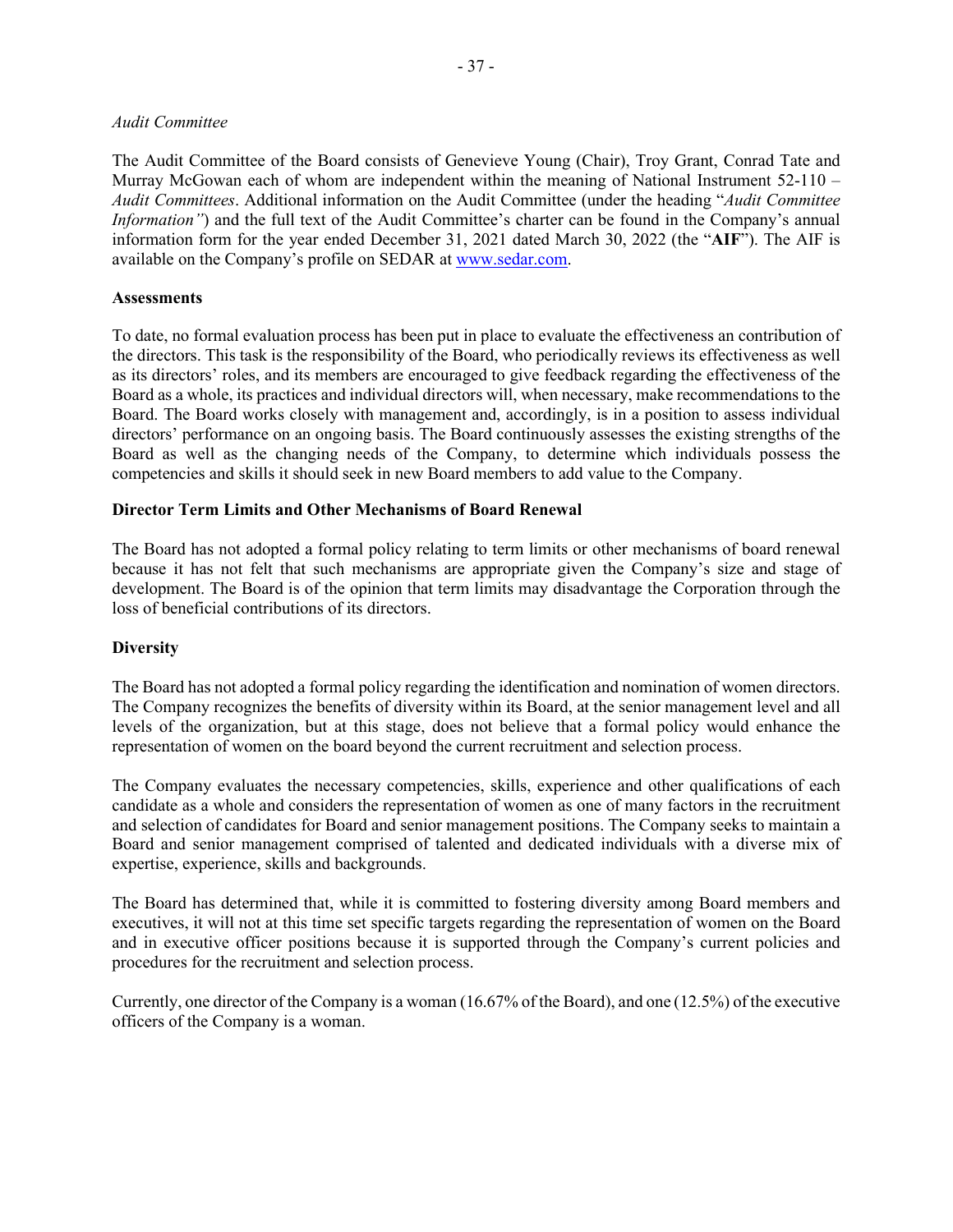*Audit Committee*

The Audit Committee of the Board consists of Genevieve Young (Chair), Troy Grant, Conrad Tate and Murray McGowan each of whom are independent within the meaning of National Instrument 52-110 – *Audit Committees*. Additional information on the Audit Committee (under the heading "*Audit Committee Information"*) and the full text of the Audit Committee's charter can be found in the Company's annual information form for the year ended December 31, 2021 dated March 30, 2022 (the "**AIF**"). The AIF is available on the Company's profile on SEDAR at www.sedar.com.

**Assessments**

To date, no formal evaluation process has been put in place to evaluate the effectiveness an contribution of the directors. This task is the responsibility of the Board, who periodically reviews its effectiveness as well as its directors' roles, and its members are encouraged to give feedback regarding the effectiveness of the Board as a whole, its practices and individual directors will, when necessary, make recommendations to the Board. The Board works closely with management and, accordingly, is in a position to assess individual directors' performance on an ongoing basis. The Board continuously assesses the existing strengths of the Board as well as the changing needs of the Company, to determine which individuals possess the competencies and skills it should seek in new Board members to add value to the Company.

**Director Term Limits and Other Mechanisms of Board Renewal**

The Board has not adopted a formal policy relating to term limits or other mechanisms of board renewal because it has not felt that such mechanisms are appropriate given the Company's size and stage of development. The Board is of the opinion that term limits may disadvantage the Corporation through the loss of beneficial contributions of its directors.

**Diversity**

The Board has not adopted a formal policy regarding the identification and nomination of women directors. The Company recognizes the benefits of diversity within its Board, at the senior management level and all levels of the organization, but at this stage, does not believe that a formal policy would enhance the representation of women on the board beyond the current recruitment and selection process.

The Company evaluates the necessary competencies, skills, experience and other qualifications of each candidate as a whole and considers the representation of women as one of many factors in the recruitment and selection of candidates for Board and senior management positions. The Company seeks to maintain a Board and senior management comprised of talented and dedicated individuals with a diverse mix of expertise, experience, skills and backgrounds.

The Board has determined that, while it is committed to fostering diversity among Board members and executives, it will not at this time set specific targets regarding the representation of women on the Board and in executive officer positions because it is supported through the Company's current policies and procedures for the recruitment and selection process.

Currently, one director of the Company is a woman (16.67% of the Board), and one (12.5%) of the executive officers of the Company is a woman.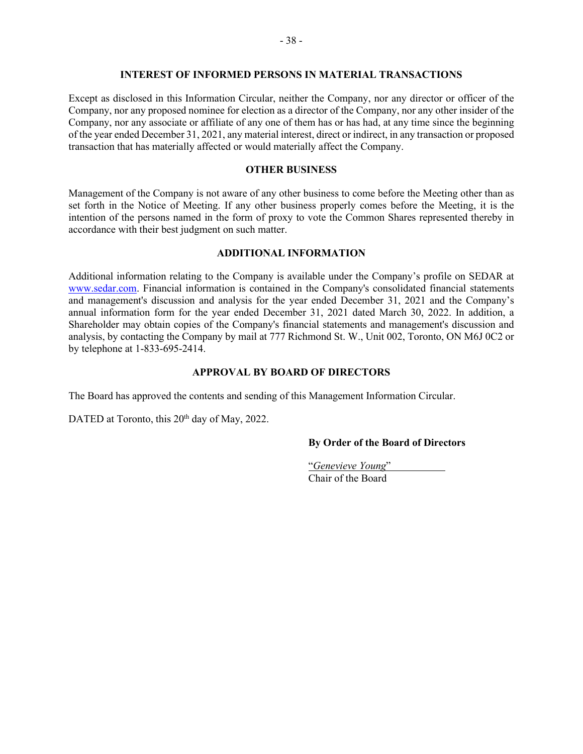## INTEREST OF INFORMED PERSONS IN MATERIAL TRANSACTIONS

Except as disclosed in this Information Circular, neither the Company, nor any director or officer of the Company, nor any proposed nominee for election as a director of the Company, nor any other insider of the Company, nor any associate or affiliate of any one of them has or has had, at any time since the beginning of the year ended December 31, 2021, any material interest, direct or indirect, in any transaction or proposed transaction that has materially affected or would materially affect the Company.

## OTHER BUSINESS

Management of the Company is not aware of any other business to come before the Meeting other than as set forth in the Notice of Meeting. If any other business properly comes before the Meeting, it is the intention of the persons named in the form of proxy to vote the Common Shares represented thereby in accordance with their best judgment on such matter.

## ADDITIONAL INFORMATION

Additional information relating to the Company is available under the Company's profile on SEDAR at www.sedar.com. Financial information is contained in the Company's consolidated financial statements and management's discussion and analysis for the year ended December 31, 2021 and the Company's annual information form for the year ended December 31, 2021 dated March 30, 2022. In addition, a Shareholder may obtain copies of the Company's financial statements and management's discussion and analysis, by contacting the Company by mail at 777 Richmond St. W., Unit 002, Toronto, ON M6J 0C2 or by telephone at 1-833-695-2414.

## APPROVAL BY BOARD OF DIRECTORS

The Board has approved the contents and sending of this Management Information Circular.

DATED at Toronto, this 20th day of May, 2022.

**By Order of the Board of Directors**

"*Genevieve Young*"
Chair of the Board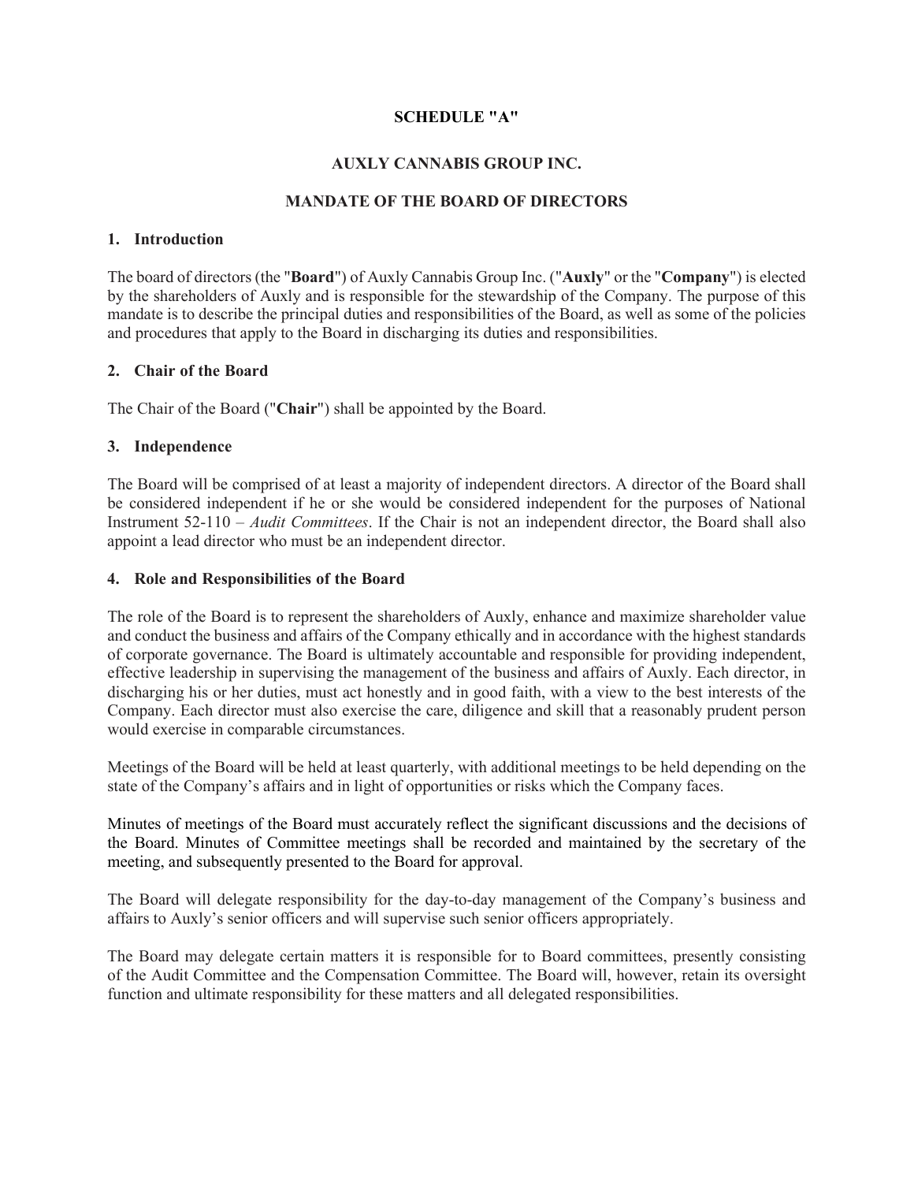**SCHEDULE "A"**

**AUXLY CANNABIS GROUP INC.**

**MANDATE OF THE BOARD OF DIRECTORS**

## 1. Introduction

The board of directors (the "**Board**") of Auxly Cannabis Group Inc. ("**Auxly**" or the "**Company**") is elected by the shareholders of Auxly and is responsible for the stewardship of the Company. The purpose of this mandate is to describe the principal duties and responsibilities of the Board, as well as some of the policies and procedures that apply to the Board in discharging its duties and responsibilities.

## 2. Chair of the Board

The Chair of the Board ("**Chair**") shall be appointed by the Board.

## 3. Independence

The Board will be comprised of at least a majority of independent directors. A director of the Board shall be considered independent if he or she would be considered independent for the purposes of National Instrument 52-110 – *Audit Committees*. If the Chair is not an independent director, the Board shall also appoint a lead director who must be an independent director.

## 4. Role and Responsibilities of the Board

The role of the Board is to represent the shareholders of Auxly, enhance and maximize shareholder value and conduct the business and affairs of the Company ethically and in accordance with the highest standards of corporate governance. The Board is ultimately accountable and responsible for providing independent, effective leadership in supervising the management of the business and affairs of Auxly. Each director, in discharging his or her duties, must act honestly and in good faith, with a view to the best interests of the Company. Each director must also exercise the care, diligence and skill that a reasonably prudent person would exercise in comparable circumstances.

Meetings of the Board will be held at least quarterly, with additional meetings to be held depending on the state of the Company's affairs and in light of opportunities or risks which the Company faces.

Minutes of meetings of the Board must accurately reflect the significant discussions and the decisions of the Board. Minutes of Committee meetings shall be recorded and maintained by the secretary of the meeting, and subsequently presented to the Board for approval.

The Board will delegate responsibility for the day-to-day management of the Company's business and affairs to Auxly's senior officers and will supervise such senior officers appropriately.

The Board may delegate certain matters it is responsible for to Board committees, presently consisting of the Audit Committee and the Compensation Committee. The Board will, however, retain its oversight function and ultimate responsibility for these matters and all delegated responsibilities.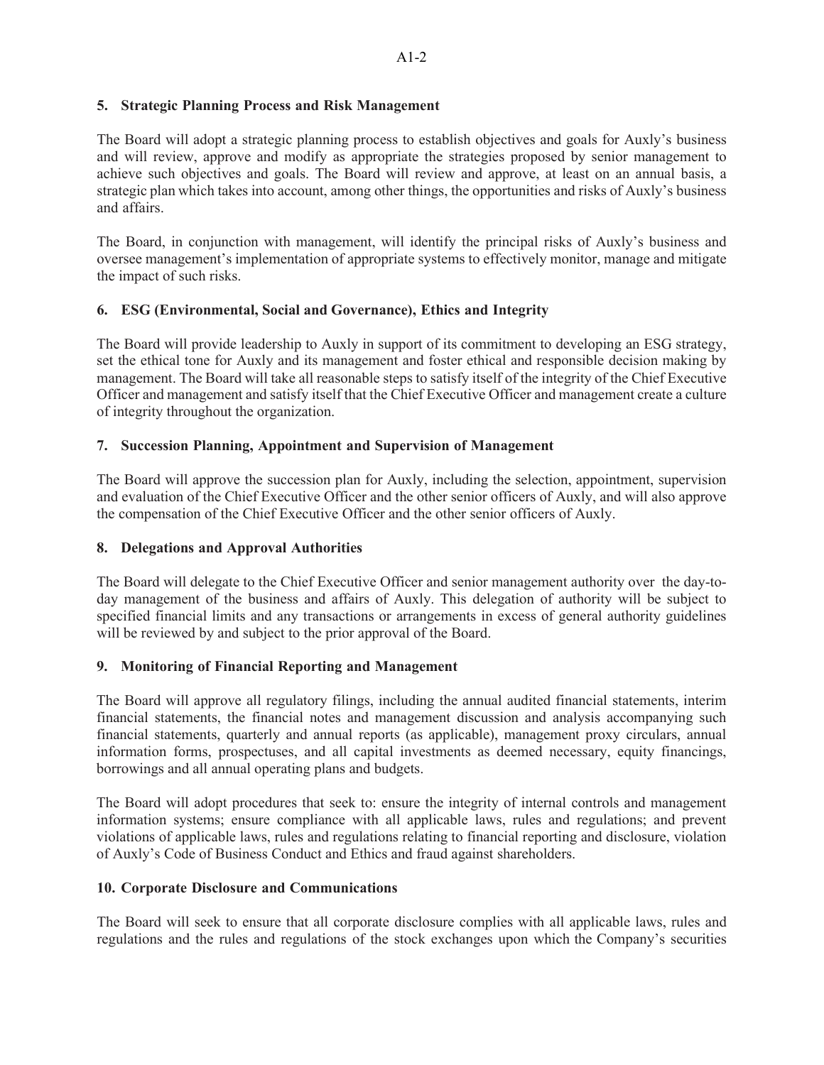### 5. Strategic Planning Process and Risk Management

The Board will adopt a strategic planning process to establish objectives and goals for Auxly's business and will review, approve and modify as appropriate the strategies proposed by senior management to achieve such objectives and goals. The Board will review and approve, at least on an annual basis, a strategic plan which takes into account, among other things, the opportunities and risks of Auxly's business and affairs.

The Board, in conjunction with management, will identify the principal risks of Auxly's business and oversee management's implementation of appropriate systems to effectively monitor, manage and mitigate the impact of such risks.

### 6. ESG (Environmental, Social and Governance), Ethics and Integrity

The Board will provide leadership to Auxly in support of its commitment to developing an ESG strategy, set the ethical tone for Auxly and its management and foster ethical and responsible decision making by management. The Board will take all reasonable steps to satisfy itself of the integrity of the Chief Executive Officer and management and satisfy itself that the Chief Executive Officer and management create a culture of integrity throughout the organization.

### 7. Succession Planning, Appointment and Supervision of Management

The Board will approve the succession plan for Auxly, including the selection, appointment, supervision and evaluation of the Chief Executive Officer and the other senior officers of Auxly, and will also approve the compensation of the Chief Executive Officer and the other senior officers of Auxly.

### 8. Delegations and Approval Authorities

The Board will delegate to the Chief Executive Officer and senior management authority over the day-to-day management of the business and affairs of Auxly. This delegation of authority will be subject to specified financial limits and any transactions or arrangements in excess of general authority guidelines will be reviewed by and subject to the prior approval of the Board.

### 9. Monitoring of Financial Reporting and Management

The Board will approve all regulatory filings, including the annual audited financial statements, interim financial statements, the financial notes and management discussion and analysis accompanying such financial statements, quarterly and annual reports (as applicable), management proxy circulars, annual information forms, prospectuses, and all capital investments as deemed necessary, equity financings, borrowings and all annual operating plans and budgets.

The Board will adopt procedures that seek to: ensure the integrity of internal controls and management information systems; ensure compliance with all applicable laws, rules and regulations; and prevent violations of applicable laws, rules and regulations relating to financial reporting and disclosure, violation of Auxly's Code of Business Conduct and Ethics and fraud against shareholders.

### 10. Corporate Disclosure and Communications

The Board will seek to ensure that all corporate disclosure complies with all applicable laws, rules and regulations and the rules and regulations of the stock exchanges upon which the Company's securities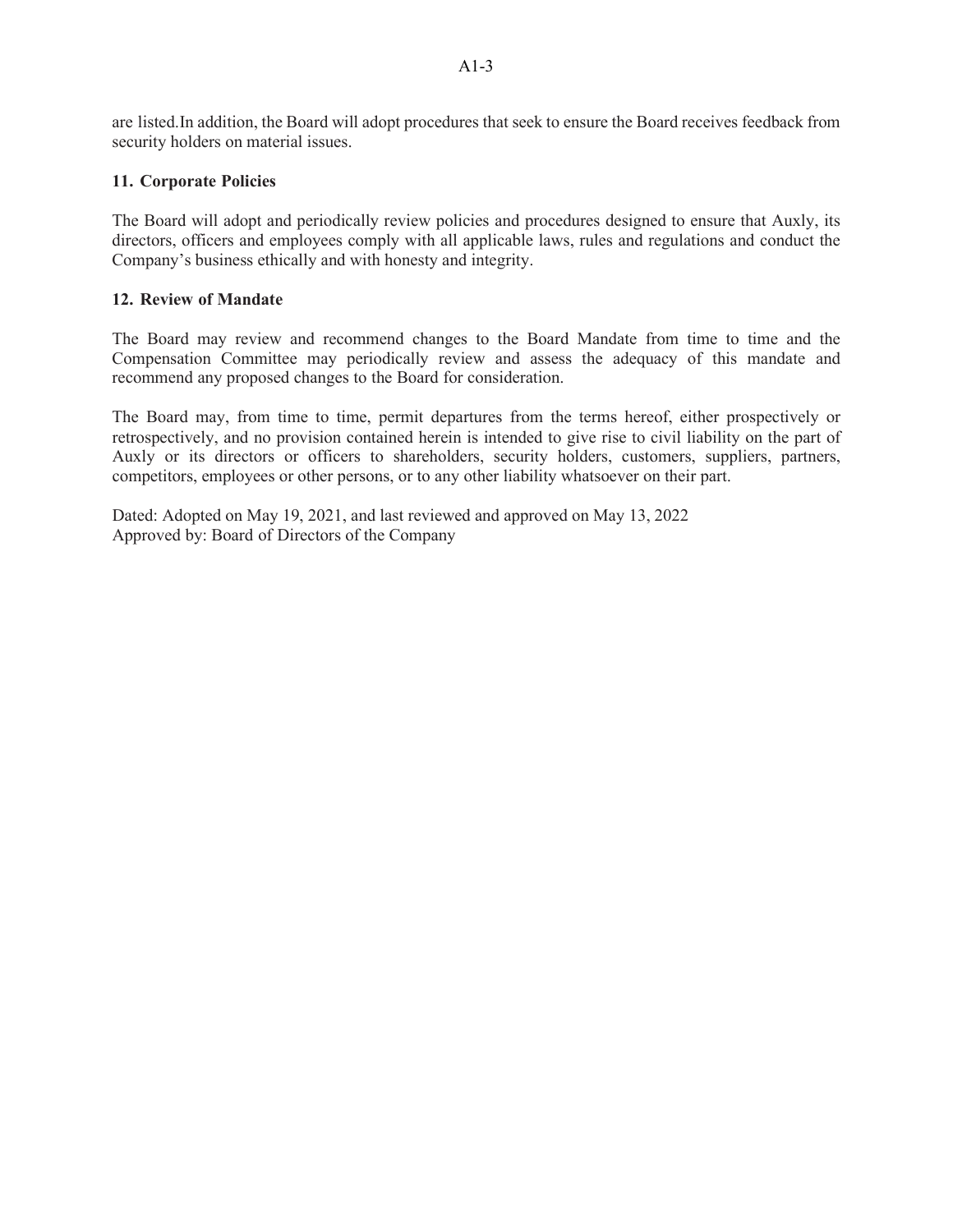are listed.In addition, the Board will adopt procedures that seek to ensure the Board receives feedback from security holders on material issues.

### 11. Corporate Policies

The Board will adopt and periodically review policies and procedures designed to ensure that Auxly, its directors, officers and employees comply with all applicable laws, rules and regulations and conduct the Company's business ethically and with honesty and integrity.

### 12. Review of Mandate

The Board may review and recommend changes to the Board Mandate from time to time and the Compensation Committee may periodically review and assess the adequacy of this mandate and recommend any proposed changes to the Board for consideration.

The Board may, from time to time, permit departures from the terms hereof, either prospectively or retrospectively, and no provision contained herein is intended to give rise to civil liability on the part of Auxly or its directors or officers to shareholders, security holders, customers, suppliers, partners, competitors, employees or other persons, or to any other liability whatsoever on their part.

Dated: Adopted on May 19, 2021, and last reviewed and approved on May 13, 2022
Approved by: Board of Directors of the Company